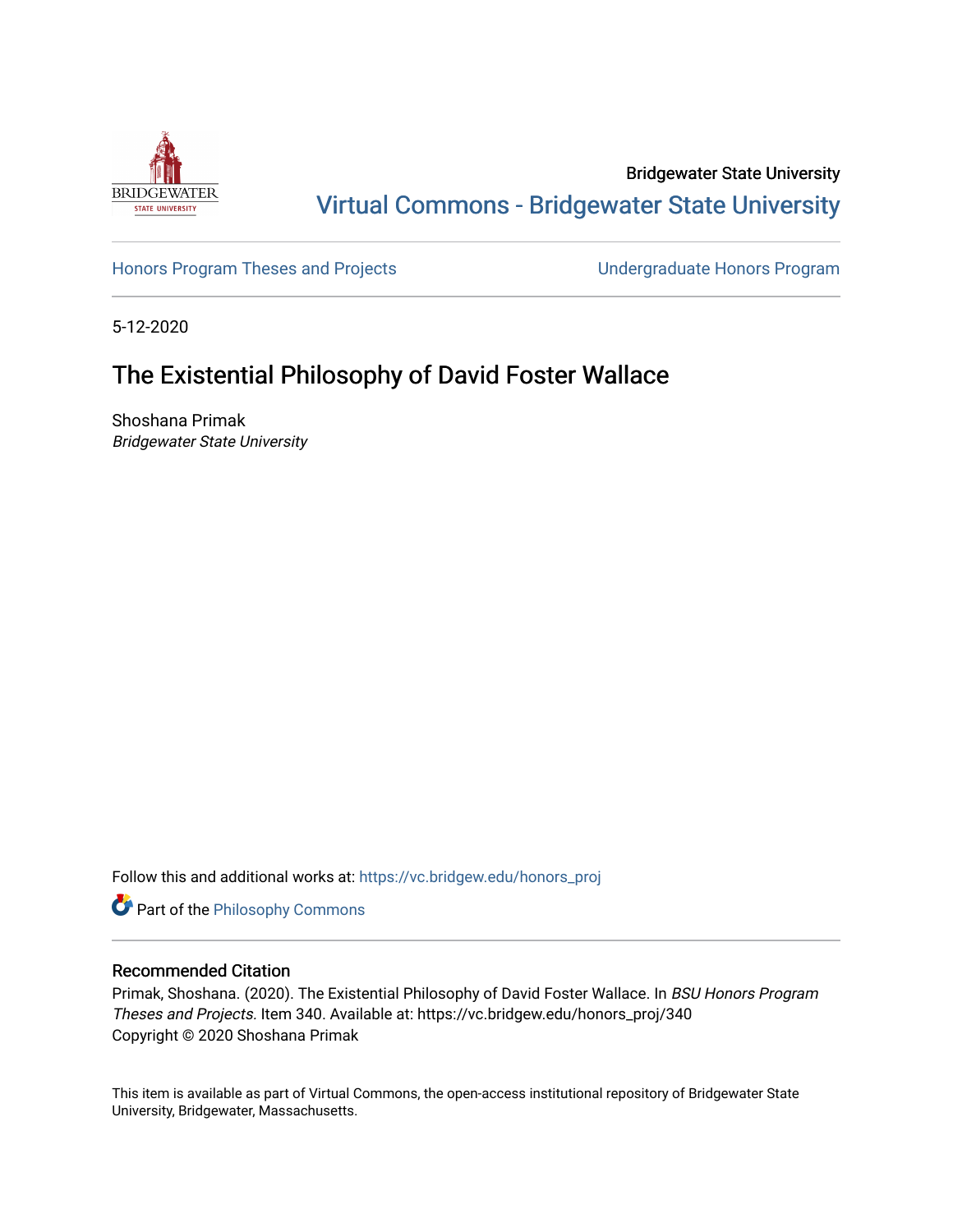Bridgewater State University

Virtual Commons - Bridgewater State University

Honors Program Theses and Projects

Undergraduate Honors Program

5-12-2020

# The Existential Philosophy of David Foster Wallace

Shoshana Primak
*Bridgewater State University*

Follow this and additional works at: https://vc.bridgew.edu/honors_proj

Part of the Philosophy Commons

### Recommended Citation

Primak, Shoshana. (2020). The Existential Philosophy of David Foster Wallace. In *BSU Honors Program Theses and Projects.* Item 340. Available at: https://vc.bridgew.edu/honors_proj/340
Copyright © 2020 Shoshana Primak

This item is available as part of Virtual Commons, the open-access institutional repository of Bridgewater State University, Bridgewater, Massachusetts.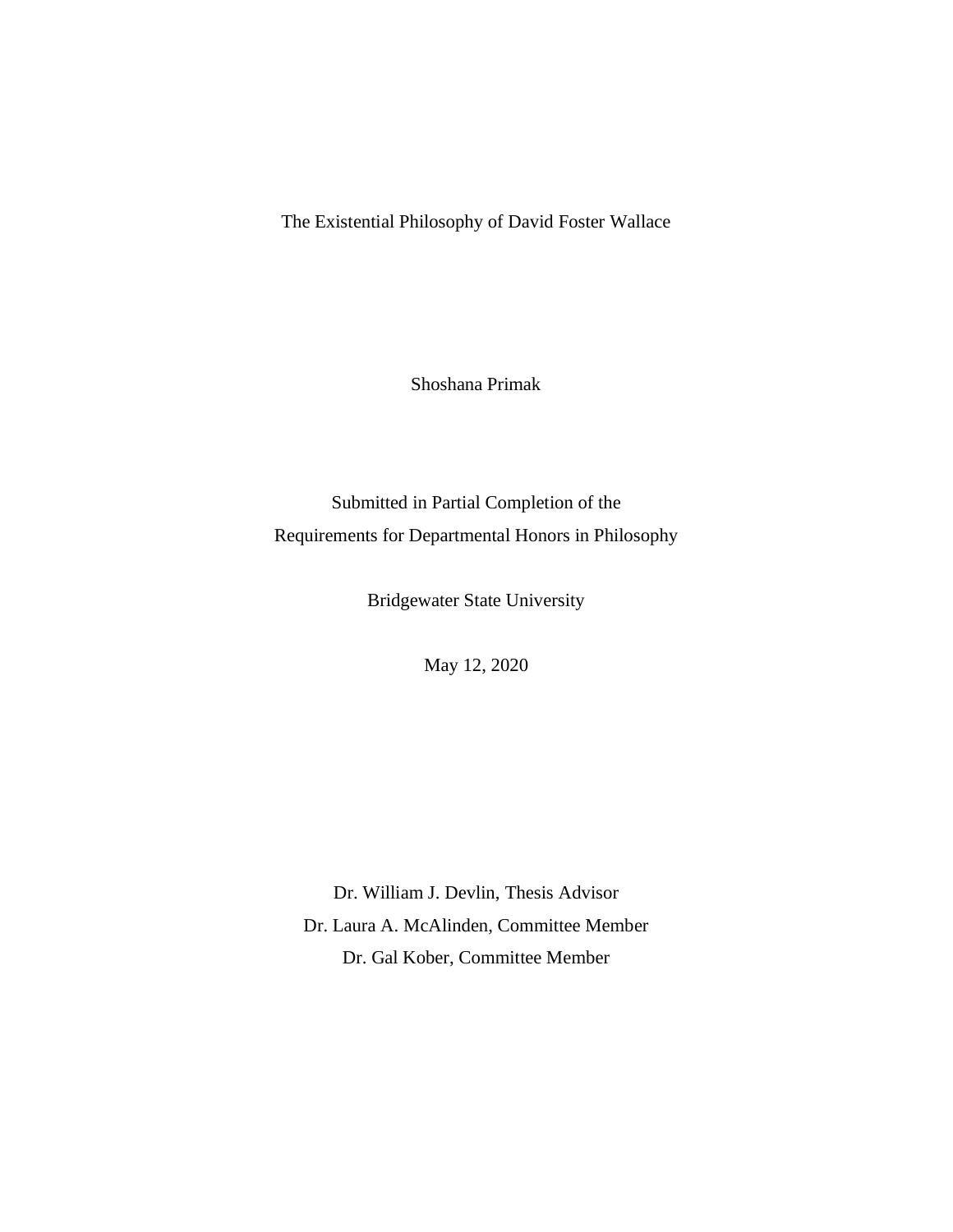# The Existential Philosophy of David Foster Wallace

Shoshana Primak

Submitted in Partial Completion of the
Requirements for Departmental Honors in Philosophy

Bridgewater State University

May 12, 2020

Dr. William J. Devlin, Thesis Advisor
Dr. Laura A. McAlinden, Committee Member
Dr. Gal Kober, Committee Member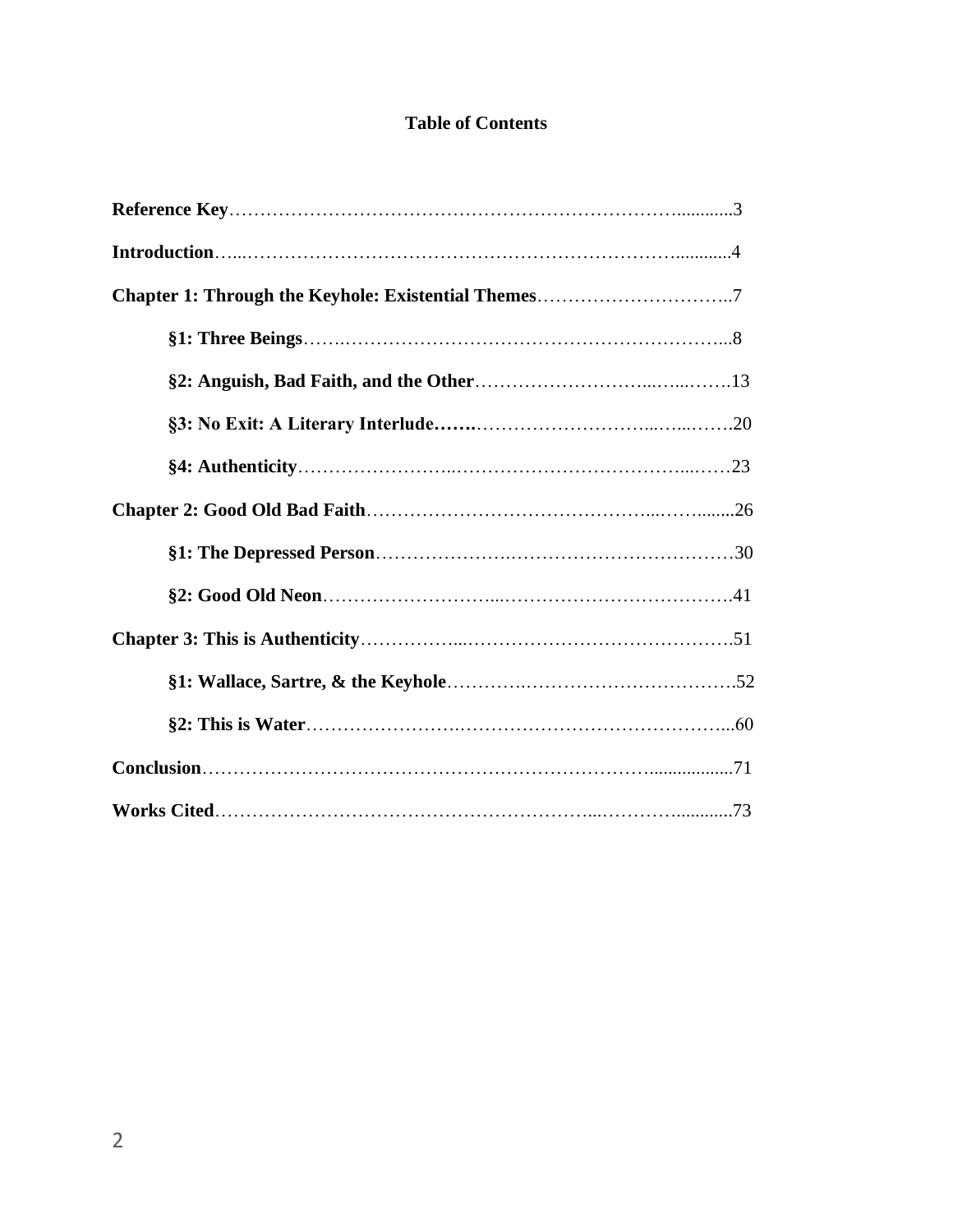**Table of Contents**

**Reference Key**……………………………………………………………………...........3

**Introduction**…...………………………………………………………………...........4

**Chapter 1: Through the Keyhole: Existential Themes**…………………………..7

- **§1: Three Beings**…….………………………………………………………...8
- **§2: Anguish, Bad Faith, and the Other**………………………...…...…….13
- **§3: No Exit: A Literary Interlude…….**………………………...…...…….20
- **§4: Authenticity**……………………..…………………………………...……23

**Chapter 2: Good Old Bad Faith**……………………………………...……........26

- **§1: The Depressed Person**………………….………………………………30
- **§2: Good Old Neon**………………………...……………………………….41

**Chapter 3: This is Authenticity**……………...…………………………………….51

- **§1: Wallace, Sartre, & the Keyhole**………….…………………………….52
- **§2: This is Water**…………………….…………………………………...60

**Conclusion**……………………………………………………………..................71

**Works Cited**…………………………………………………...…………...........73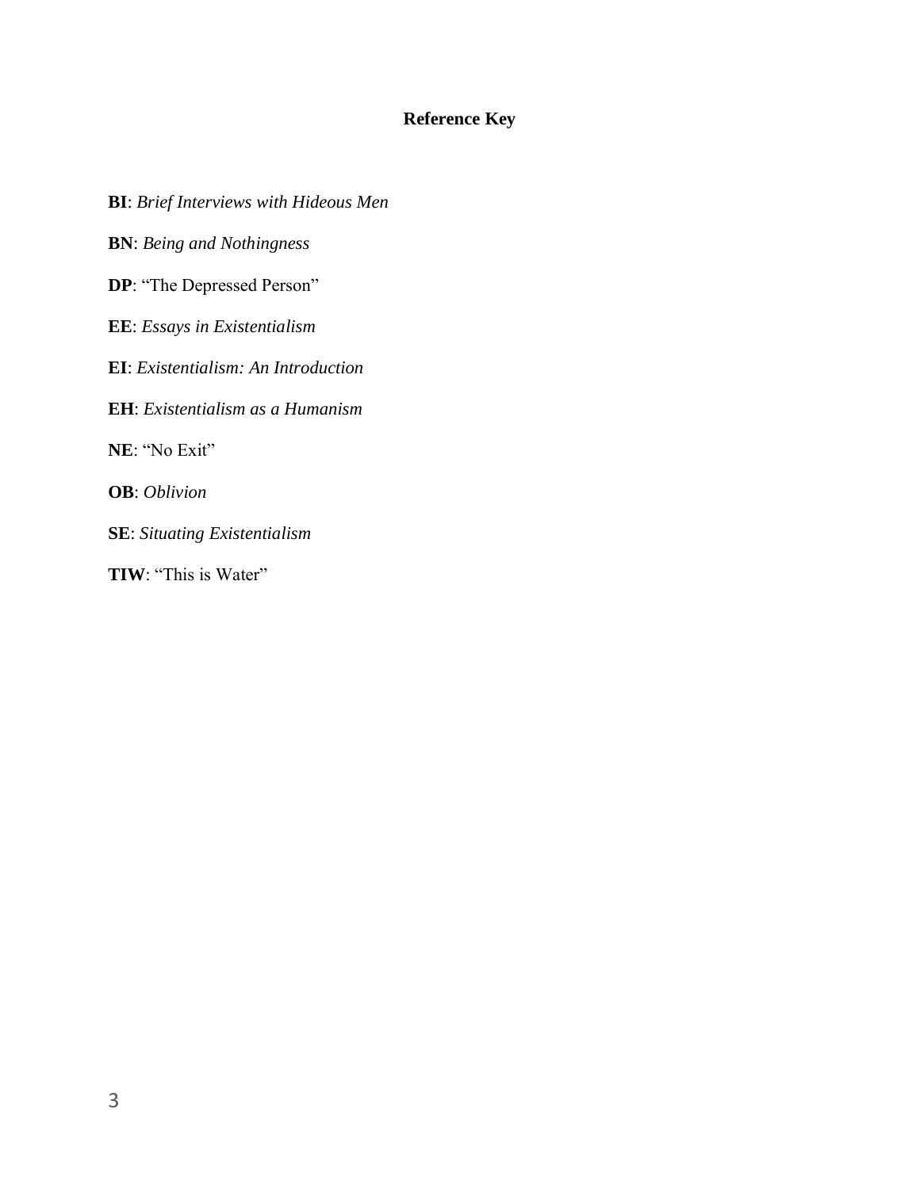## Reference Key

**BI**: *Brief Interviews with Hideous Men*

**BN**: *Being and Nothingness*

**DP**: "The Depressed Person"

**EE**: *Essays in Existentialism*

**EI**: *Existentialism: An Introduction*

**EH**: *Existentialism as a Humanism*

**NE**: "No Exit"

**OB**: *Oblivion*

**SE**: *Situating Existentialism*

**TIW**: "This is Water"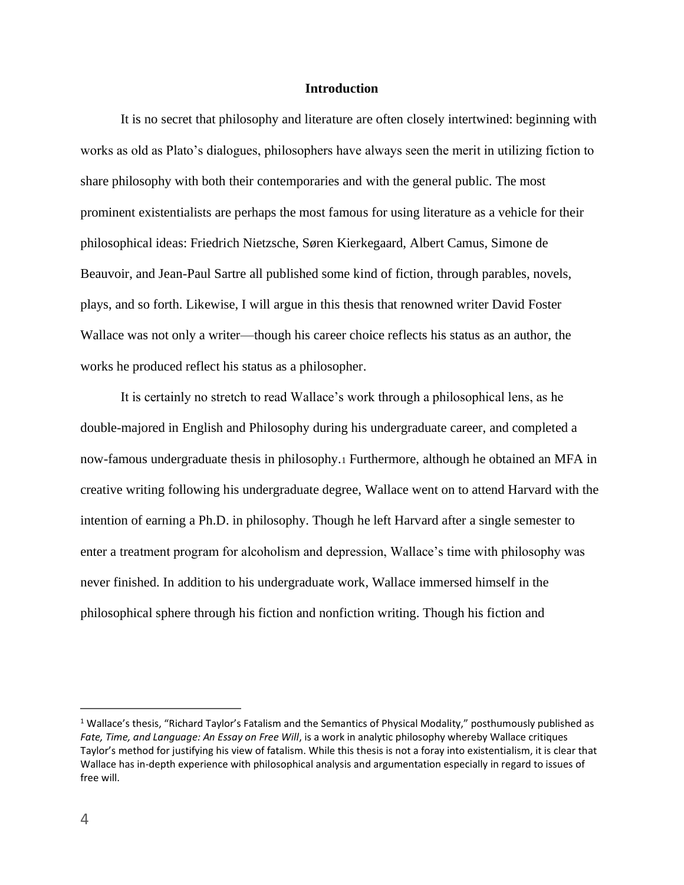## Introduction

It is no secret that philosophy and literature are often closely intertwined: beginning with works as old as Plato's dialogues, philosophers have always seen the merit in utilizing fiction to share philosophy with both their contemporaries and with the general public. The most prominent existentialists are perhaps the most famous for using literature as a vehicle for their philosophical ideas: Friedrich Nietzsche, Søren Kierkegaard, Albert Camus, Simone de Beauvoir, and Jean-Paul Sartre all published some kind of fiction, through parables, novels, plays, and so forth. Likewise, I will argue in this thesis that renowned writer David Foster Wallace was not only a writer—though his career choice reflects his status as an author, the works he produced reflect his status as a philosopher.

It is certainly no stretch to read Wallace's work through a philosophical lens, as he double-majored in English and Philosophy during his undergraduate career, and completed a now-famous undergraduate thesis in philosophy.[1] Furthermore, although he obtained an MFA in creative writing following his undergraduate degree, Wallace went on to attend Harvard with the intention of earning a Ph.D. in philosophy. Though he left Harvard after a single semester to enter a treatment program for alcoholism and depression, Wallace's time with philosophy was never finished. In addition to his undergraduate work, Wallace immersed himself in the philosophical sphere through his fiction and nonfiction writing. Though his fiction and

---

[1] Wallace's thesis, "Richard Taylor's Fatalism and the Semantics of Physical Modality," posthumously published as *Fate, Time, and Language: An Essay on Free Will*, is a work in analytic philosophy whereby Wallace critiques Taylor's method for justifying his view of fatalism. While this thesis is not a foray into existentialism, it is clear that Wallace has in-depth experience with philosophical analysis and argumentation especially in regard to issues of free will.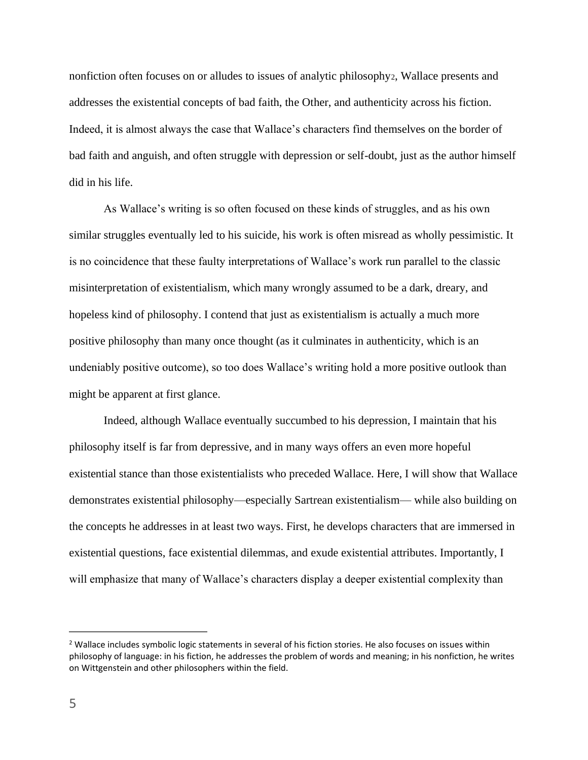nonfiction often focuses on or alludes to issues of analytic philosophy[2], Wallace presents and addresses the existential concepts of bad faith, the Other, and authenticity across his fiction. Indeed, it is almost always the case that Wallace's characters find themselves on the border of bad faith and anguish, and often struggle with depression or self-doubt, just as the author himself did in his life.

As Wallace's writing is so often focused on these kinds of struggles, and as his own similar struggles eventually led to his suicide, his work is often misread as wholly pessimistic. It is no coincidence that these faulty interpretations of Wallace's work run parallel to the classic misinterpretation of existentialism, which many wrongly assumed to be a dark, dreary, and hopeless kind of philosophy. I contend that just as existentialism is actually a much more positive philosophy than many once thought (as it culminates in authenticity, which is an undeniably positive outcome), so too does Wallace's writing hold a more positive outlook than might be apparent at first glance.

Indeed, although Wallace eventually succumbed to his depression, I maintain that his philosophy itself is far from depressive, and in many ways offers an even more hopeful existential stance than those existentialists who preceded Wallace. Here, I will show that Wallace demonstrates existential philosophy—especially Sartrean existentialism— while also building on the concepts he addresses in at least two ways. First, he develops characters that are immersed in existential questions, face existential dilemmas, and exude existential attributes. Importantly, I will emphasize that many of Wallace's characters display a deeper existential complexity than

---

[2] Wallace includes symbolic logic statements in several of his fiction stories. He also focuses on issues within philosophy of language: in his fiction, he addresses the problem of words and meaning; in his nonfiction, he writes on Wittgenstein and other philosophers within the field.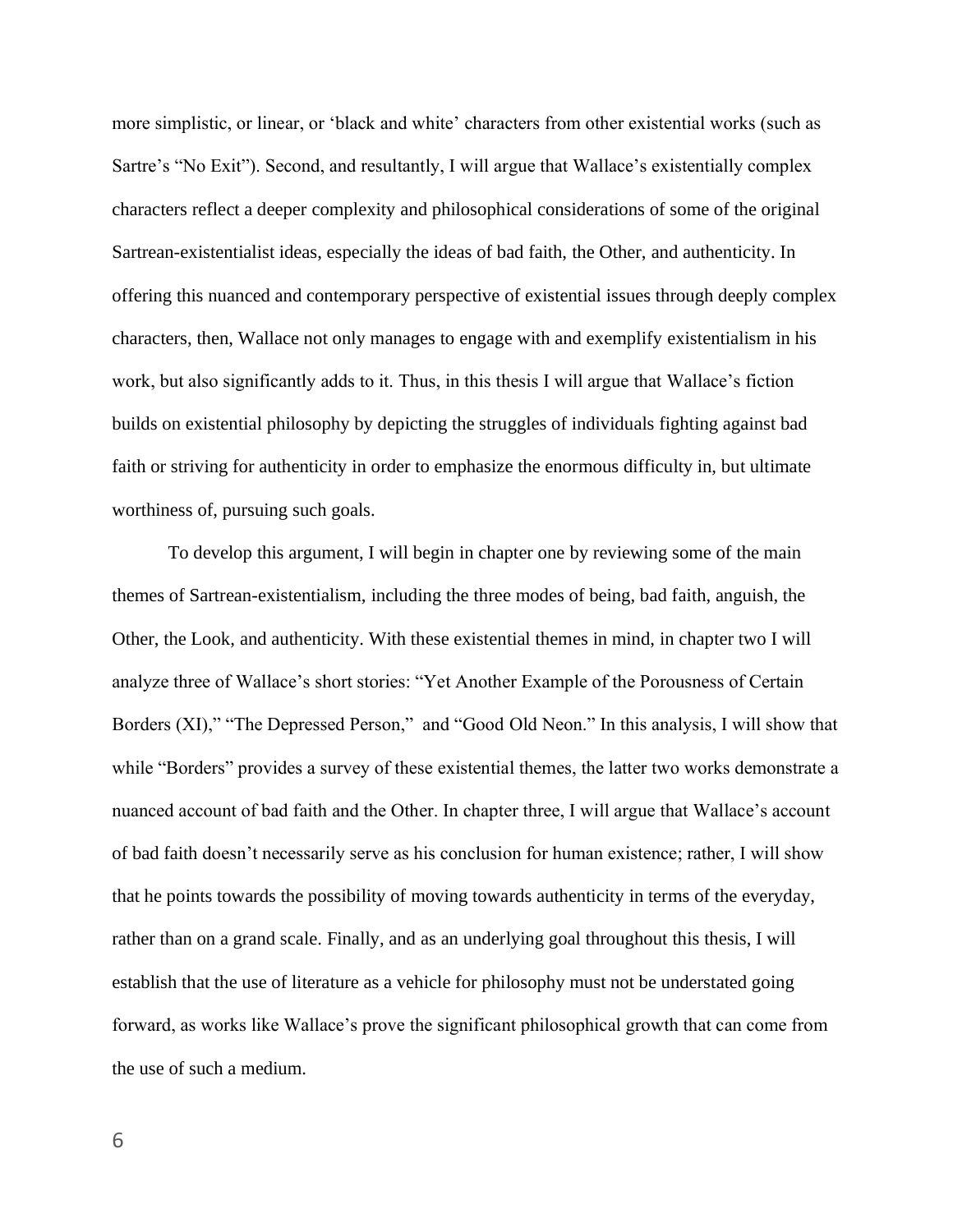more simplistic, or linear, or 'black and white' characters from other existential works (such as Sartre's "No Exit"). Second, and resultantly, I will argue that Wallace's existentially complex characters reflect a deeper complexity and philosophical considerations of some of the original Sartrean-existentialist ideas, especially the ideas of bad faith, the Other, and authenticity. In offering this nuanced and contemporary perspective of existential issues through deeply complex characters, then, Wallace not only manages to engage with and exemplify existentialism in his work, but also significantly adds to it. Thus, in this thesis I will argue that Wallace's fiction builds on existential philosophy by depicting the struggles of individuals fighting against bad faith or striving for authenticity in order to emphasize the enormous difficulty in, but ultimate worthiness of, pursuing such goals.

To develop this argument, I will begin in chapter one by reviewing some of the main themes of Sartrean-existentialism, including the three modes of being, bad faith, anguish, the Other, the Look, and authenticity. With these existential themes in mind, in chapter two I will analyze three of Wallace's short stories: "Yet Another Example of the Porousness of Certain Borders (XI)," "The Depressed Person," and "Good Old Neon." In this analysis, I will show that while "Borders" provides a survey of these existential themes, the latter two works demonstrate a nuanced account of bad faith and the Other. In chapter three, I will argue that Wallace's account of bad faith doesn't necessarily serve as his conclusion for human existence; rather, I will show that he points towards the possibility of moving towards authenticity in terms of the everyday, rather than on a grand scale. Finally, and as an underlying goal throughout this thesis, I will establish that the use of literature as a vehicle for philosophy must not be understated going forward, as works like Wallace's prove the significant philosophical growth that can come from the use of such a medium.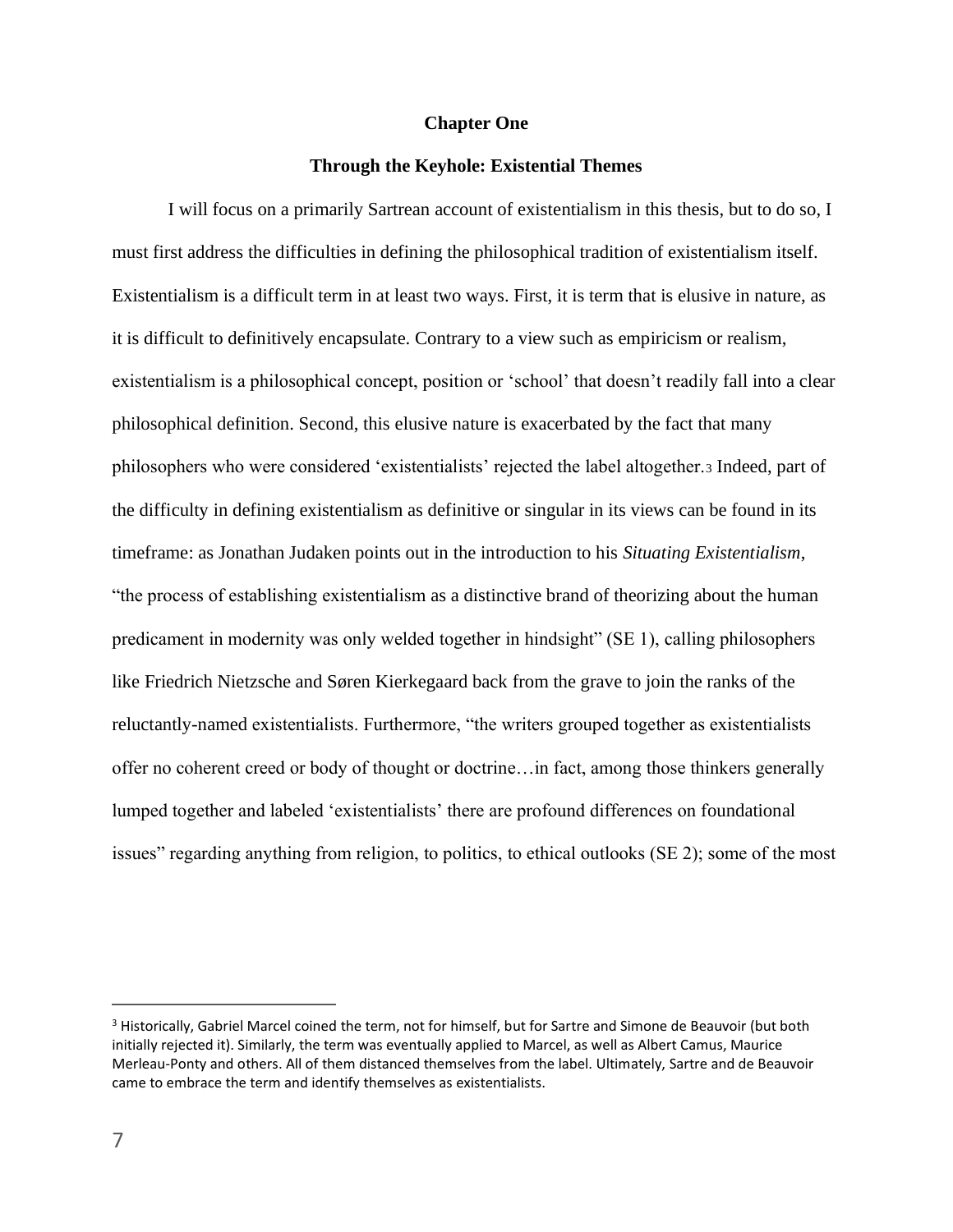## Chapter One

### Through the Keyhole: Existential Themes

I will focus on a primarily Sartrean account of existentialism in this thesis, but to do so, I must first address the difficulties in defining the philosophical tradition of existentialism itself. Existentialism is a difficult term in at least two ways. First, it is term that is elusive in nature, as it is difficult to definitively encapsulate. Contrary to a view such as empiricism or realism, existentialism is a philosophical concept, position or 'school' that doesn't readily fall into a clear philosophical definition. Second, this elusive nature is exacerbated by the fact that many philosophers who were considered 'existentialists' rejected the label altogether.[3] Indeed, part of the difficulty in defining existentialism as definitive or singular in its views can be found in its timeframe: as Jonathan Judaken points out in the introduction to his *Situating Existentialism*, "the process of establishing existentialism as a distinctive brand of theorizing about the human predicament in modernity was only welded together in hindsight" (SE 1), calling philosophers like Friedrich Nietzsche and Søren Kierkegaard back from the grave to join the ranks of the reluctantly-named existentialists. Furthermore, "the writers grouped together as existentialists offer no coherent creed or body of thought or doctrine…in fact, among those thinkers generally lumped together and labeled 'existentialists' there are profound differences on foundational issues" regarding anything from religion, to politics, to ethical outlooks (SE 2); some of the most

---

[3] Historically, Gabriel Marcel coined the term, not for himself, but for Sartre and Simone de Beauvoir (but both initially rejected it). Similarly, the term was eventually applied to Marcel, as well as Albert Camus, Maurice Merleau-Ponty and others. All of them distanced themselves from the label. Ultimately, Sartre and de Beauvoir came to embrace the term and identify themselves as existentialists.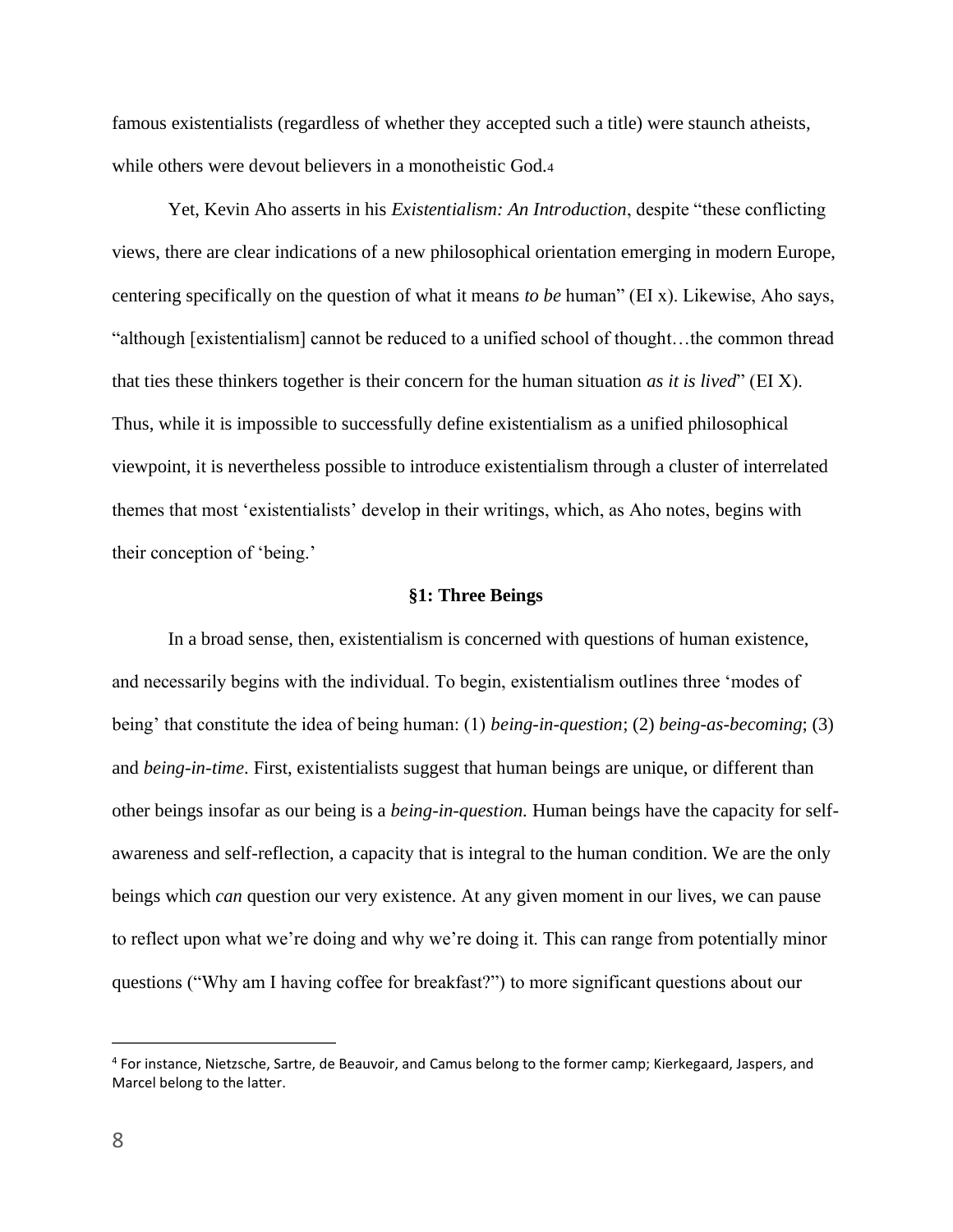famous existentialists (regardless of whether they accepted such a title) were staunch atheists, while others were devout believers in a monotheistic God.[4]

Yet, Kevin Aho asserts in his *Existentialism: An Introduction*, despite "these conflicting views, there are clear indications of a new philosophical orientation emerging in modern Europe, centering specifically on the question of what it means *to be* human" (EI x). Likewise, Aho says, "although [existentialism] cannot be reduced to a unified school of thought…the common thread that ties these thinkers together is their concern for the human situation *as it is lived*" (EI X). Thus, while it is impossible to successfully define existentialism as a unified philosophical viewpoint, it is nevertheless possible to introduce existentialism through a cluster of interrelated themes that most 'existentialists' develop in their writings, which, as Aho notes, begins with their conception of 'being.'

### §1: Three Beings

In a broad sense, then, existentialism is concerned with questions of human existence, and necessarily begins with the individual. To begin, existentialism outlines three 'modes of being' that constitute the idea of being human: (1) *being-in-question*; (2) *being-as-becoming*; (3) and *being-in-time*. First, existentialists suggest that human beings are unique, or different than other beings insofar as our being is a *being-in-question.* Human beings have the capacity for self-awareness and self-reflection, a capacity that is integral to the human condition. We are the only beings which *can* question our very existence. At any given moment in our lives, we can pause to reflect upon what we're doing and why we're doing it. This can range from potentially minor questions ("Why am I having coffee for breakfast?") to more significant questions about our

[4] For instance, Nietzsche, Sartre, de Beauvoir, and Camus belong to the former camp; Kierkegaard, Jaspers, and Marcel belong to the latter.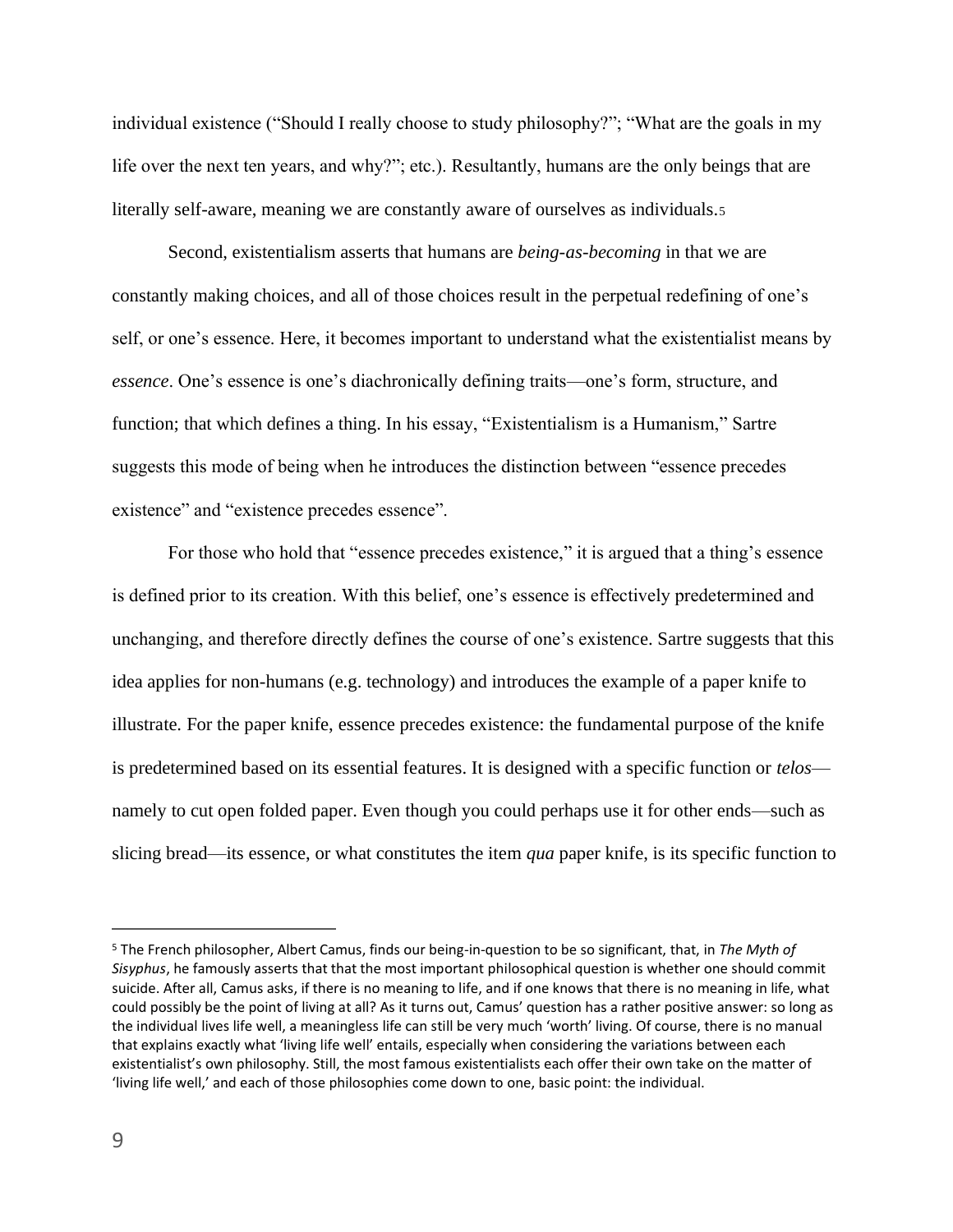individual existence ("Should I really choose to study philosophy?"; "What are the goals in my life over the next ten years, and why?"; etc.). Resultantly, humans are the only beings that are literally self-aware, meaning we are constantly aware of ourselves as individuals.[5]

Second, existentialism asserts that humans are *being-as-becoming* in that we are constantly making choices, and all of those choices result in the perpetual redefining of one's self, or one's essence. Here, it becomes important to understand what the existentialist means by *essence*. One's essence is one's diachronically defining traits—one's form, structure, and function; that which defines a thing. In his essay, "Existentialism is a Humanism," Sartre suggests this mode of being when he introduces the distinction between "essence precedes existence" and "existence precedes essence".

For those who hold that "essence precedes existence," it is argued that a thing's essence is defined prior to its creation. With this belief, one's essence is effectively predetermined and unchanging, and therefore directly defines the course of one's existence. Sartre suggests that this idea applies for non-humans (e.g. technology) and introduces the example of a paper knife to illustrate. For the paper knife, essence precedes existence: the fundamental purpose of the knife is predetermined based on its essential features. It is designed with a specific function or *telos*—namely to cut open folded paper. Even though you could perhaps use it for other ends—such as slicing bread—its essence, or what constitutes the item *qua* paper knife, is its specific function to

---

[5] The French philosopher, Albert Camus, finds our being-in-question to be so significant, that, in *The Myth of Sisyphus*, he famously asserts that that the most important philosophical question is whether one should commit suicide. After all, Camus asks, if there is no meaning to life, and if one knows that there is no meaning in life, what could possibly be the point of living at all? As it turns out, Camus' question has a rather positive answer: so long as the individual lives life well, a meaningless life can still be very much 'worth' living. Of course, there is no manual that explains exactly what 'living life well' entails, especially when considering the variations between each existentialist's own philosophy. Still, the most famous existentialists each offer their own take on the matter of 'living life well,' and each of those philosophies come down to one, basic point: the individual.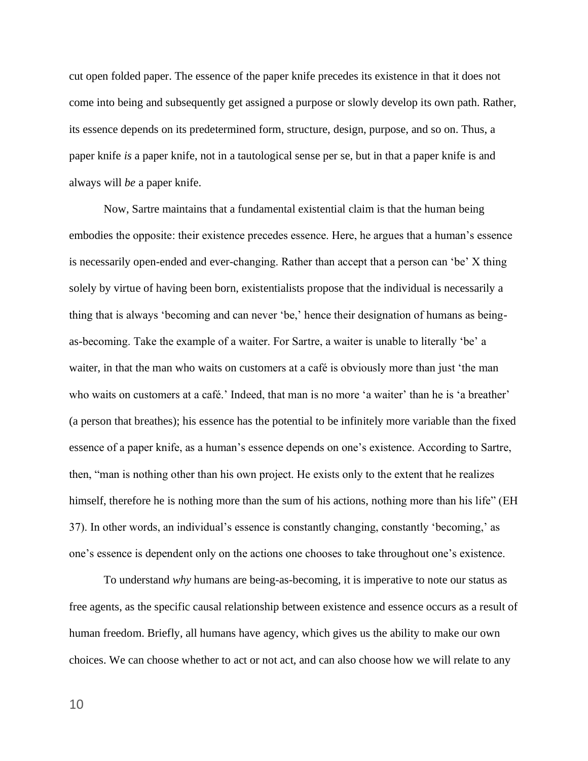cut open folded paper. The essence of the paper knife precedes its existence in that it does not come into being and subsequently get assigned a purpose or slowly develop its own path. Rather, its essence depends on its predetermined form, structure, design, purpose, and so on. Thus, a paper knife *is* a paper knife, not in a tautological sense per se, but in that a paper knife is and always will *be* a paper knife.

Now, Sartre maintains that a fundamental existential claim is that the human being embodies the opposite: their existence precedes essence. Here, he argues that a human's essence is necessarily open-ended and ever-changing. Rather than accept that a person can 'be' X thing solely by virtue of having been born, existentialists propose that the individual is necessarily a thing that is always 'becoming and can never 'be,' hence their designation of humans as being-as-becoming. Take the example of a waiter. For Sartre, a waiter is unable to literally 'be' a waiter, in that the man who waits on customers at a café is obviously more than just 'the man who waits on customers at a café.' Indeed, that man is no more 'a waiter' than he is 'a breather' (a person that breathes); his essence has the potential to be infinitely more variable than the fixed essence of a paper knife, as a human's essence depends on one's existence. According to Sartre, then, "man is nothing other than his own project. He exists only to the extent that he realizes himself, therefore he is nothing more than the sum of his actions, nothing more than his life" (EH 37). In other words, an individual's essence is constantly changing, constantly 'becoming,' as one's essence is dependent only on the actions one chooses to take throughout one's existence.

To understand *why* humans are being-as-becoming, it is imperative to note our status as free agents, as the specific causal relationship between existence and essence occurs as a result of human freedom. Briefly, all humans have agency, which gives us the ability to make our own choices. We can choose whether to act or not act, and can also choose how we will relate to any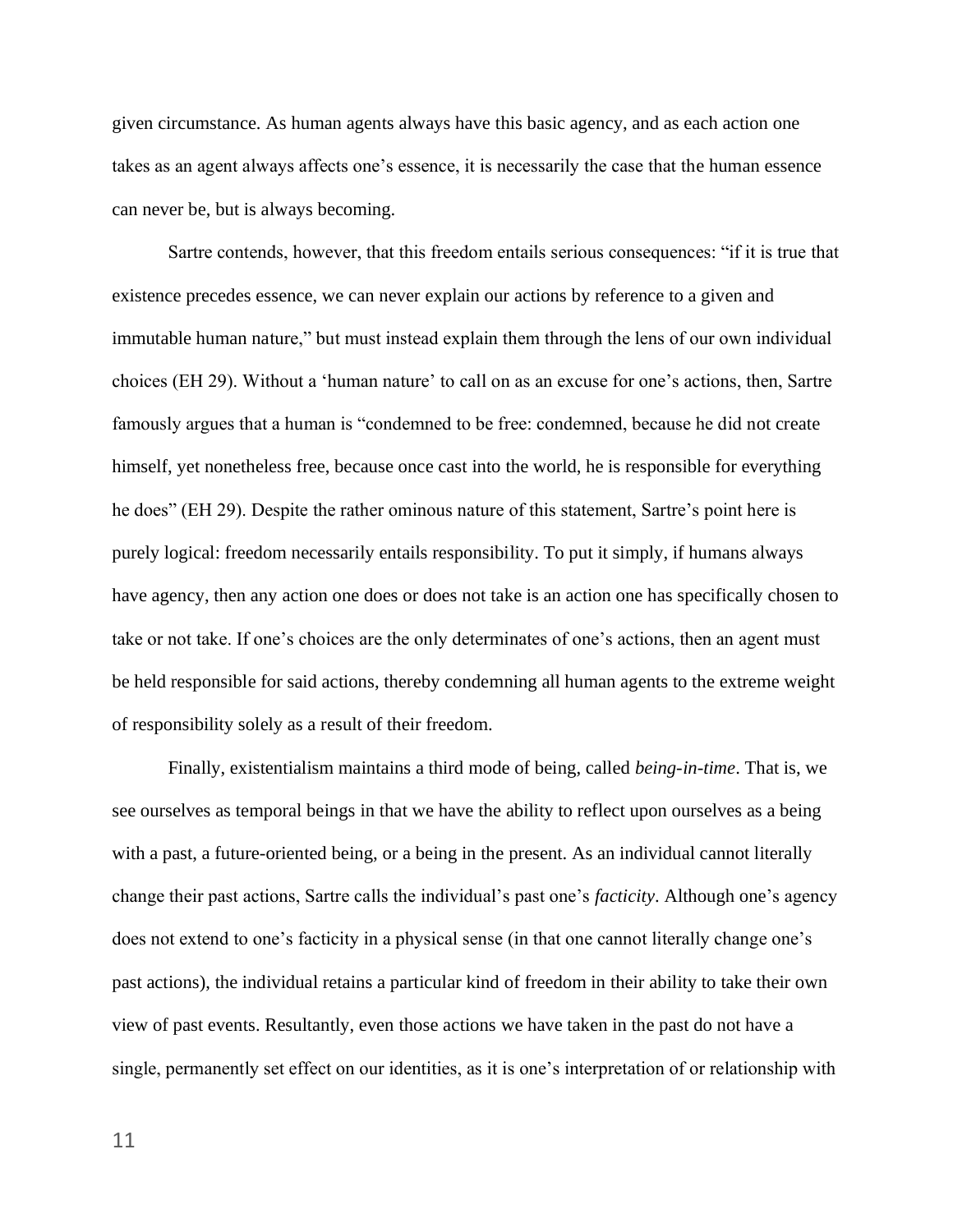given circumstance. As human agents always have this basic agency, and as each action one takes as an agent always affects one's essence, it is necessarily the case that the human essence can never be, but is always becoming.

Sartre contends, however, that this freedom entails serious consequences: "if it is true that existence precedes essence, we can never explain our actions by reference to a given and immutable human nature," but must instead explain them through the lens of our own individual choices (EH 29). Without a 'human nature' to call on as an excuse for one's actions, then, Sartre famously argues that a human is "condemned to be free: condemned, because he did not create himself, yet nonetheless free, because once cast into the world, he is responsible for everything he does" (EH 29). Despite the rather ominous nature of this statement, Sartre's point here is purely logical: freedom necessarily entails responsibility. To put it simply, if humans always have agency, then any action one does or does not take is an action one has specifically chosen to take or not take. If one's choices are the only determinates of one's actions, then an agent must be held responsible for said actions, thereby condemning all human agents to the extreme weight of responsibility solely as a result of their freedom.

Finally, existentialism maintains a third mode of being, called *being-in-time*. That is, we see ourselves as temporal beings in that we have the ability to reflect upon ourselves as a being with a past, a future-oriented being, or a being in the present. As an individual cannot literally change their past actions, Sartre calls the individual's past one's *facticity*. Although one's agency does not extend to one's facticity in a physical sense (in that one cannot literally change one's past actions), the individual retains a particular kind of freedom in their ability to take their own view of past events. Resultantly, even those actions we have taken in the past do not have a single, permanently set effect on our identities, as it is one's interpretation of or relationship with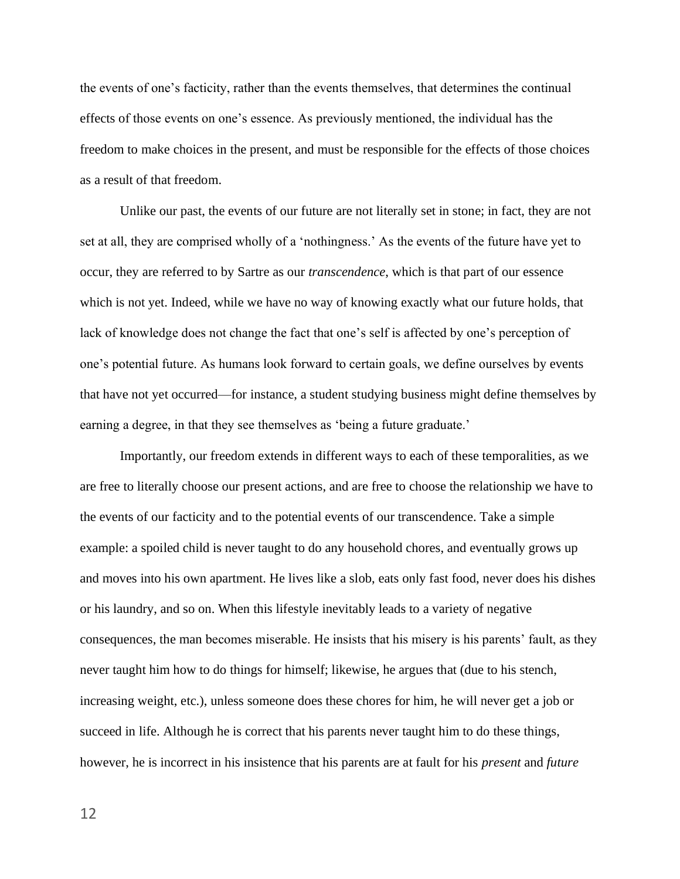the events of one's facticity, rather than the events themselves, that determines the continual effects of those events on one's essence. As previously mentioned, the individual has the freedom to make choices in the present, and must be responsible for the effects of those choices as a result of that freedom.

Unlike our past, the events of our future are not literally set in stone; in fact, they are not set at all, they are comprised wholly of a 'nothingness.' As the events of the future have yet to occur, they are referred to by Sartre as our *transcendence*, which is that part of our essence which is not yet. Indeed, while we have no way of knowing exactly what our future holds, that lack of knowledge does not change the fact that one's self is affected by one's perception of one's potential future. As humans look forward to certain goals, we define ourselves by events that have not yet occurred—for instance, a student studying business might define themselves by earning a degree, in that they see themselves as 'being a future graduate.'

Importantly, our freedom extends in different ways to each of these temporalities, as we are free to literally choose our present actions, and are free to choose the relationship we have to the events of our facticity and to the potential events of our transcendence. Take a simple example: a spoiled child is never taught to do any household chores, and eventually grows up and moves into his own apartment. He lives like a slob, eats only fast food, never does his dishes or his laundry, and so on. When this lifestyle inevitably leads to a variety of negative consequences, the man becomes miserable. He insists that his misery is his parents' fault, as they never taught him how to do things for himself; likewise, he argues that (due to his stench, increasing weight, etc.), unless someone does these chores for him, he will never get a job or succeed in life. Although he is correct that his parents never taught him to do these things, however, he is incorrect in his insistence that his parents are at fault for his *present* and *future*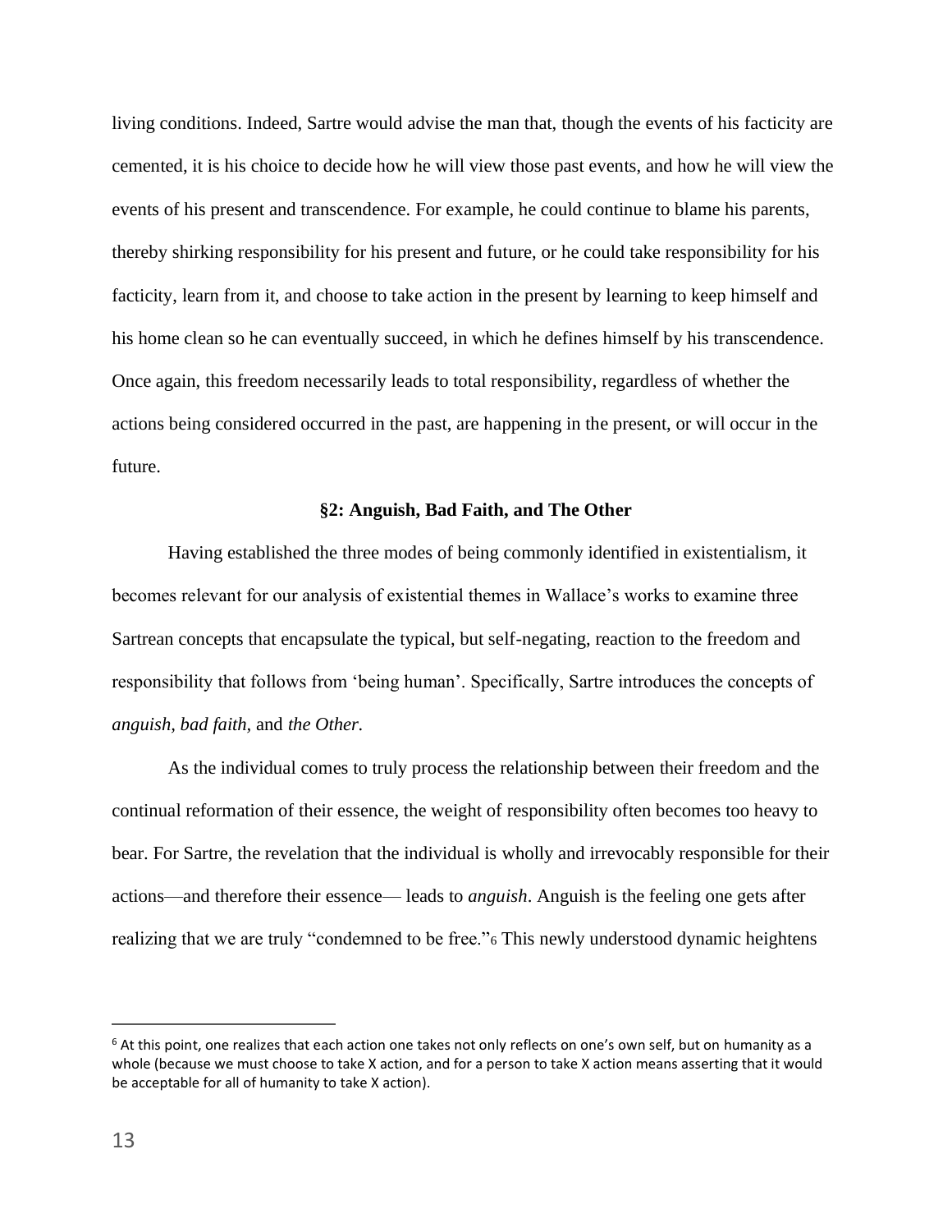living conditions. Indeed, Sartre would advise the man that, though the events of his facticity are cemented, it is his choice to decide how he will view those past events, and how he will view the events of his present and transcendence. For example, he could continue to blame his parents, thereby shirking responsibility for his present and future, or he could take responsibility for his facticity, learn from it, and choose to take action in the present by learning to keep himself and his home clean so he can eventually succeed, in which he defines himself by his transcendence. Once again, this freedom necessarily leads to total responsibility, regardless of whether the actions being considered occurred in the past, are happening in the present, or will occur in the future.

### §2: Anguish, Bad Faith, and The Other

Having established the three modes of being commonly identified in existentialism, it becomes relevant for our analysis of existential themes in Wallace's works to examine three Sartrean concepts that encapsulate the typical, but self-negating, reaction to the freedom and responsibility that follows from 'being human'. Specifically, Sartre introduces the concepts of *anguish*, *bad faith*, and *the Other*.

As the individual comes to truly process the relationship between their freedom and the continual reformation of their essence, the weight of responsibility often becomes too heavy to bear. For Sartre, the revelation that the individual is wholly and irrevocably responsible for their actions—and therefore their essence— leads to *anguish*. Anguish is the feeling one gets after realizing that we are truly "condemned to be free."[6] This newly understood dynamic heightens

---

[6] At this point, one realizes that each action one takes not only reflects on one's own self, but on humanity as a whole (because we must choose to take X action, and for a person to take X action means asserting that it would be acceptable for all of humanity to take X action).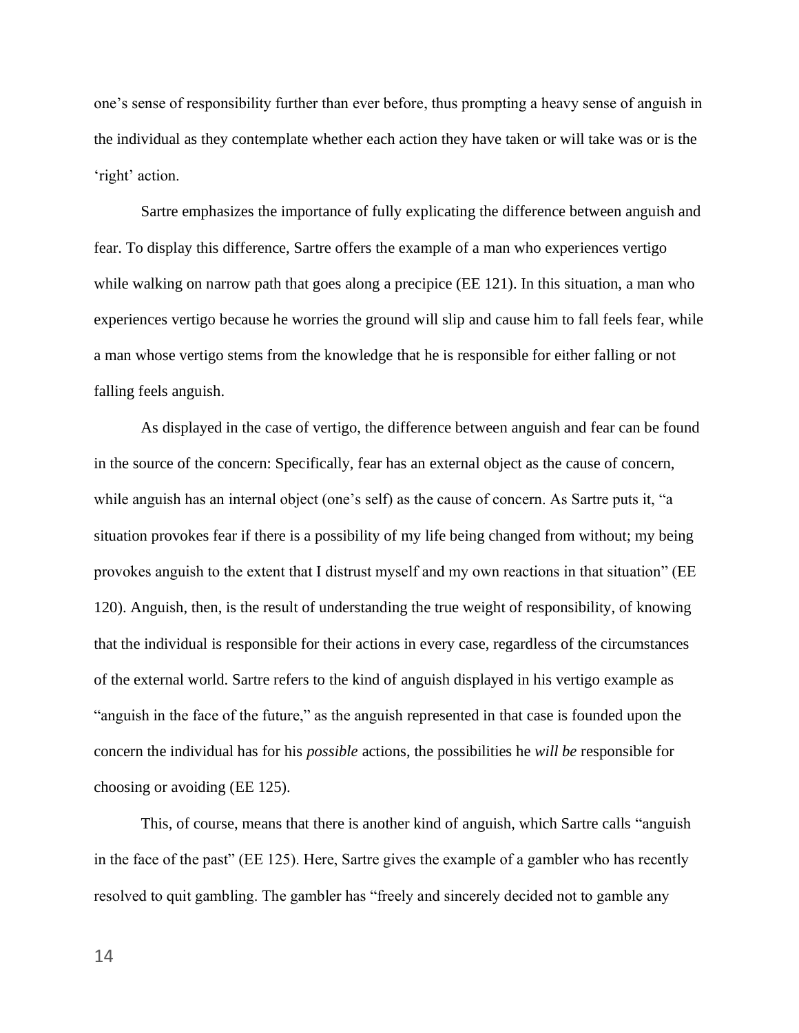one's sense of responsibility further than ever before, thus prompting a heavy sense of anguish in the individual as they contemplate whether each action they have taken or will take was or is the 'right' action.

Sartre emphasizes the importance of fully explicating the difference between anguish and fear. To display this difference, Sartre offers the example of a man who experiences vertigo while walking on narrow path that goes along a precipice (EE 121). In this situation, a man who experiences vertigo because he worries the ground will slip and cause him to fall feels fear, while a man whose vertigo stems from the knowledge that he is responsible for either falling or not falling feels anguish.

As displayed in the case of vertigo, the difference between anguish and fear can be found in the source of the concern: Specifically, fear has an external object as the cause of concern, while anguish has an internal object (one's self) as the cause of concern. As Sartre puts it, "a situation provokes fear if there is a possibility of my life being changed from without; my being provokes anguish to the extent that I distrust myself and my own reactions in that situation" (EE 120). Anguish, then, is the result of understanding the true weight of responsibility, of knowing that the individual is responsible for their actions in every case, regardless of the circumstances of the external world. Sartre refers to the kind of anguish displayed in his vertigo example as "anguish in the face of the future," as the anguish represented in that case is founded upon the concern the individual has for his *possible* actions, the possibilities he *will be* responsible for choosing or avoiding (EE 125).

This, of course, means that there is another kind of anguish, which Sartre calls "anguish in the face of the past" (EE 125). Here, Sartre gives the example of a gambler who has recently resolved to quit gambling. The gambler has "freely and sincerely decided not to gamble any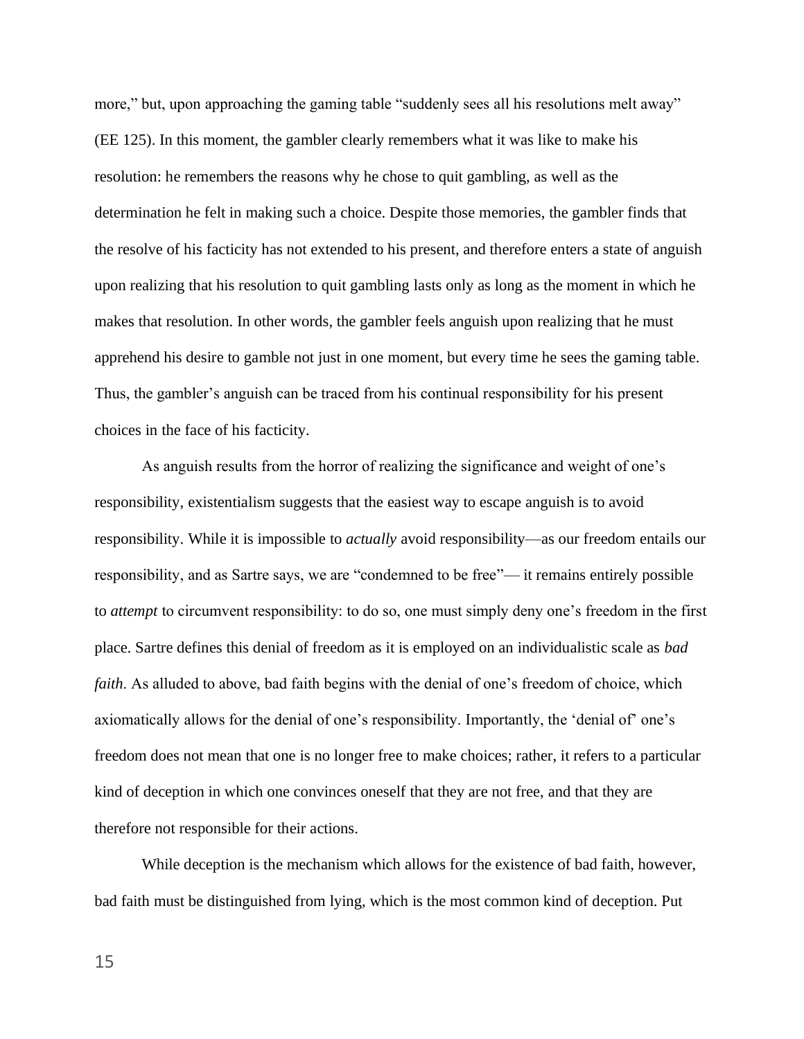more," but, upon approaching the gaming table "suddenly sees all his resolutions melt away" (EE 125). In this moment, the gambler clearly remembers what it was like to make his resolution: he remembers the reasons why he chose to quit gambling, as well as the determination he felt in making such a choice. Despite those memories, the gambler finds that the resolve of his facticity has not extended to his present, and therefore enters a state of anguish upon realizing that his resolution to quit gambling lasts only as long as the moment in which he makes that resolution. In other words, the gambler feels anguish upon realizing that he must apprehend his desire to gamble not just in one moment, but every time he sees the gaming table. Thus, the gambler's anguish can be traced from his continual responsibility for his present choices in the face of his facticity.

As anguish results from the horror of realizing the significance and weight of one's responsibility, existentialism suggests that the easiest way to escape anguish is to avoid responsibility. While it is impossible to *actually* avoid responsibility—as our freedom entails our responsibility, and as Sartre says, we are "condemned to be free"— it remains entirely possible to *attempt* to circumvent responsibility: to do so, one must simply deny one's freedom in the first place. Sartre defines this denial of freedom as it is employed on an individualistic scale as *bad faith*. As alluded to above, bad faith begins with the denial of one's freedom of choice, which axiomatically allows for the denial of one's responsibility. Importantly, the 'denial of' one's freedom does not mean that one is no longer free to make choices; rather, it refers to a particular kind of deception in which one convinces oneself that they are not free, and that they are therefore not responsible for their actions.

While deception is the mechanism which allows for the existence of bad faith, however, bad faith must be distinguished from lying, which is the most common kind of deception. Put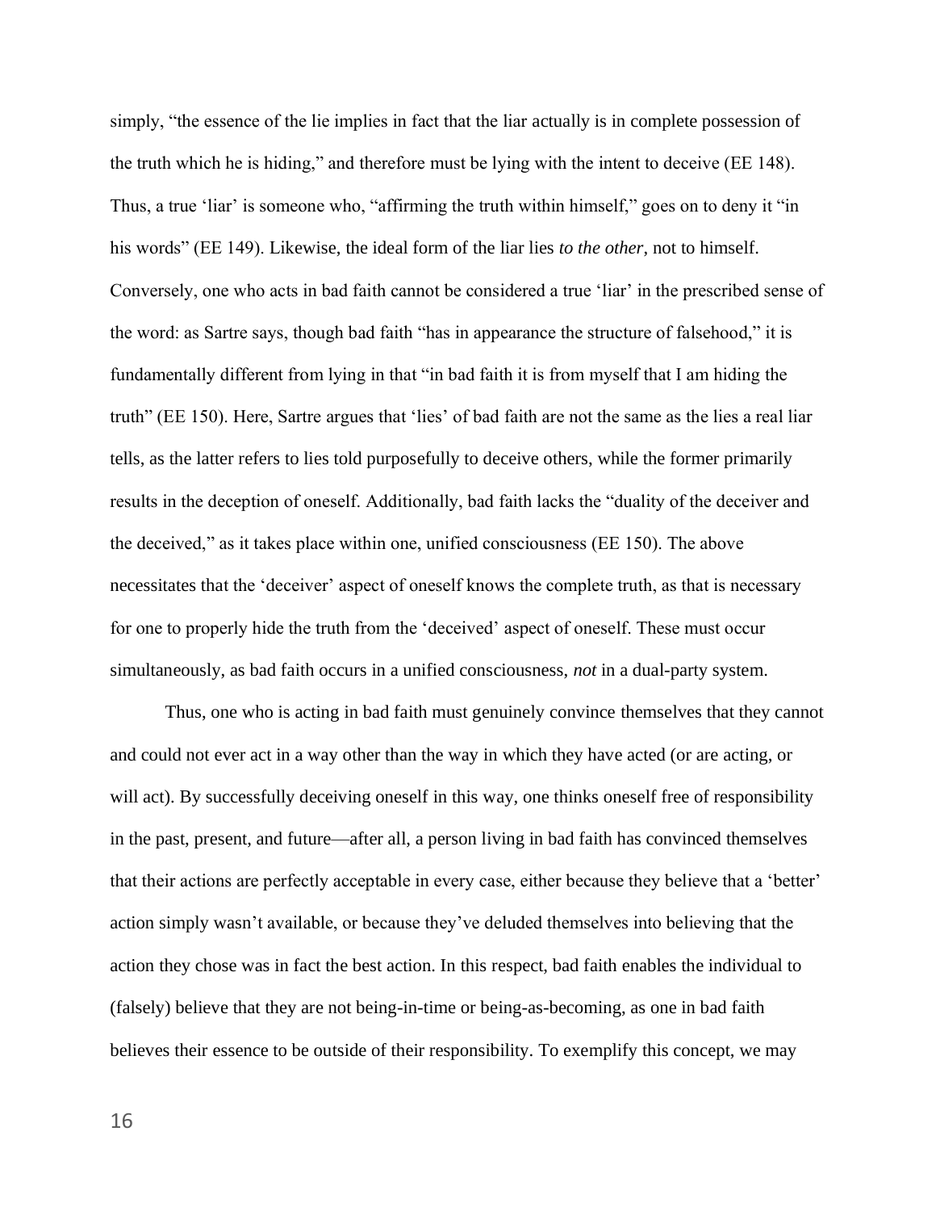simply, "the essence of the lie implies in fact that the liar actually is in complete possession of the truth which he is hiding," and therefore must be lying with the intent to deceive (EE 148). Thus, a true 'liar' is someone who, "affirming the truth within himself," goes on to deny it "in his words" (EE 149). Likewise, the ideal form of the liar lies *to the other*, not to himself. Conversely, one who acts in bad faith cannot be considered a true 'liar' in the prescribed sense of the word: as Sartre says, though bad faith "has in appearance the structure of falsehood," it is fundamentally different from lying in that "in bad faith it is from myself that I am hiding the truth" (EE 150). Here, Sartre argues that 'lies' of bad faith are not the same as the lies a real liar tells, as the latter refers to lies told purposefully to deceive others, while the former primarily results in the deception of oneself. Additionally, bad faith lacks the "duality of the deceiver and the deceived," as it takes place within one, unified consciousness (EE 150). The above necessitates that the 'deceiver' aspect of oneself knows the complete truth, as that is necessary for one to properly hide the truth from the 'deceived' aspect of oneself. These must occur simultaneously, as bad faith occurs in a unified consciousness, *not* in a dual-party system.

Thus, one who is acting in bad faith must genuinely convince themselves that they cannot and could not ever act in a way other than the way in which they have acted (or are acting, or will act). By successfully deceiving oneself in this way, one thinks oneself free of responsibility in the past, present, and future—after all, a person living in bad faith has convinced themselves that their actions are perfectly acceptable in every case, either because they believe that a 'better' action simply wasn't available, or because they've deluded themselves into believing that the action they chose was in fact the best action. In this respect, bad faith enables the individual to (falsely) believe that they are not being-in-time or being-as-becoming, as one in bad faith believes their essence to be outside of their responsibility. To exemplify this concept, we may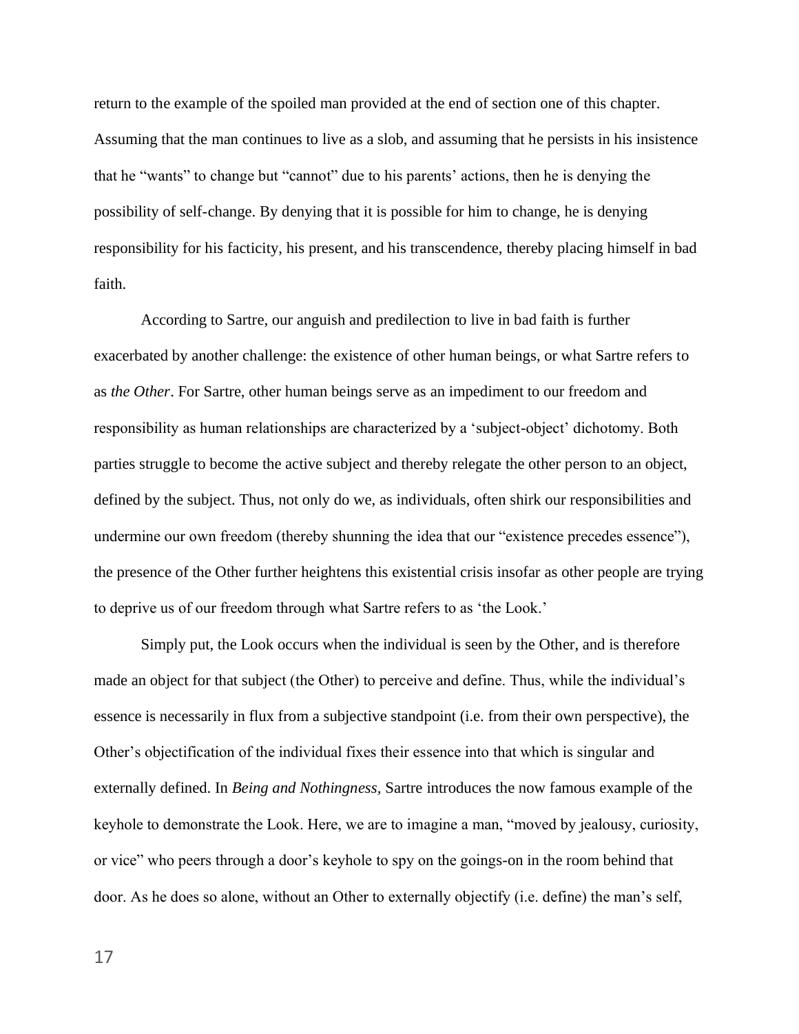return to the example of the spoiled man provided at the end of section one of this chapter. Assuming that the man continues to live as a slob, and assuming that he persists in his insistence that he "wants" to change but "cannot" due to his parents' actions, then he is denying the possibility of self-change. By denying that it is possible for him to change, he is denying responsibility for his facticity, his present, and his transcendence, thereby placing himself in bad faith.

According to Sartre, our anguish and predilection to live in bad faith is further exacerbated by another challenge: the existence of other human beings, or what Sartre refers to as *the Other*. For Sartre, other human beings serve as an impediment to our freedom and responsibility as human relationships are characterized by a 'subject-object' dichotomy. Both parties struggle to become the active subject and thereby relegate the other person to an object, defined by the subject. Thus, not only do we, as individuals, often shirk our responsibilities and undermine our own freedom (thereby shunning the idea that our "existence precedes essence"), the presence of the Other further heightens this existential crisis insofar as other people are trying to deprive us of our freedom through what Sartre refers to as 'the Look.'

Simply put, the Look occurs when the individual is seen by the Other, and is therefore made an object for that subject (the Other) to perceive and define. Thus, while the individual's essence is necessarily in flux from a subjective standpoint (i.e. from their own perspective), the Other's objectification of the individual fixes their essence into that which is singular and externally defined. In *Being and Nothingness,* Sartre introduces the now famous example of the keyhole to demonstrate the Look. Here, we are to imagine a man, "moved by jealousy, curiosity, or vice" who peers through a door's keyhole to spy on the goings-on in the room behind that door. As he does so alone, without an Other to externally objectify (i.e. define) the man's self,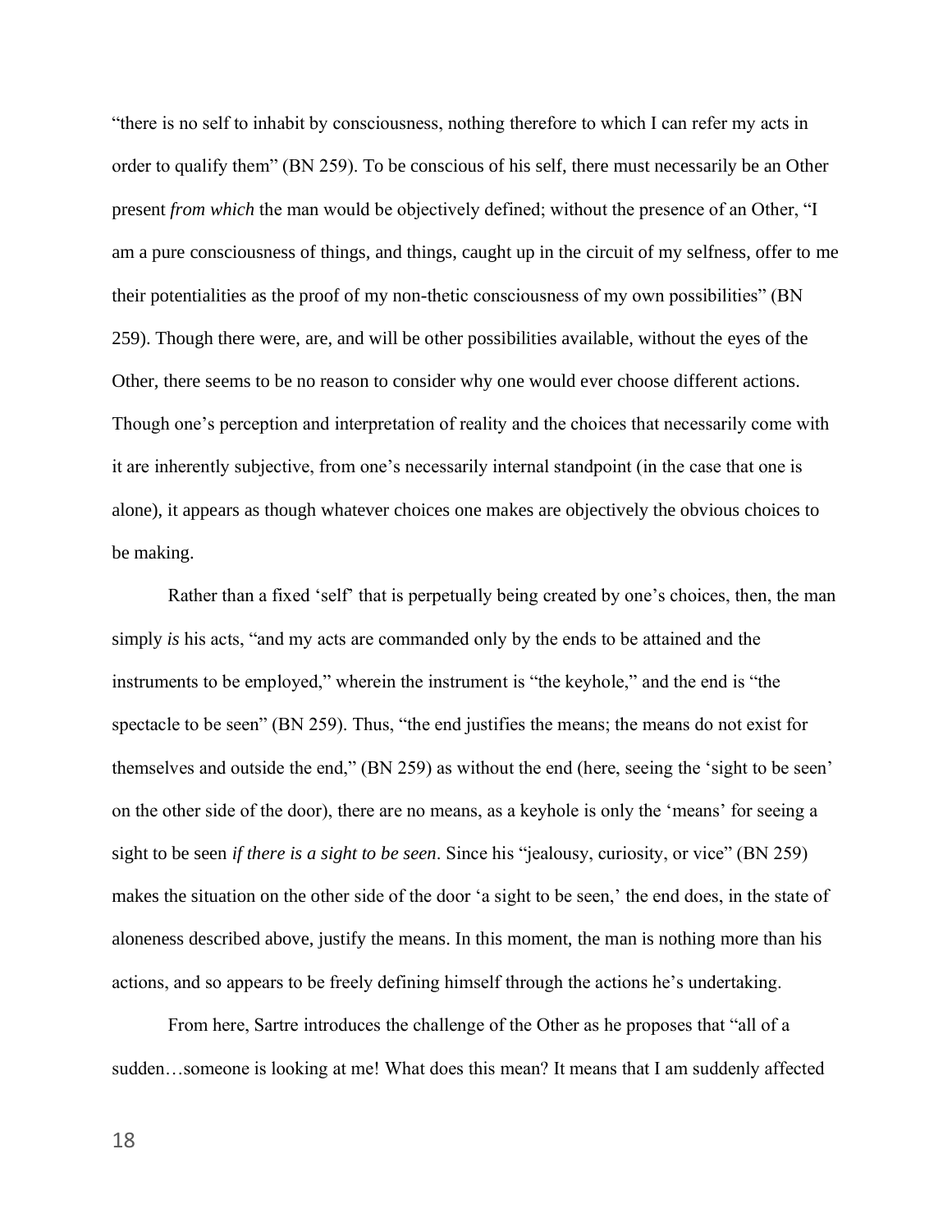"there is no self to inhabit by consciousness, nothing therefore to which I can refer my acts in order to qualify them" (BN 259). To be conscious of his self, there must necessarily be an Other present *from which* the man would be objectively defined; without the presence of an Other, "I am a pure consciousness of things, and things, caught up in the circuit of my selfness, offer to me their potentialities as the proof of my non-thetic consciousness of my own possibilities" (BN 259). Though there were, are, and will be other possibilities available, without the eyes of the Other, there seems to be no reason to consider why one would ever choose different actions. Though one's perception and interpretation of reality and the choices that necessarily come with it are inherently subjective, from one's necessarily internal standpoint (in the case that one is alone), it appears as though whatever choices one makes are objectively the obvious choices to be making.

Rather than a fixed 'self' that is perpetually being created by one's choices, then, the man simply *is* his acts, "and my acts are commanded only by the ends to be attained and the instruments to be employed," wherein the instrument is "the keyhole," and the end is "the spectacle to be seen" (BN 259). Thus, "the end justifies the means; the means do not exist for themselves and outside the end," (BN 259) as without the end (here, seeing the 'sight to be seen' on the other side of the door), there are no means, as a keyhole is only the 'means' for seeing a sight to be seen *if there is a sight to be seen*. Since his "jealousy, curiosity, or vice" (BN 259) makes the situation on the other side of the door 'a sight to be seen,' the end does, in the state of aloneness described above, justify the means. In this moment, the man is nothing more than his actions, and so appears to be freely defining himself through the actions he's undertaking.

From here, Sartre introduces the challenge of the Other as he proposes that "all of a sudden…someone is looking at me! What does this mean? It means that I am suddenly affected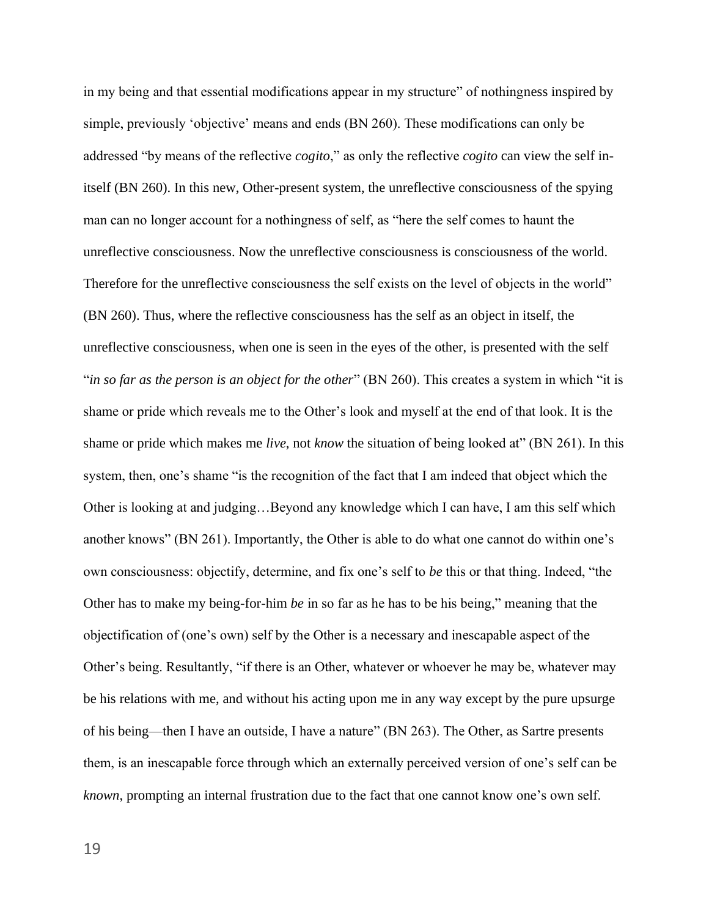in my being and that essential modifications appear in my structure" of nothingness inspired by simple, previously 'objective' means and ends (BN 260). These modifications can only be addressed "by means of the reflective *cogito*," as only the reflective *cogito* can view the self in-itself (BN 260). In this new, Other-present system, the unreflective consciousness of the spying man can no longer account for a nothingness of self, as "here the self comes to haunt the unreflective consciousness. Now the unreflective consciousness is consciousness of the world. Therefore for the unreflective consciousness the self exists on the level of objects in the world" (BN 260). Thus, where the reflective consciousness has the self as an object in itself, the unreflective consciousness, when one is seen in the eyes of the other, is presented with the self "*in so far as the person is an object for the other*" (BN 260). This creates a system in which "it is shame or pride which reveals me to the Other's look and myself at the end of that look. It is the shame or pride which makes me *live*, not *know* the situation of being looked at" (BN 261). In this system, then, one's shame "is the recognition of the fact that I am indeed that object which the Other is looking at and judging…Beyond any knowledge which I can have, I am this self which another knows" (BN 261). Importantly, the Other is able to do what one cannot do within one's own consciousness: objectify, determine, and fix one's self to *be* this or that thing. Indeed, "the Other has to make my being-for-him *be* in so far as he has to be his being," meaning that the objectification of (one's own) self by the Other is a necessary and inescapable aspect of the Other's being. Resultantly, "if there is an Other, whatever or whoever he may be, whatever may be his relations with me, and without his acting upon me in any way except by the pure upsurge of his being—then I have an outside, I have a nature" (BN 263). The Other, as Sartre presents them, is an inescapable force through which an externally perceived version of one's self can be *known*, prompting an internal frustration due to the fact that one cannot know one's own self.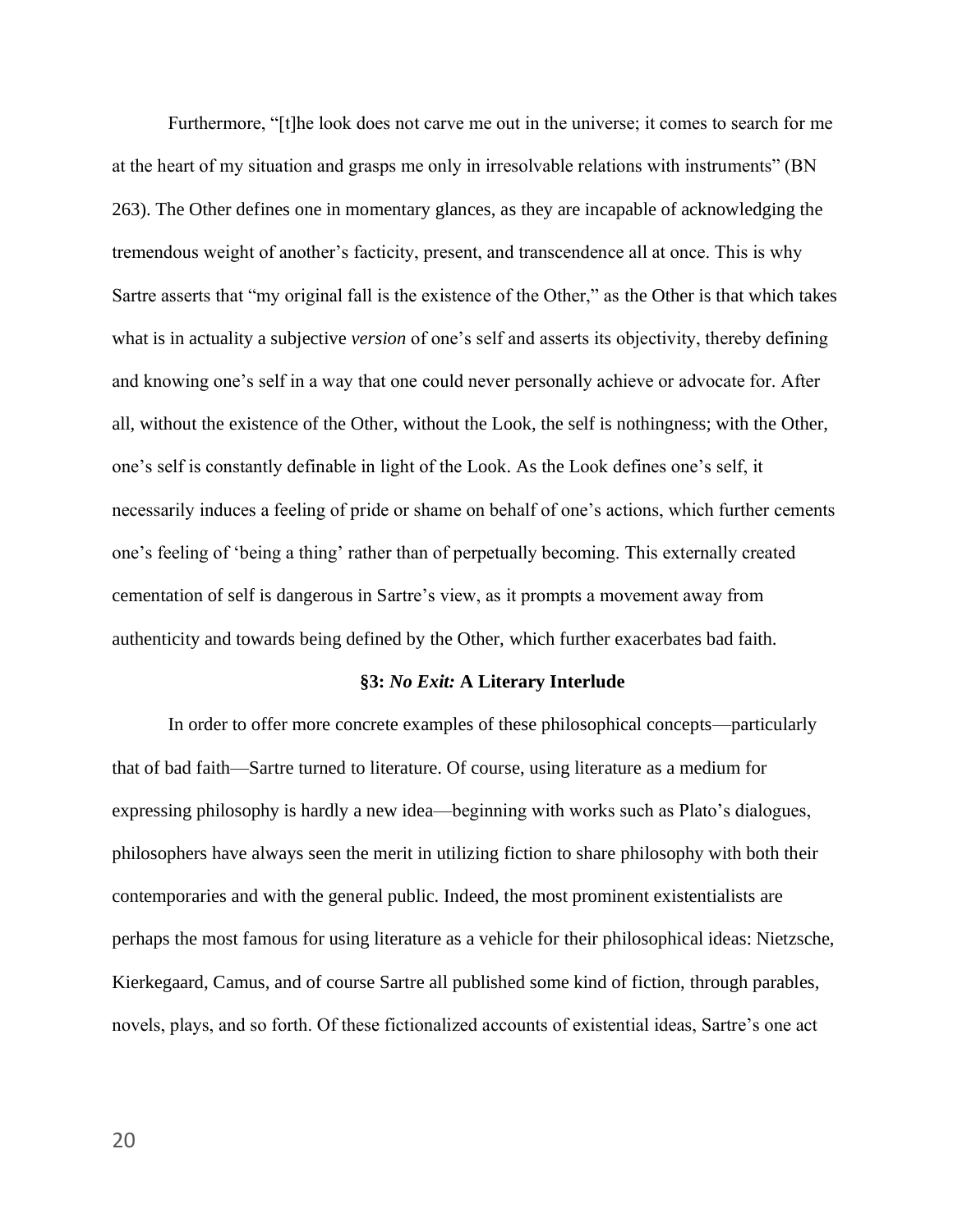Furthermore, "[t]he look does not carve me out in the universe; it comes to search for me at the heart of my situation and grasps me only in irresolvable relations with instruments" (BN 263). The Other defines one in momentary glances, as they are incapable of acknowledging the tremendous weight of another's facticity, present, and transcendence all at once. This is why Sartre asserts that "my original fall is the existence of the Other," as the Other is that which takes what is in actuality a subjective *version* of one's self and asserts its objectivity, thereby defining and knowing one's self in a way that one could never personally achieve or advocate for. After all, without the existence of the Other, without the Look, the self is nothingness; with the Other, one's self is constantly definable in light of the Look. As the Look defines one's self, it necessarily induces a feeling of pride or shame on behalf of one's actions, which further cements one's feeling of 'being a thing' rather than of perpetually becoming. This externally created cementation of self is dangerous in Sartre's view, as it prompts a movement away from authenticity and towards being defined by the Other, which further exacerbates bad faith.

### §3: *No Exit:* A Literary Interlude

In order to offer more concrete examples of these philosophical concepts—particularly that of bad faith—Sartre turned to literature. Of course, using literature as a medium for expressing philosophy is hardly a new idea—beginning with works such as Plato's dialogues, philosophers have always seen the merit in utilizing fiction to share philosophy with both their contemporaries and with the general public. Indeed, the most prominent existentialists are perhaps the most famous for using literature as a vehicle for their philosophical ideas: Nietzsche, Kierkegaard, Camus, and of course Sartre all published some kind of fiction, through parables, novels, plays, and so forth. Of these fictionalized accounts of existential ideas, Sartre's one act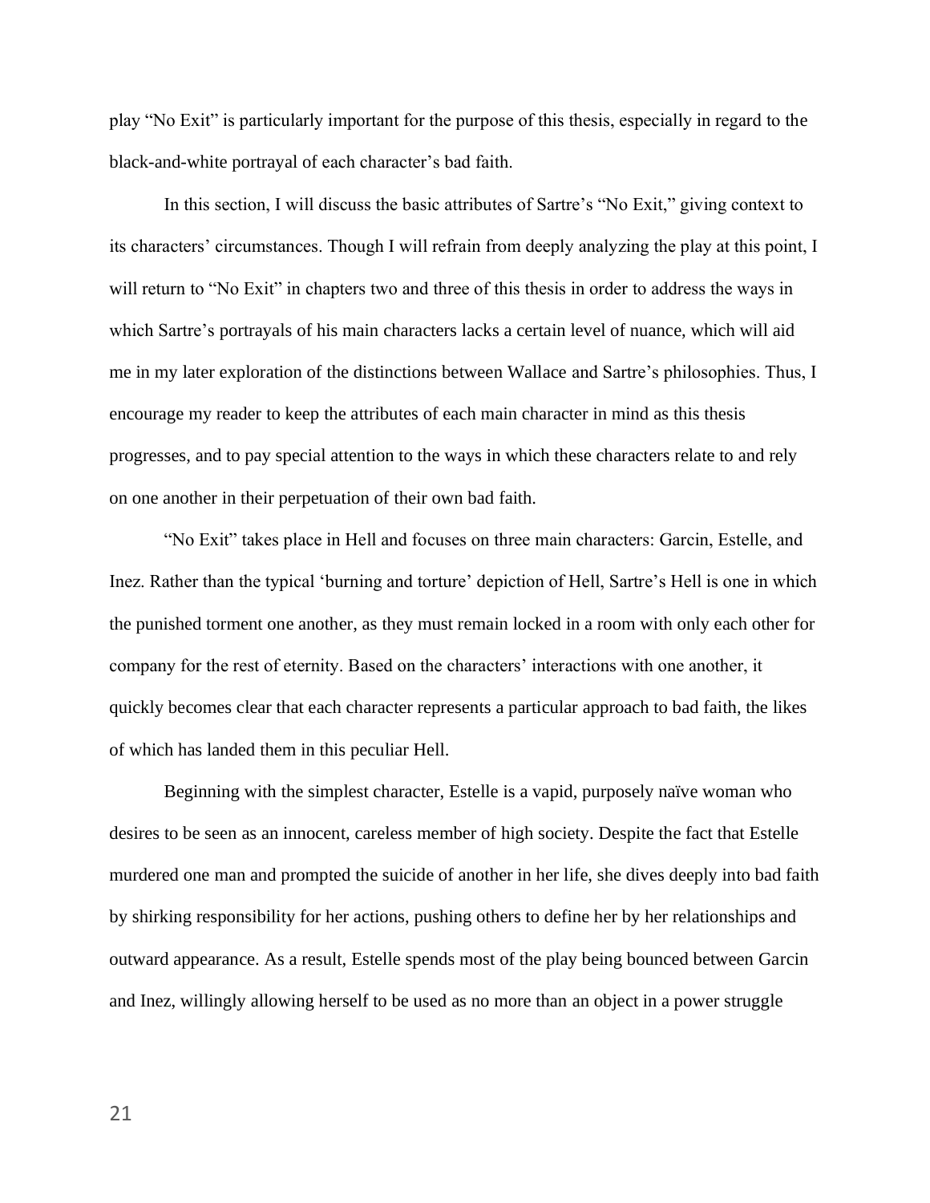play “No Exit” is particularly important for the purpose of this thesis, especially in regard to the black-and-white portrayal of each character’s bad faith.

In this section, I will discuss the basic attributes of Sartre’s “No Exit,” giving context to its characters’ circumstances. Though I will refrain from deeply analyzing the play at this point, I will return to “No Exit” in chapters two and three of this thesis in order to address the ways in which Sartre’s portrayals of his main characters lacks a certain level of nuance, which will aid me in my later exploration of the distinctions between Wallace and Sartre’s philosophies. Thus, I encourage my reader to keep the attributes of each main character in mind as this thesis progresses, and to pay special attention to the ways in which these characters relate to and rely on one another in their perpetuation of their own bad faith.

“No Exit” takes place in Hell and focuses on three main characters: Garcin, Estelle, and Inez. Rather than the typical ‘burning and torture’ depiction of Hell, Sartre’s Hell is one in which the punished torment one another, as they must remain locked in a room with only each other for company for the rest of eternity. Based on the characters’ interactions with one another, it quickly becomes clear that each character represents a particular approach to bad faith, the likes of which has landed them in this peculiar Hell.

Beginning with the simplest character, Estelle is a vapid, purposely naïve woman who desires to be seen as an innocent, careless member of high society. Despite the fact that Estelle murdered one man and prompted the suicide of another in her life, she dives deeply into bad faith by shirking responsibility for her actions, pushing others to define her by her relationships and outward appearance. As a result, Estelle spends most of the play being bounced between Garcin and Inez, willingly allowing herself to be used as no more than an object in a power struggle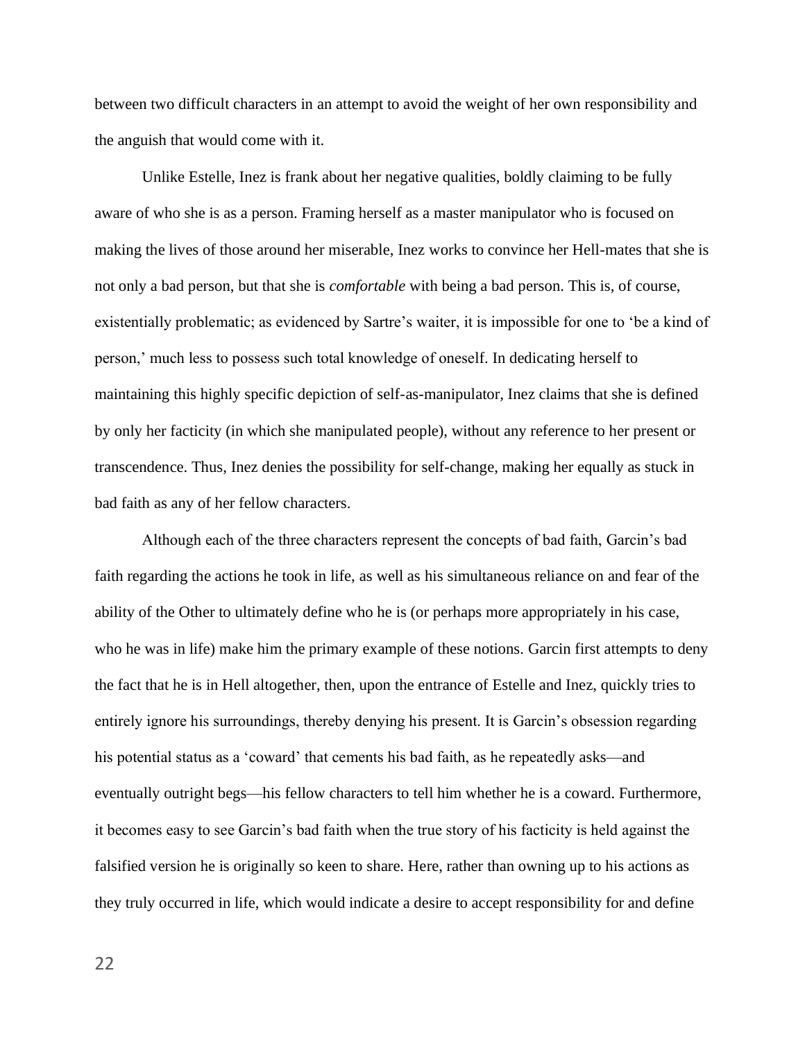between two difficult characters in an attempt to avoid the weight of her own responsibility and the anguish that would come with it.

Unlike Estelle, Inez is frank about her negative qualities, boldly claiming to be fully aware of who she is as a person. Framing herself as a master manipulator who is focused on making the lives of those around her miserable, Inez works to convince her Hell-mates that she is not only a bad person, but that she is *comfortable* with being a bad person. This is, of course, existentially problematic; as evidenced by Sartre's waiter, it is impossible for one to 'be a kind of person,' much less to possess such total knowledge of oneself. In dedicating herself to maintaining this highly specific depiction of self-as-manipulator, Inez claims that she is defined by only her facticity (in which she manipulated people), without any reference to her present or transcendence. Thus, Inez denies the possibility for self-change, making her equally as stuck in bad faith as any of her fellow characters.

Although each of the three characters represent the concepts of bad faith, Garcin's bad faith regarding the actions he took in life, as well as his simultaneous reliance on and fear of the ability of the Other to ultimately define who he is (or perhaps more appropriately in his case, who he was in life) make him the primary example of these notions. Garcin first attempts to deny the fact that he is in Hell altogether, then, upon the entrance of Estelle and Inez, quickly tries to entirely ignore his surroundings, thereby denying his present. It is Garcin's obsession regarding his potential status as a 'coward' that cements his bad faith, as he repeatedly asks—and eventually outright begs—his fellow characters to tell him whether he is a coward. Furthermore, it becomes easy to see Garcin's bad faith when the true story of his facticity is held against the falsified version he is originally so keen to share. Here, rather than owning up to his actions as they truly occurred in life, which would indicate a desire to accept responsibility for and define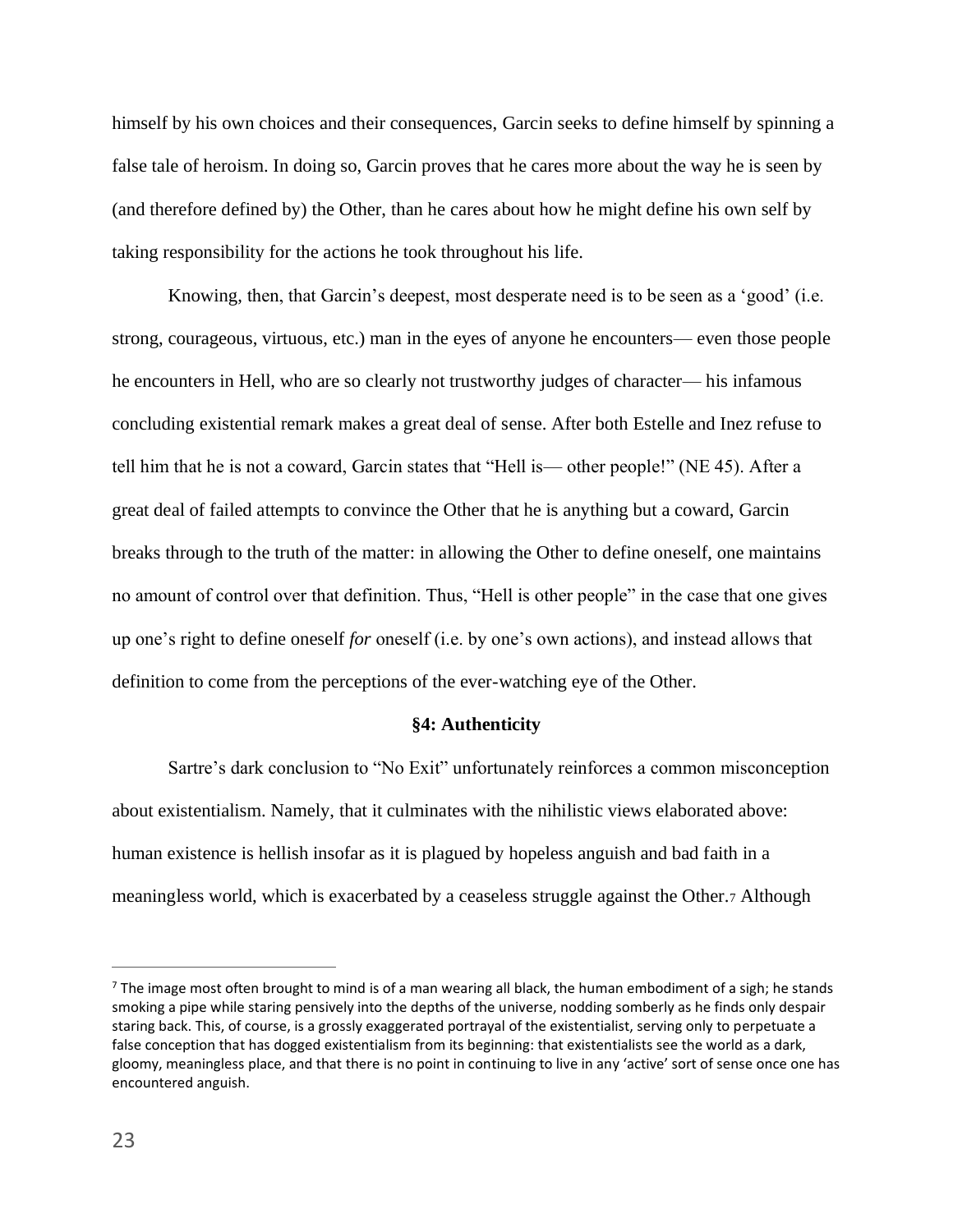himself by his own choices and their consequences, Garcin seeks to define himself by spinning a false tale of heroism. In doing so, Garcin proves that he cares more about the way he is seen by (and therefore defined by) the Other, than he cares about how he might define his own self by taking responsibility for the actions he took throughout his life.

Knowing, then, that Garcin's deepest, most desperate need is to be seen as a 'good' (i.e. strong, courageous, virtuous, etc.) man in the eyes of anyone he encounters— even those people he encounters in Hell, who are so clearly not trustworthy judges of character— his infamous concluding existential remark makes a great deal of sense. After both Estelle and Inez refuse to tell him that he is not a coward, Garcin states that "Hell is— other people!" (NE 45). After a great deal of failed attempts to convince the Other that he is anything but a coward, Garcin breaks through to the truth of the matter: in allowing the Other to define oneself, one maintains no amount of control over that definition. Thus, "Hell is other people" in the case that one gives up one's right to define oneself *for* oneself (i.e. by one's own actions), and instead allows that definition to come from the perceptions of the ever-watching eye of the Other.

### §4: Authenticity

Sartre's dark conclusion to "No Exit" unfortunately reinforces a common misconception about existentialism. Namely, that it culminates with the nihilistic views elaborated above: human existence is hellish insofar as it is plagued by hopeless anguish and bad faith in a meaningless world, which is exacerbated by a ceaseless struggle against the Other.[7] Although

[7] The image most often brought to mind is of a man wearing all black, the human embodiment of a sigh; he stands smoking a pipe while staring pensively into the depths of the universe, nodding somberly as he finds only despair staring back. This, of course, is a grossly exaggerated portrayal of the existentialist, serving only to perpetuate a false conception that has dogged existentialism from its beginning: that existentialists see the world as a dark, gloomy, meaningless place, and that there is no point in continuing to live in any 'active' sort of sense once one has encountered anguish.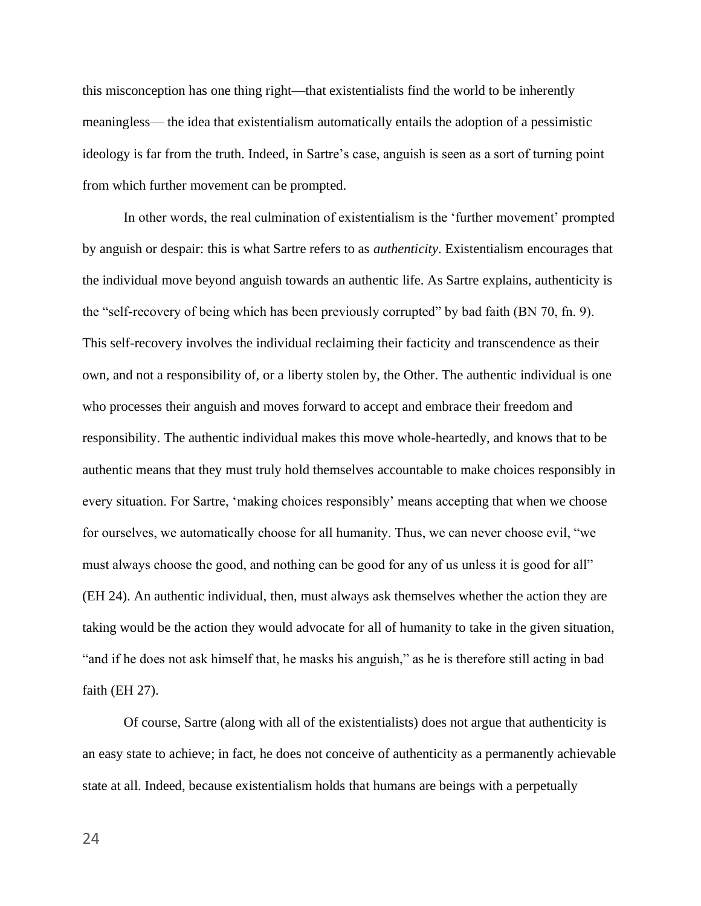this misconception has one thing right—that existentialists find the world to be inherently meaningless— the idea that existentialism automatically entails the adoption of a pessimistic ideology is far from the truth. Indeed, in Sartre's case, anguish is seen as a sort of turning point from which further movement can be prompted.

In other words, the real culmination of existentialism is the 'further movement' prompted by anguish or despair: this is what Sartre refers to as *authenticity*. Existentialism encourages that the individual move beyond anguish towards an authentic life. As Sartre explains, authenticity is the "self-recovery of being which has been previously corrupted" by bad faith (BN 70, fn. 9). This self-recovery involves the individual reclaiming their facticity and transcendence as their own, and not a responsibility of, or a liberty stolen by, the Other. The authentic individual is one who processes their anguish and moves forward to accept and embrace their freedom and responsibility. The authentic individual makes this move whole-heartedly, and knows that to be authentic means that they must truly hold themselves accountable to make choices responsibly in every situation. For Sartre, 'making choices responsibly' means accepting that when we choose for ourselves, we automatically choose for all humanity. Thus, we can never choose evil, "we must always choose the good, and nothing can be good for any of us unless it is good for all" (EH 24). An authentic individual, then, must always ask themselves whether the action they are taking would be the action they would advocate for all of humanity to take in the given situation, "and if he does not ask himself that, he masks his anguish," as he is therefore still acting in bad faith (EH 27).

Of course, Sartre (along with all of the existentialists) does not argue that authenticity is an easy state to achieve; in fact, he does not conceive of authenticity as a permanently achievable state at all. Indeed, because existentialism holds that humans are beings with a perpetually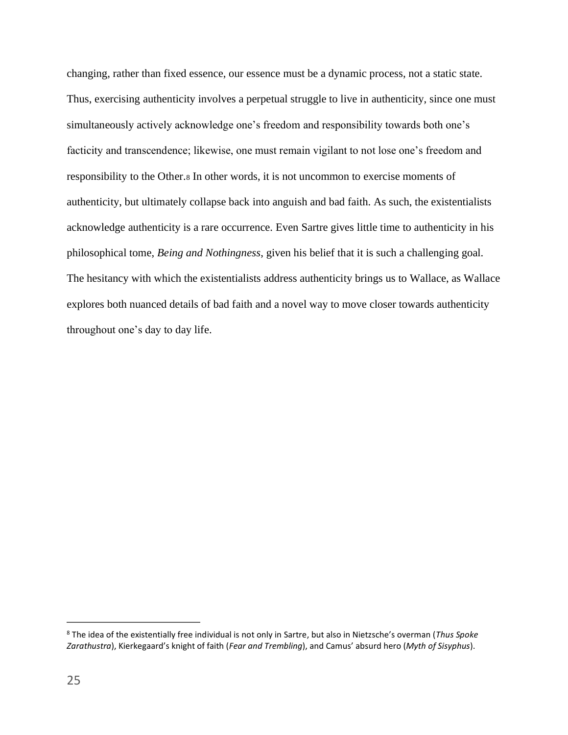changing, rather than fixed essence, our essence must be a dynamic process, not a static state. Thus, exercising authenticity involves a perpetual struggle to live in authenticity, since one must simultaneously actively acknowledge one's freedom and responsibility towards both one's facticity and transcendence; likewise, one must remain vigilant to not lose one's freedom and responsibility to the Other.[8] In other words, it is not uncommon to exercise moments of authenticity, but ultimately collapse back into anguish and bad faith. As such, the existentialists acknowledge authenticity is a rare occurrence. Even Sartre gives little time to authenticity in his philosophical tome, *Being and Nothingness*, given his belief that it is such a challenging goal. The hesitancy with which the existentialists address authenticity brings us to Wallace, as Wallace explores both nuanced details of bad faith and a novel way to move closer towards authenticity throughout one's day to day life.

---

[8] The idea of the existentially free individual is not only in Sartre, but also in Nietzsche's overman (*Thus Spoke Zarathustra*), Kierkegaard's knight of faith (*Fear and Trembling*), and Camus' absurd hero (*Myth of Sisyphus*).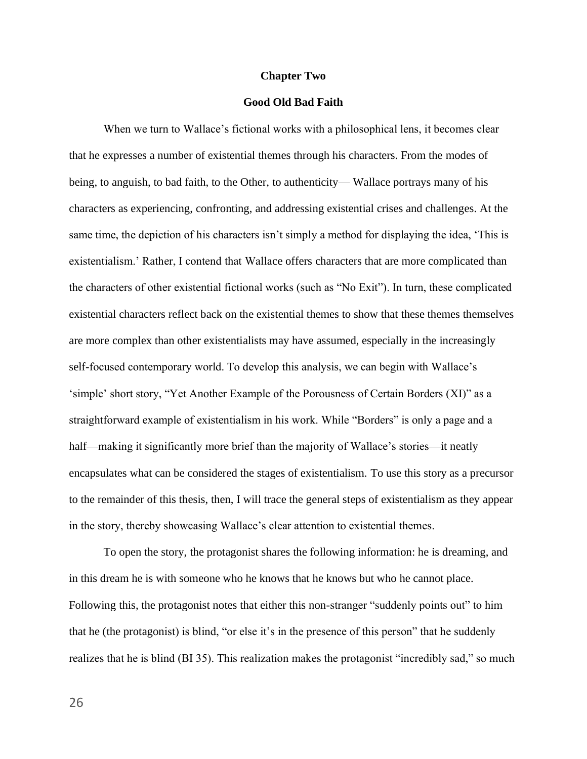## Chapter Two

## Good Old Bad Faith

When we turn to Wallace's fictional works with a philosophical lens, it becomes clear that he expresses a number of existential themes through his characters. From the modes of being, to anguish, to bad faith, to the Other, to authenticity— Wallace portrays many of his characters as experiencing, confronting, and addressing existential crises and challenges. At the same time, the depiction of his characters isn't simply a method for displaying the idea, 'This is existentialism.' Rather, I contend that Wallace offers characters that are more complicated than the characters of other existential fictional works (such as "No Exit"). In turn, these complicated existential characters reflect back on the existential themes to show that these themes themselves are more complex than other existentialists may have assumed, especially in the increasingly self-focused contemporary world. To develop this analysis, we can begin with Wallace's 'simple' short story, "Yet Another Example of the Porousness of Certain Borders (XI)" as a straightforward example of existentialism in his work. While "Borders" is only a page and a half—making it significantly more brief than the majority of Wallace's stories—it neatly encapsulates what can be considered the stages of existentialism. To use this story as a precursor to the remainder of this thesis, then, I will trace the general steps of existentialism as they appear in the story, thereby showcasing Wallace's clear attention to existential themes.

To open the story, the protagonist shares the following information: he is dreaming, and in this dream he is with someone who he knows that he knows but who he cannot place. Following this, the protagonist notes that either this non-stranger "suddenly points out" to him that he (the protagonist) is blind, "or else it's in the presence of this person" that he suddenly realizes that he is blind (BI 35). This realization makes the protagonist "incredibly sad," so much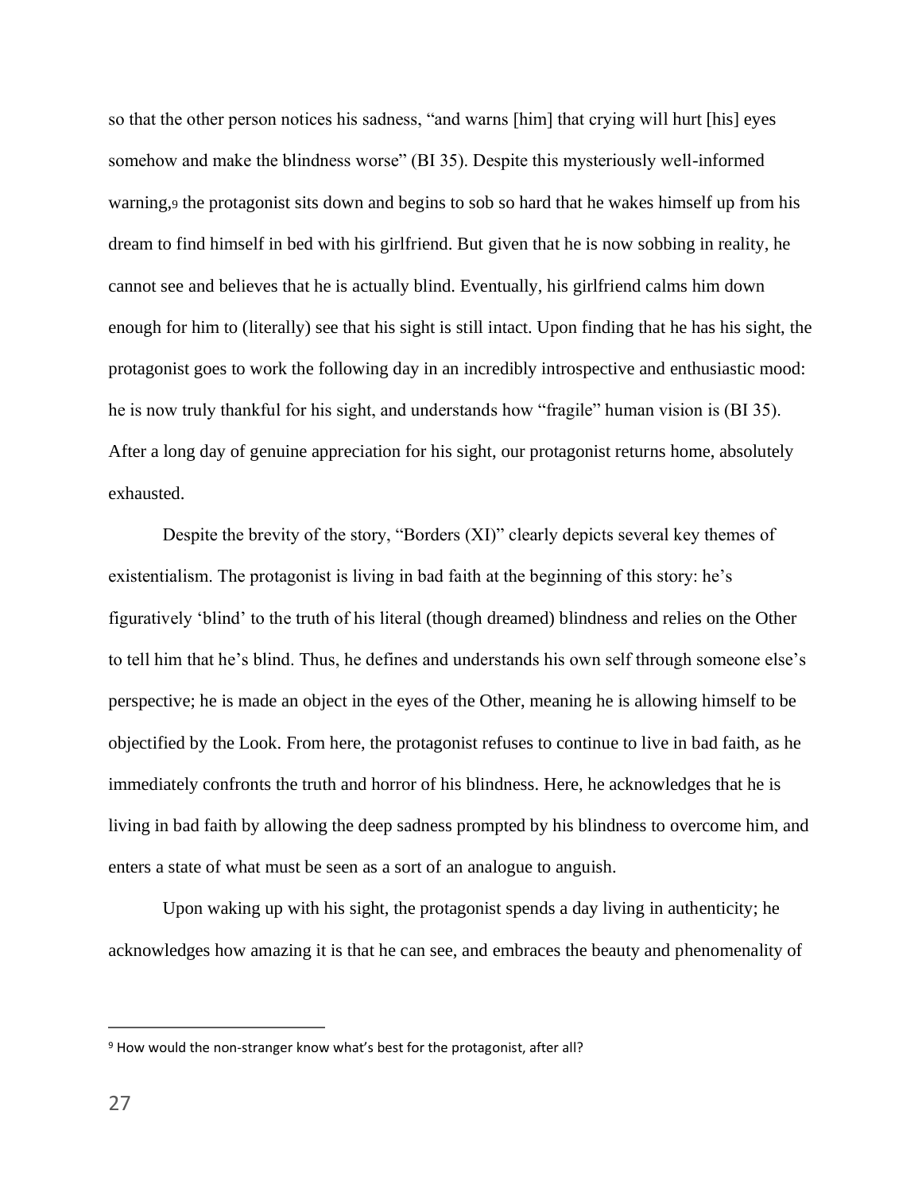so that the other person notices his sadness, "and warns [him] that crying will hurt [his] eyes somehow and make the blindness worse" (BI 35). Despite this mysteriously well-informed warning,[9] the protagonist sits down and begins to sob so hard that he wakes himself up from his dream to find himself in bed with his girlfriend. But given that he is now sobbing in reality, he cannot see and believes that he is actually blind. Eventually, his girlfriend calms him down enough for him to (literally) see that his sight is still intact. Upon finding that he has his sight, the protagonist goes to work the following day in an incredibly introspective and enthusiastic mood: he is now truly thankful for his sight, and understands how "fragile" human vision is (BI 35). After a long day of genuine appreciation for his sight, our protagonist returns home, absolutely exhausted.

Despite the brevity of the story, "Borders (XI)" clearly depicts several key themes of existentialism. The protagonist is living in bad faith at the beginning of this story: he's figuratively 'blind' to the truth of his literal (though dreamed) blindness and relies on the Other to tell him that he's blind. Thus, he defines and understands his own self through someone else's perspective; he is made an object in the eyes of the Other, meaning he is allowing himself to be objectified by the Look. From here, the protagonist refuses to continue to live in bad faith, as he immediately confronts the truth and horror of his blindness. Here, he acknowledges that he is living in bad faith by allowing the deep sadness prompted by his blindness to overcome him, and enters a state of what must be seen as a sort of an analogue to anguish.

Upon waking up with his sight, the protagonist spends a day living in authenticity; he acknowledges how amazing it is that he can see, and embraces the beauty and phenomenality of

---

[9] How would the non-stranger know what's best for the protagonist, after all?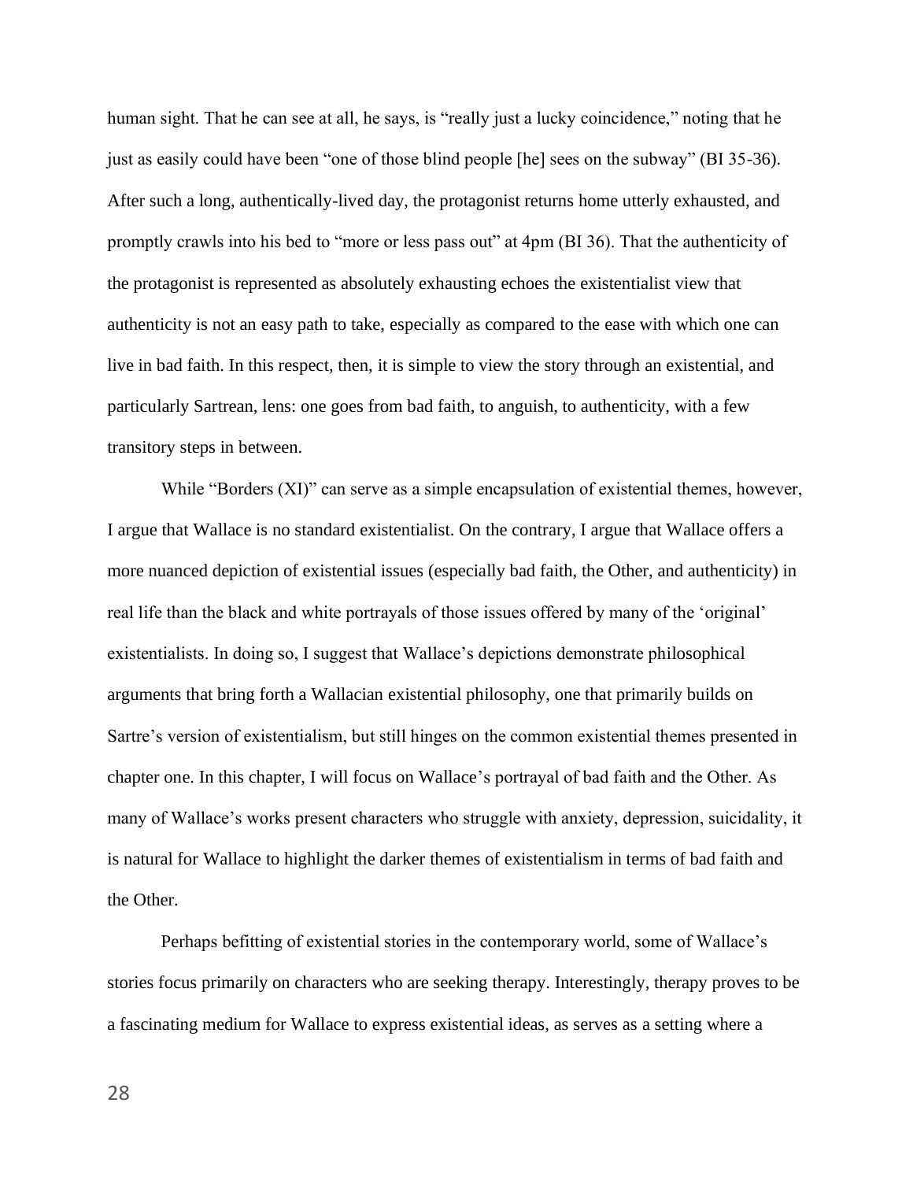human sight. That he can see at all, he says, is "really just a lucky coincidence," noting that he just as easily could have been "one of those blind people [he] sees on the subway" (BI 35-36). After such a long, authentically-lived day, the protagonist returns home utterly exhausted, and promptly crawls into his bed to "more or less pass out" at 4pm (BI 36). That the authenticity of the protagonist is represented as absolutely exhausting echoes the existentialist view that authenticity is not an easy path to take, especially as compared to the ease with which one can live in bad faith. In this respect, then, it is simple to view the story through an existential, and particularly Sartrean, lens: one goes from bad faith, to anguish, to authenticity, with a few transitory steps in between.

While "Borders (XI)" can serve as a simple encapsulation of existential themes, however, I argue that Wallace is no standard existentialist. On the contrary, I argue that Wallace offers a more nuanced depiction of existential issues (especially bad faith, the Other, and authenticity) in real life than the black and white portrayals of those issues offered by many of the 'original' existentialists. In doing so, I suggest that Wallace's depictions demonstrate philosophical arguments that bring forth a Wallacian existential philosophy, one that primarily builds on Sartre's version of existentialism, but still hinges on the common existential themes presented in chapter one. In this chapter, I will focus on Wallace's portrayal of bad faith and the Other. As many of Wallace's works present characters who struggle with anxiety, depression, suicidality, it is natural for Wallace to highlight the darker themes of existentialism in terms of bad faith and the Other.

Perhaps befitting of existential stories in the contemporary world, some of Wallace's stories focus primarily on characters who are seeking therapy. Interestingly, therapy proves to be a fascinating medium for Wallace to express existential ideas, as serves as a setting where a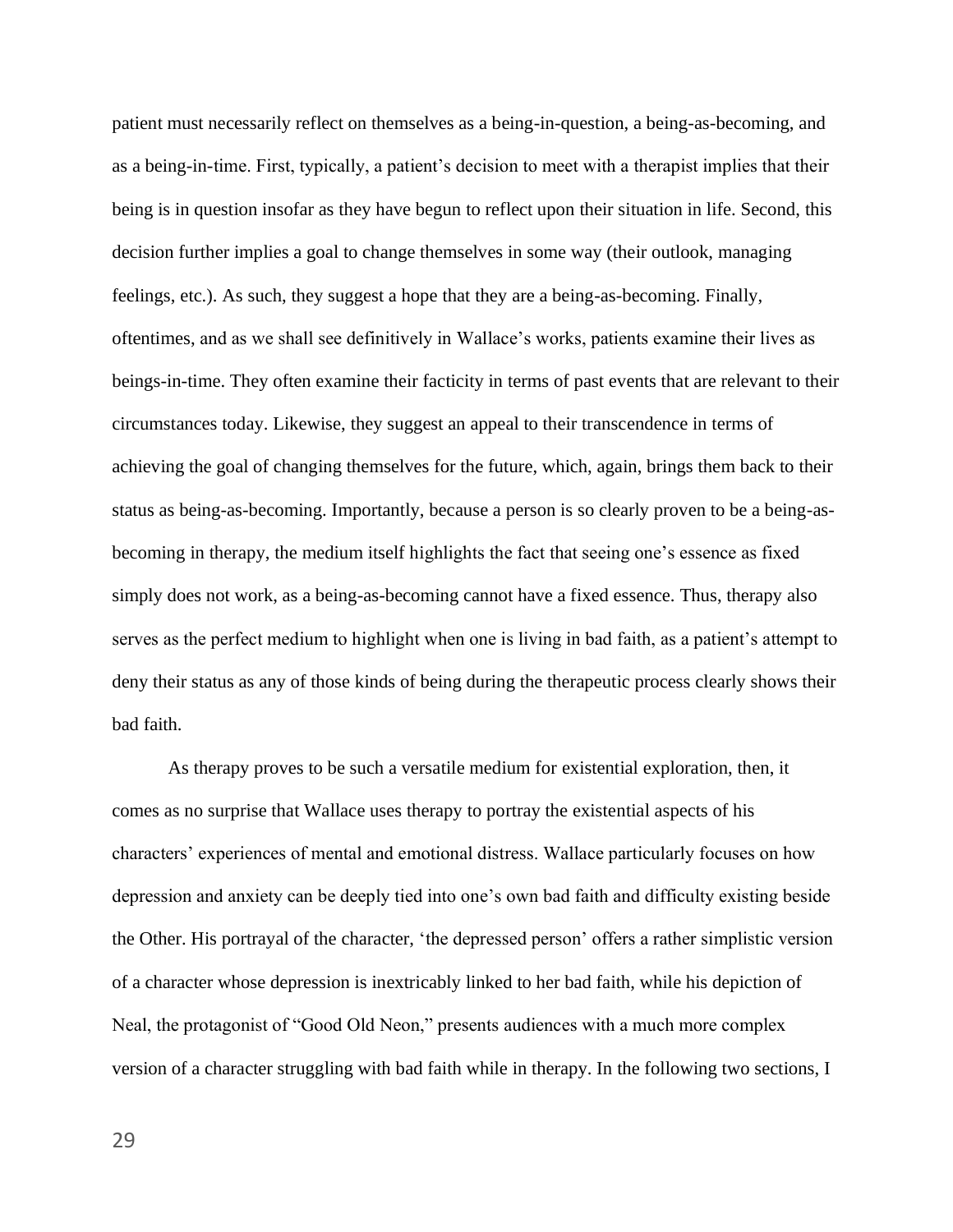patient must necessarily reflect on themselves as a being-in-question, a being-as-becoming, and as a being-in-time. First, typically, a patient's decision to meet with a therapist implies that their being is in question insofar as they have begun to reflect upon their situation in life. Second, this decision further implies a goal to change themselves in some way (their outlook, managing feelings, etc.). As such, they suggest a hope that they are a being-as-becoming. Finally, oftentimes, and as we shall see definitively in Wallace's works, patients examine their lives as beings-in-time. They often examine their facticity in terms of past events that are relevant to their circumstances today. Likewise, they suggest an appeal to their transcendence in terms of achieving the goal of changing themselves for the future, which, again, brings them back to their status as being-as-becoming. Importantly, because a person is so clearly proven to be a being-as-becoming in therapy, the medium itself highlights the fact that seeing one's essence as fixed simply does not work, as a being-as-becoming cannot have a fixed essence. Thus, therapy also serves as the perfect medium to highlight when one is living in bad faith, as a patient's attempt to deny their status as any of those kinds of being during the therapeutic process clearly shows their bad faith.

As therapy proves to be such a versatile medium for existential exploration, then, it comes as no surprise that Wallace uses therapy to portray the existential aspects of his characters' experiences of mental and emotional distress. Wallace particularly focuses on how depression and anxiety can be deeply tied into one's own bad faith and difficulty existing beside the Other. His portrayal of the character, 'the depressed person' offers a rather simplistic version of a character whose depression is inextricably linked to her bad faith, while his depiction of Neal, the protagonist of "Good Old Neon," presents audiences with a much more complex version of a character struggling with bad faith while in therapy. In the following two sections, I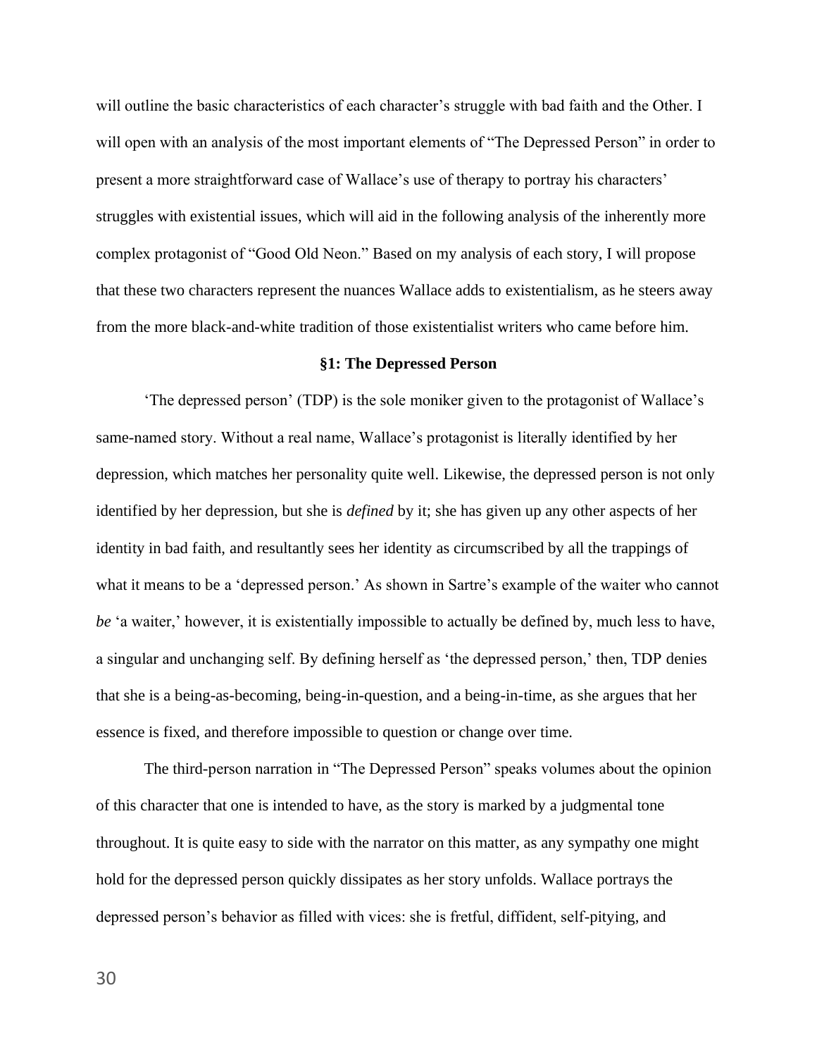will outline the basic characteristics of each character's struggle with bad faith and the Other. I will open with an analysis of the most important elements of "The Depressed Person" in order to present a more straightforward case of Wallace's use of therapy to portray his characters' struggles with existential issues, which will aid in the following analysis of the inherently more complex protagonist of "Good Old Neon." Based on my analysis of each story, I will propose that these two characters represent the nuances Wallace adds to existentialism, as he steers away from the more black-and-white tradition of those existentialist writers who came before him.

### §1: The Depressed Person

'The depressed person' (TDP) is the sole moniker given to the protagonist of Wallace's same-named story. Without a real name, Wallace's protagonist is literally identified by her depression, which matches her personality quite well. Likewise, the depressed person is not only identified by her depression, but she is *defined* by it; she has given up any other aspects of her identity in bad faith, and resultantly sees her identity as circumscribed by all the trappings of what it means to be a 'depressed person.' As shown in Sartre's example of the waiter who cannot *be* 'a waiter,' however, it is existentially impossible to actually be defined by, much less to have, a singular and unchanging self. By defining herself as 'the depressed person,' then, TDP denies that she is a being-as-becoming, being-in-question, and a being-in-time, as she argues that her essence is fixed, and therefore impossible to question or change over time.

The third-person narration in "The Depressed Person" speaks volumes about the opinion of this character that one is intended to have, as the story is marked by a judgmental tone throughout. It is quite easy to side with the narrator on this matter, as any sympathy one might hold for the depressed person quickly dissipates as her story unfolds. Wallace portrays the depressed person's behavior as filled with vices: she is fretful, diffident, self-pitying, and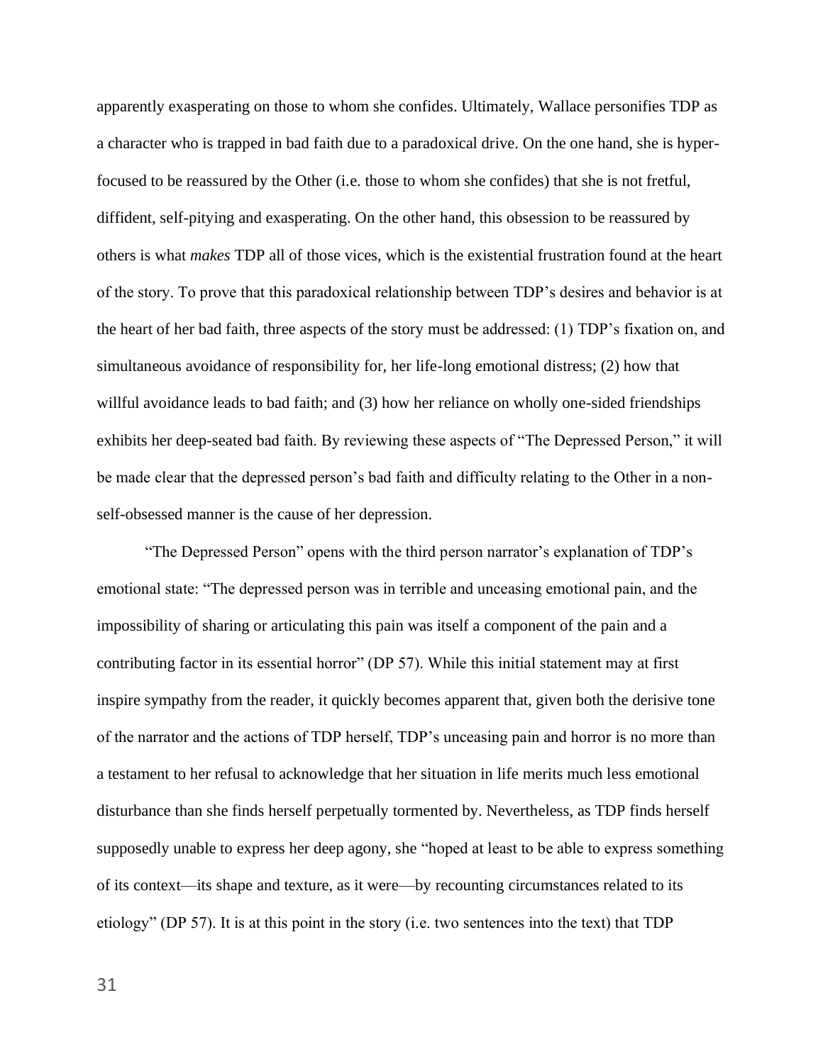apparently exasperating on those to whom she confides. Ultimately, Wallace personifies TDP as a character who is trapped in bad faith due to a paradoxical drive. On the one hand, she is hyper-focused to be reassured by the Other (i.e. those to whom she confides) that she is not fretful, diffident, self-pitying and exasperating. On the other hand, this obsession to be reassured by others is what *makes* TDP all of those vices, which is the existential frustration found at the heart of the story. To prove that this paradoxical relationship between TDP's desires and behavior is at the heart of her bad faith, three aspects of the story must be addressed: (1) TDP's fixation on, and simultaneous avoidance of responsibility for, her life-long emotional distress; (2) how that willful avoidance leads to bad faith; and (3) how her reliance on wholly one-sided friendships exhibits her deep-seated bad faith. By reviewing these aspects of "The Depressed Person," it will be made clear that the depressed person's bad faith and difficulty relating to the Other in a non-self-obsessed manner is the cause of her depression.

"The Depressed Person" opens with the third person narrator's explanation of TDP's emotional state: "The depressed person was in terrible and unceasing emotional pain, and the impossibility of sharing or articulating this pain was itself a component of the pain and a contributing factor in its essential horror" (DP 57). While this initial statement may at first inspire sympathy from the reader, it quickly becomes apparent that, given both the derisive tone of the narrator and the actions of TDP herself, TDP's unceasing pain and horror is no more than a testament to her refusal to acknowledge that her situation in life merits much less emotional disturbance than she finds herself perpetually tormented by. Nevertheless, as TDP finds herself supposedly unable to express her deep agony, she "hoped at least to be able to express something of its context—its shape and texture, as it were—by recounting circumstances related to its etiology" (DP 57). It is at this point in the story (i.e. two sentences into the text) that TDP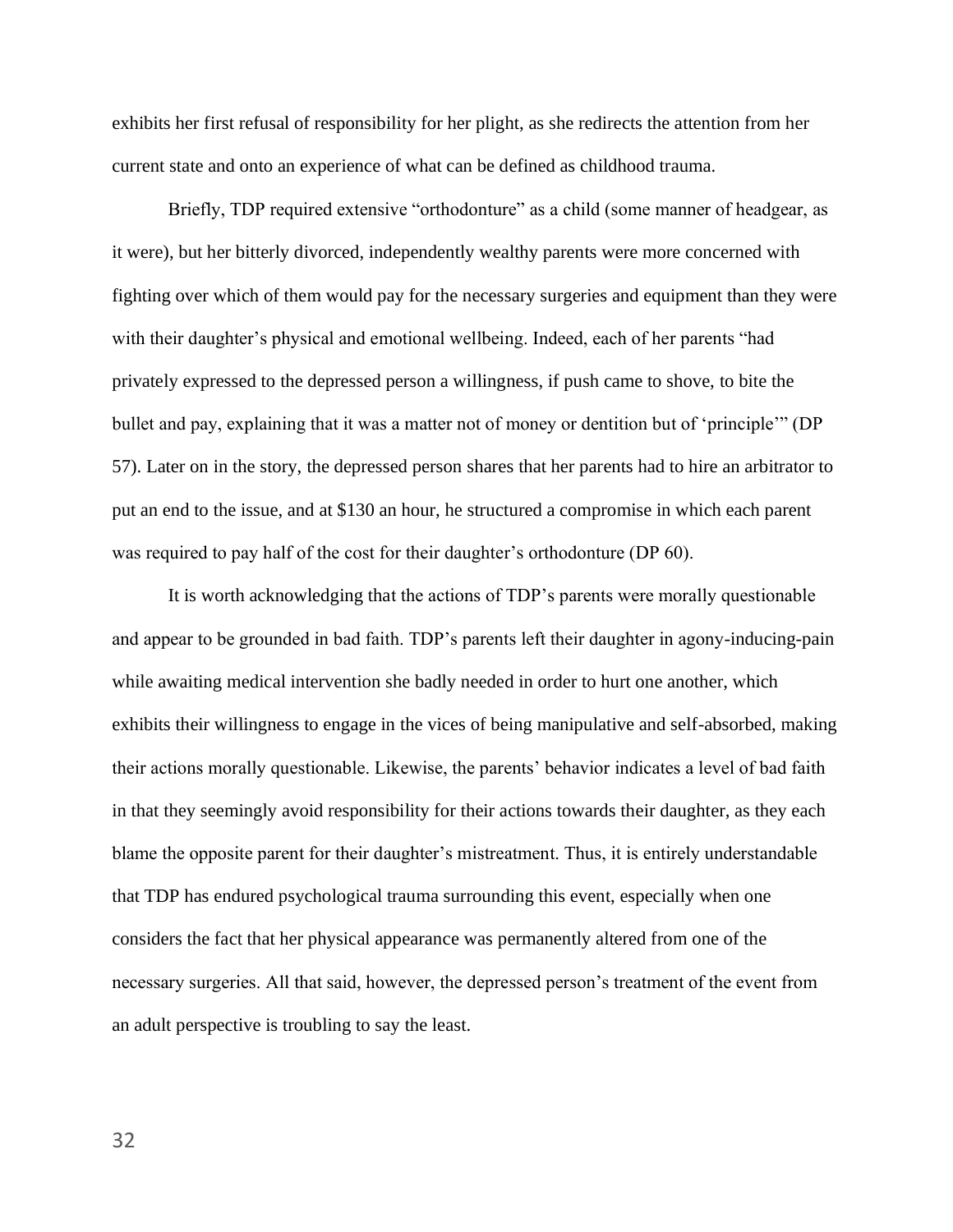exhibits her first refusal of responsibility for her plight, as she redirects the attention from her current state and onto an experience of what can be defined as childhood trauma.

Briefly, TDP required extensive "orthodonture" as a child (some manner of headgear, as it were), but her bitterly divorced, independently wealthy parents were more concerned with fighting over which of them would pay for the necessary surgeries and equipment than they were with their daughter's physical and emotional wellbeing. Indeed, each of her parents "had privately expressed to the depressed person a willingness, if push came to shove, to bite the bullet and pay, explaining that it was a matter not of money or dentition but of 'principle'" (DP 57). Later on in the story, the depressed person shares that her parents had to hire an arbitrator to put an end to the issue, and at $130 an hour, he structured a compromise in which each parent was required to pay half of the cost for their daughter's orthodonture (DP 60).

It is worth acknowledging that the actions of TDP's parents were morally questionable and appear to be grounded in bad faith. TDP's parents left their daughter in agony-inducing-pain while awaiting medical intervention she badly needed in order to hurt one another, which exhibits their willingness to engage in the vices of being manipulative and self-absorbed, making their actions morally questionable. Likewise, the parents' behavior indicates a level of bad faith in that they seemingly avoid responsibility for their actions towards their daughter, as they each blame the opposite parent for their daughter's mistreatment. Thus, it is entirely understandable that TDP has endured psychological trauma surrounding this event, especially when one considers the fact that her physical appearance was permanently altered from one of the necessary surgeries. All that said, however, the depressed person's treatment of the event from an adult perspective is troubling to say the least.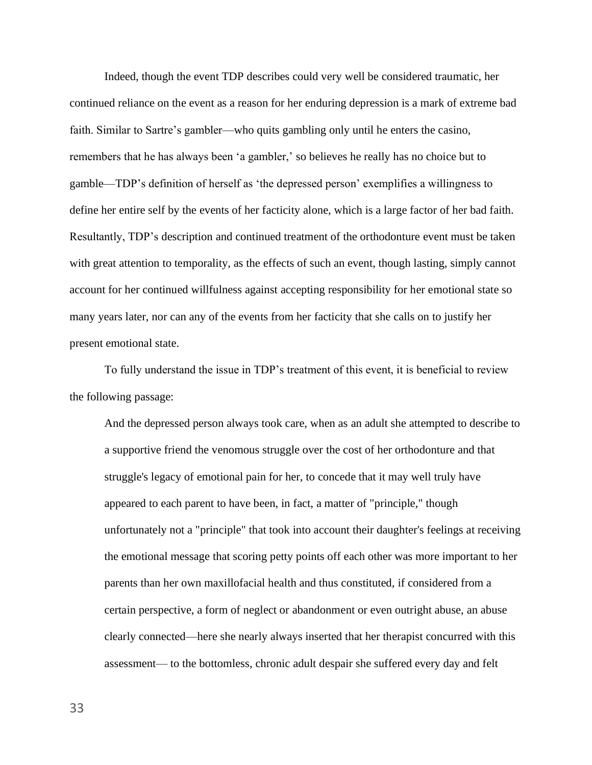Indeed, though the event TDP describes could very well be considered traumatic, her continued reliance on the event as a reason for her enduring depression is a mark of extreme bad faith. Similar to Sartre's gambler—who quits gambling only until he enters the casino, remembers that he has always been 'a gambler,' so believes he really has no choice but to gamble—TDP's definition of herself as 'the depressed person' exemplifies a willingness to define her entire self by the events of her facticity alone, which is a large factor of her bad faith. Resultantly, TDP's description and continued treatment of the orthodonture event must be taken with great attention to temporality, as the effects of such an event, though lasting, simply cannot account for her continued willfulness against accepting responsibility for her emotional state so many years later, nor can any of the events from her facticity that she calls on to justify her present emotional state.

To fully understand the issue in TDP's treatment of this event, it is beneficial to review the following passage:

> And the depressed person always took care, when as an adult she attempted to describe to a supportive friend the venomous struggle over the cost of her orthodonture and that struggle's legacy of emotional pain for her, to concede that it may well truly have appeared to each parent to have been, in fact, a matter of "principle," though unfortunately not a "principle" that took into account their daughter's feelings at receiving the emotional message that scoring petty points off each other was more important to her parents than her own maxillofacial health and thus constituted, if considered from a certain perspective, a form of neglect or abandonment or even outright abuse, an abuse clearly connected—here she nearly always inserted that her therapist concurred with this assessment— to the bottomless, chronic adult despair she suffered every day and felt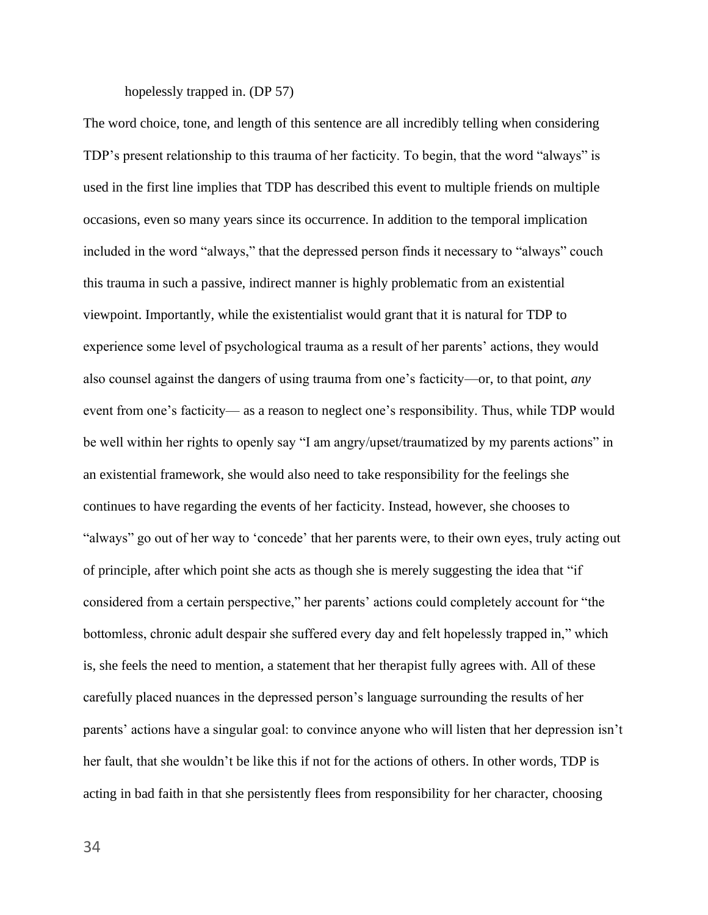hopelessly trapped in. (DP 57)

The word choice, tone, and length of this sentence are all incredibly telling when considering TDP's present relationship to this trauma of her facticity. To begin, that the word "always" is used in the first line implies that TDP has described this event to multiple friends on multiple occasions, even so many years since its occurrence. In addition to the temporal implication included in the word "always," that the depressed person finds it necessary to "always" couch this trauma in such a passive, indirect manner is highly problematic from an existential viewpoint. Importantly, while the existentialist would grant that it is natural for TDP to experience some level of psychological trauma as a result of her parents' actions, they would also counsel against the dangers of using trauma from one's facticity—or, to that point, *any* event from one's facticity— as a reason to neglect one's responsibility. Thus, while TDP would be well within her rights to openly say "I am angry/upset/traumatized by my parents actions" in an existential framework, she would also need to take responsibility for the feelings she continues to have regarding the events of her facticity. Instead, however, she chooses to "always" go out of her way to 'concede' that her parents were, to their own eyes, truly acting out of principle, after which point she acts as though she is merely suggesting the idea that "if considered from a certain perspective," her parents' actions could completely account for "the bottomless, chronic adult despair she suffered every day and felt hopelessly trapped in," which is, she feels the need to mention, a statement that her therapist fully agrees with. All of these carefully placed nuances in the depressed person's language surrounding the results of her parents' actions have a singular goal: to convince anyone who will listen that her depression isn't her fault, that she wouldn't be like this if not for the actions of others. In other words, TDP is acting in bad faith in that she persistently flees from responsibility for her character, choosing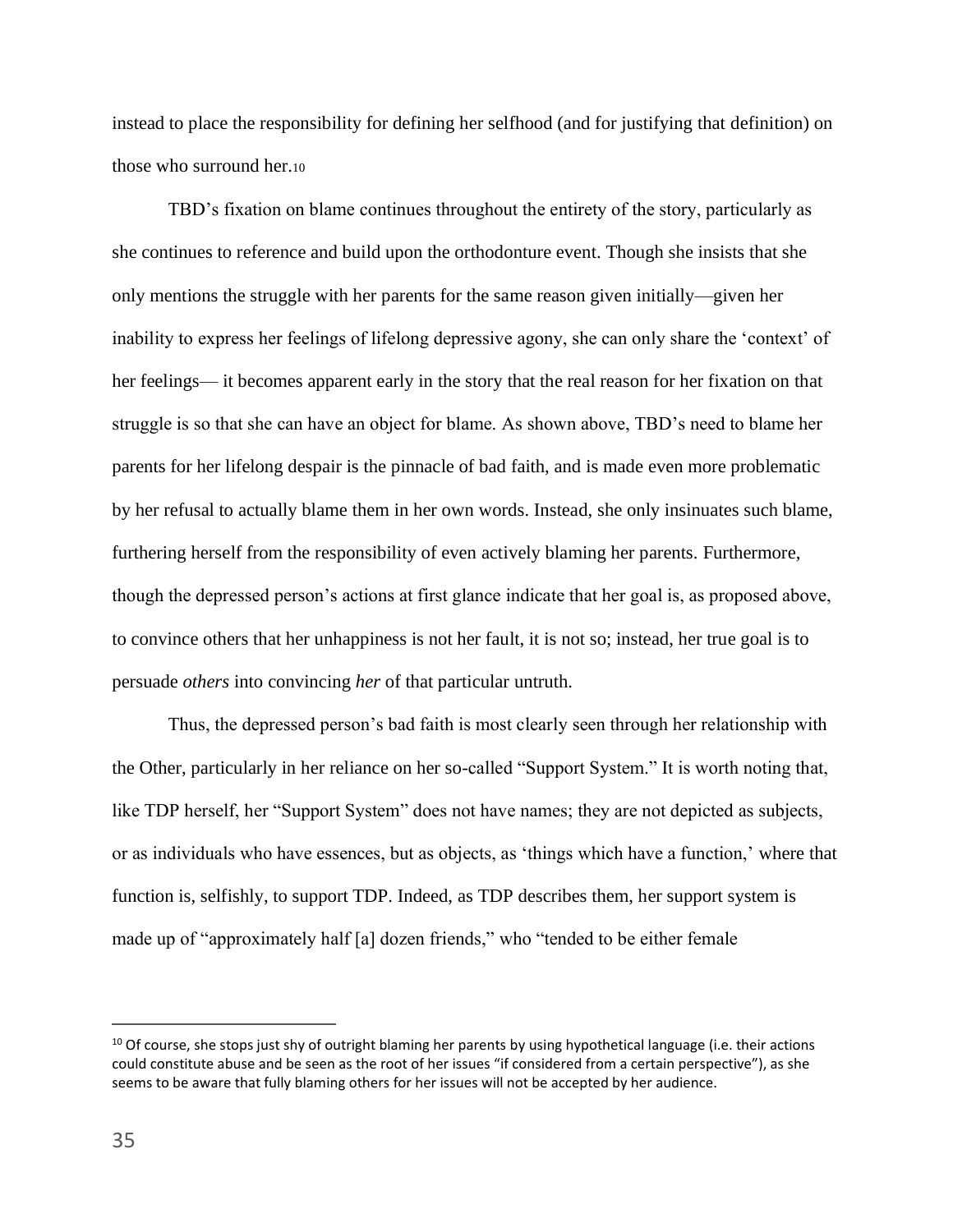instead to place the responsibility for defining her selfhood (and for justifying that definition) on those who surround her.[10]

TBD's fixation on blame continues throughout the entirety of the story, particularly as she continues to reference and build upon the orthodonture event. Though she insists that she only mentions the struggle with her parents for the same reason given initially—given her inability to express her feelings of lifelong depressive agony, she can only share the 'context' of her feelings— it becomes apparent early in the story that the real reason for her fixation on that struggle is so that she can have an object for blame. As shown above, TBD's need to blame her parents for her lifelong despair is the pinnacle of bad faith, and is made even more problematic by her refusal to actually blame them in her own words. Instead, she only insinuates such blame, furthering herself from the responsibility of even actively blaming her parents. Furthermore, though the depressed person's actions at first glance indicate that her goal is, as proposed above, to convince others that her unhappiness is not her fault, it is not so; instead, her true goal is to persuade *others* into convincing *her* of that particular untruth.

Thus, the depressed person's bad faith is most clearly seen through her relationship with the Other, particularly in her reliance on her so-called "Support System." It is worth noting that, like TDP herself, her "Support System" does not have names; they are not depicted as subjects, or as individuals who have essences, but as objects, as 'things which have a function,' where that function is, selfishly, to support TDP. Indeed, as TDP describes them, her support system is made up of "approximately half [a] dozen friends," who "tended to be either female

[10] Of course, she stops just shy of outright blaming her parents by using hypothetical language (i.e. their actions could constitute abuse and be seen as the root of her issues "if considered from a certain perspective"), as she seems to be aware that fully blaming others for her issues will not be accepted by her audience.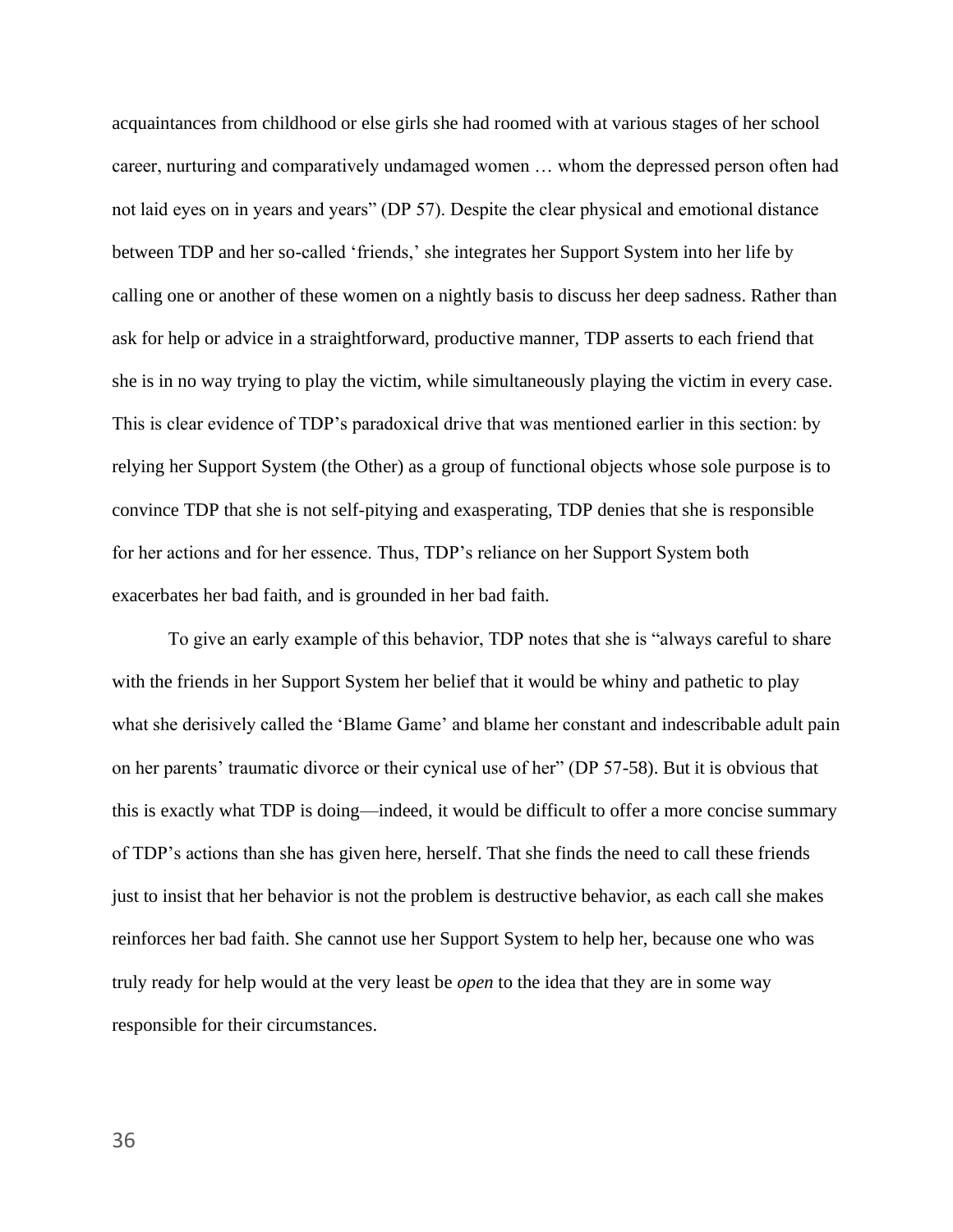acquaintances from childhood or else girls she had roomed with at various stages of her school career, nurturing and comparatively undamaged women … whom the depressed person often had not laid eyes on in years and years" (DP 57). Despite the clear physical and emotional distance between TDP and her so-called 'friends,' she integrates her Support System into her life by calling one or another of these women on a nightly basis to discuss her deep sadness. Rather than ask for help or advice in a straightforward, productive manner, TDP asserts to each friend that she is in no way trying to play the victim, while simultaneously playing the victim in every case. This is clear evidence of TDP's paradoxical drive that was mentioned earlier in this section: by relying her Support System (the Other) as a group of functional objects whose sole purpose is to convince TDP that she is not self-pitying and exasperating, TDP denies that she is responsible for her actions and for her essence. Thus, TDP's reliance on her Support System both exacerbates her bad faith, and is grounded in her bad faith.

To give an early example of this behavior, TDP notes that she is "always careful to share with the friends in her Support System her belief that it would be whiny and pathetic to play what she derisively called the 'Blame Game' and blame her constant and indescribable adult pain on her parents' traumatic divorce or their cynical use of her" (DP 57-58). But it is obvious that this is exactly what TDP is doing—indeed, it would be difficult to offer a more concise summary of TDP's actions than she has given here, herself. That she finds the need to call these friends just to insist that her behavior is not the problem is destructive behavior, as each call she makes reinforces her bad faith. She cannot use her Support System to help her, because one who was truly ready for help would at the very least be *open* to the idea that they are in some way responsible for their circumstances.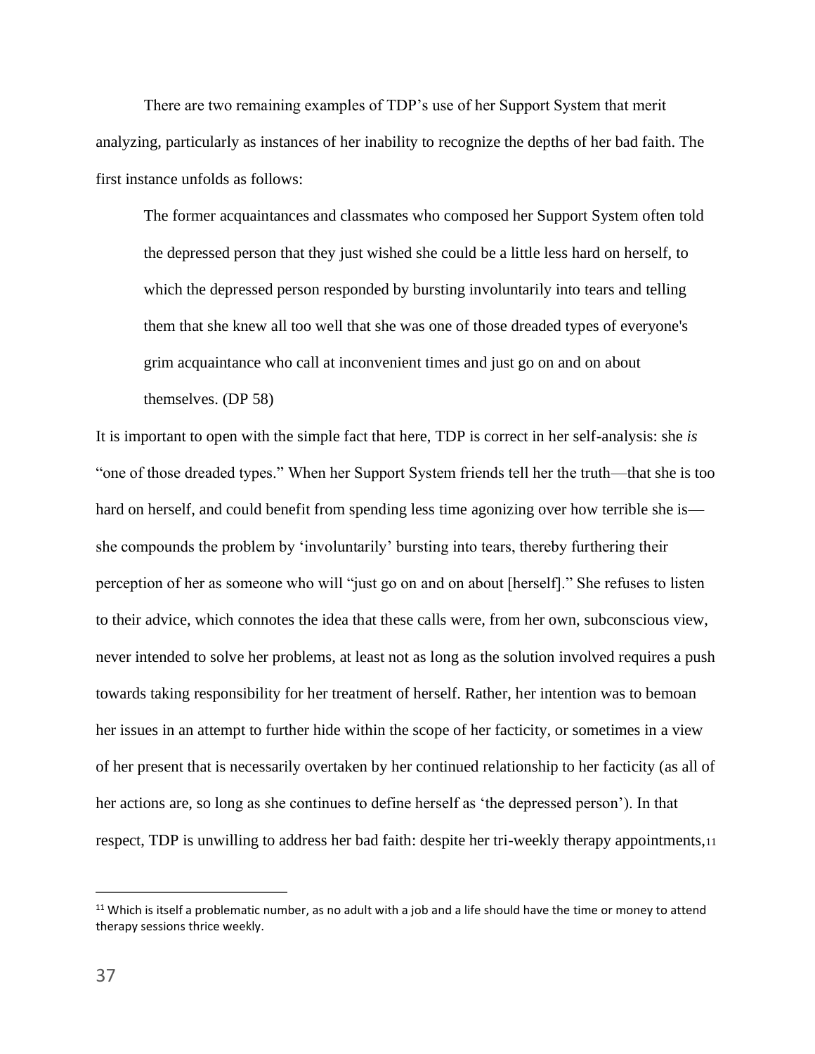There are two remaining examples of TDP's use of her Support System that merit analyzing, particularly as instances of her inability to recognize the depths of her bad faith. The first instance unfolds as follows:

> The former acquaintances and classmates who composed her Support System often told the depressed person that they just wished she could be a little less hard on herself, to which the depressed person responded by bursting involuntarily into tears and telling them that she knew all too well that she was one of those dreaded types of everyone's grim acquaintance who call at inconvenient times and just go on and on about themselves. (DP 58)

It is important to open with the simple fact that here, TDP is correct in her self-analysis: she *is* "one of those dreaded types." When her Support System friends tell her the truth—that she is too hard on herself, and could benefit from spending less time agonizing over how terrible she is—she compounds the problem by 'involuntarily' bursting into tears, thereby furthering their perception of her as someone who will "just go on and on about [herself]." She refuses to listen to their advice, which connotes the idea that these calls were, from her own, subconscious view, never intended to solve her problems, at least not as long as the solution involved requires a push towards taking responsibility for her treatment of herself. Rather, her intention was to bemoan her issues in an attempt to further hide within the scope of her facticity, or sometimes in a view of her present that is necessarily overtaken by her continued relationship to her facticity (as all of her actions are, so long as she continues to define herself as 'the depressed person'). In that respect, TDP is unwilling to address her bad faith: despite her tri-weekly therapy appointments,[11]

[11] Which is itself a problematic number, as no adult with a job and a life should have the time or money to attend therapy sessions thrice weekly.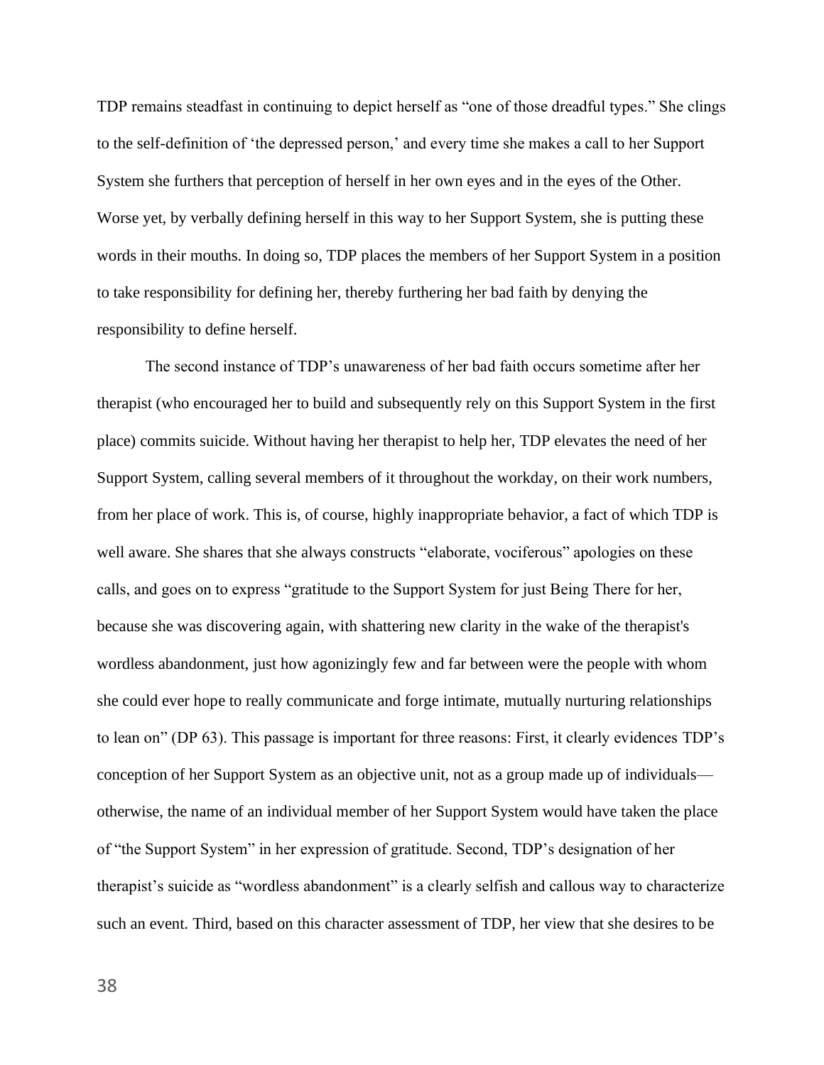TDP remains steadfast in continuing to depict herself as "one of those dreadful types." She clings to the self-definition of 'the depressed person,' and every time she makes a call to her Support System she furthers that perception of herself in her own eyes and in the eyes of the Other. Worse yet, by verbally defining herself in this way to her Support System, she is putting these words in their mouths. In doing so, TDP places the members of her Support System in a position to take responsibility for defining her, thereby furthering her bad faith by denying the responsibility to define herself.

The second instance of TDP's unawareness of her bad faith occurs sometime after her therapist (who encouraged her to build and subsequently rely on this Support System in the first place) commits suicide. Without having her therapist to help her, TDP elevates the need of her Support System, calling several members of it throughout the workday, on their work numbers, from her place of work. This is, of course, highly inappropriate behavior, a fact of which TDP is well aware. She shares that she always constructs "elaborate, vociferous" apologies on these calls, and goes on to express "gratitude to the Support System for just Being There for her, because she was discovering again, with shattering new clarity in the wake of the therapist's wordless abandonment, just how agonizingly few and far between were the people with whom she could ever hope to really communicate and forge intimate, mutually nurturing relationships to lean on" (DP 63). This passage is important for three reasons: First, it clearly evidences TDP's conception of her Support System as an objective unit, not as a group made up of individuals—otherwise, the name of an individual member of her Support System would have taken the place of "the Support System" in her expression of gratitude. Second, TDP's designation of her therapist's suicide as "wordless abandonment" is a clearly selfish and callous way to characterize such an event. Third, based on this character assessment of TDP, her view that she desires to be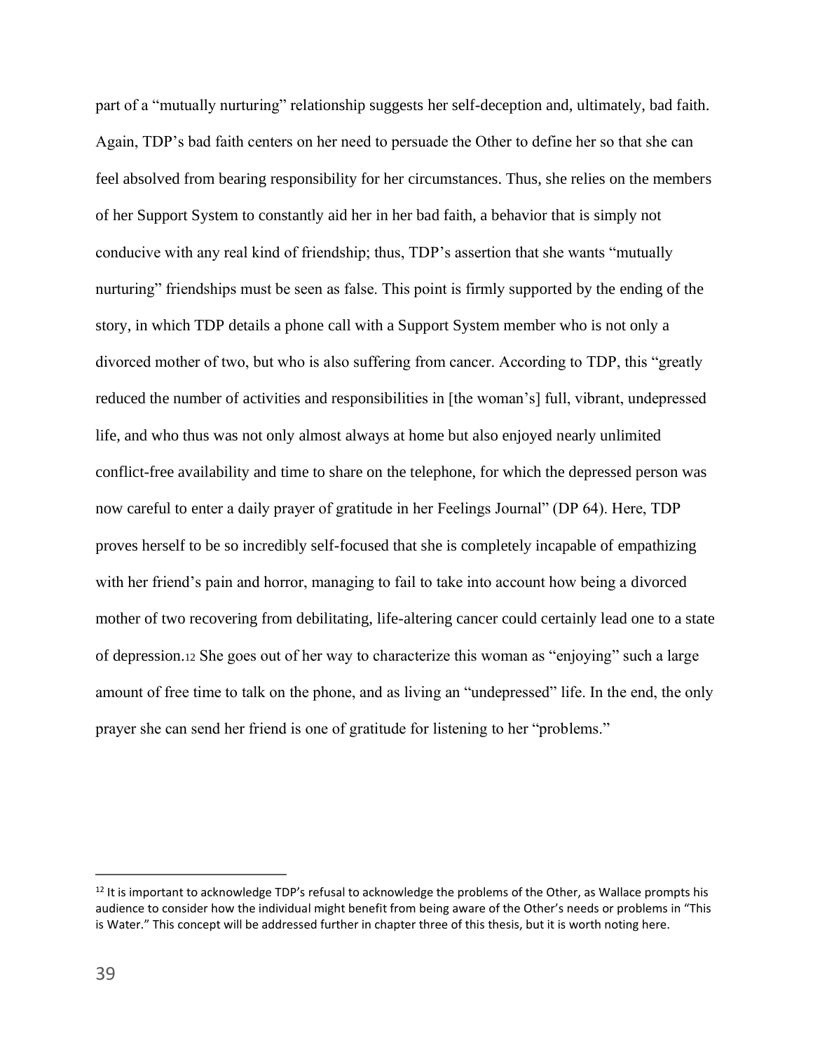part of a "mutually nurturing" relationship suggests her self-deception and, ultimately, bad faith. Again, TDP's bad faith centers on her need to persuade the Other to define her so that she can feel absolved from bearing responsibility for her circumstances. Thus, she relies on the members of her Support System to constantly aid her in her bad faith, a behavior that is simply not conducive with any real kind of friendship; thus, TDP's assertion that she wants "mutually nurturing" friendships must be seen as false. This point is firmly supported by the ending of the story, in which TDP details a phone call with a Support System member who is not only a divorced mother of two, but who is also suffering from cancer. According to TDP, this "greatly reduced the number of activities and responsibilities in [the woman's] full, vibrant, undepressed life, and who thus was not only almost always at home but also enjoyed nearly unlimited conflict-free availability and time to share on the telephone, for which the depressed person was now careful to enter a daily prayer of gratitude in her Feelings Journal" (DP 64). Here, TDP proves herself to be so incredibly self-focused that she is completely incapable of empathizing with her friend's pain and horror, managing to fail to take into account how being a divorced mother of two recovering from debilitating, life-altering cancer could certainly lead one to a state of depression.[12] She goes out of her way to characterize this woman as "enjoying" such a large amount of free time to talk on the phone, and as living an "undepressed" life. In the end, the only prayer she can send her friend is one of gratitude for listening to her "problems."

---

[12] It is important to acknowledge TDP's refusal to acknowledge the problems of the Other, as Wallace prompts his audience to consider how the individual might benefit from being aware of the Other's needs or problems in "This is Water." This concept will be addressed further in chapter three of this thesis, but it is worth noting here.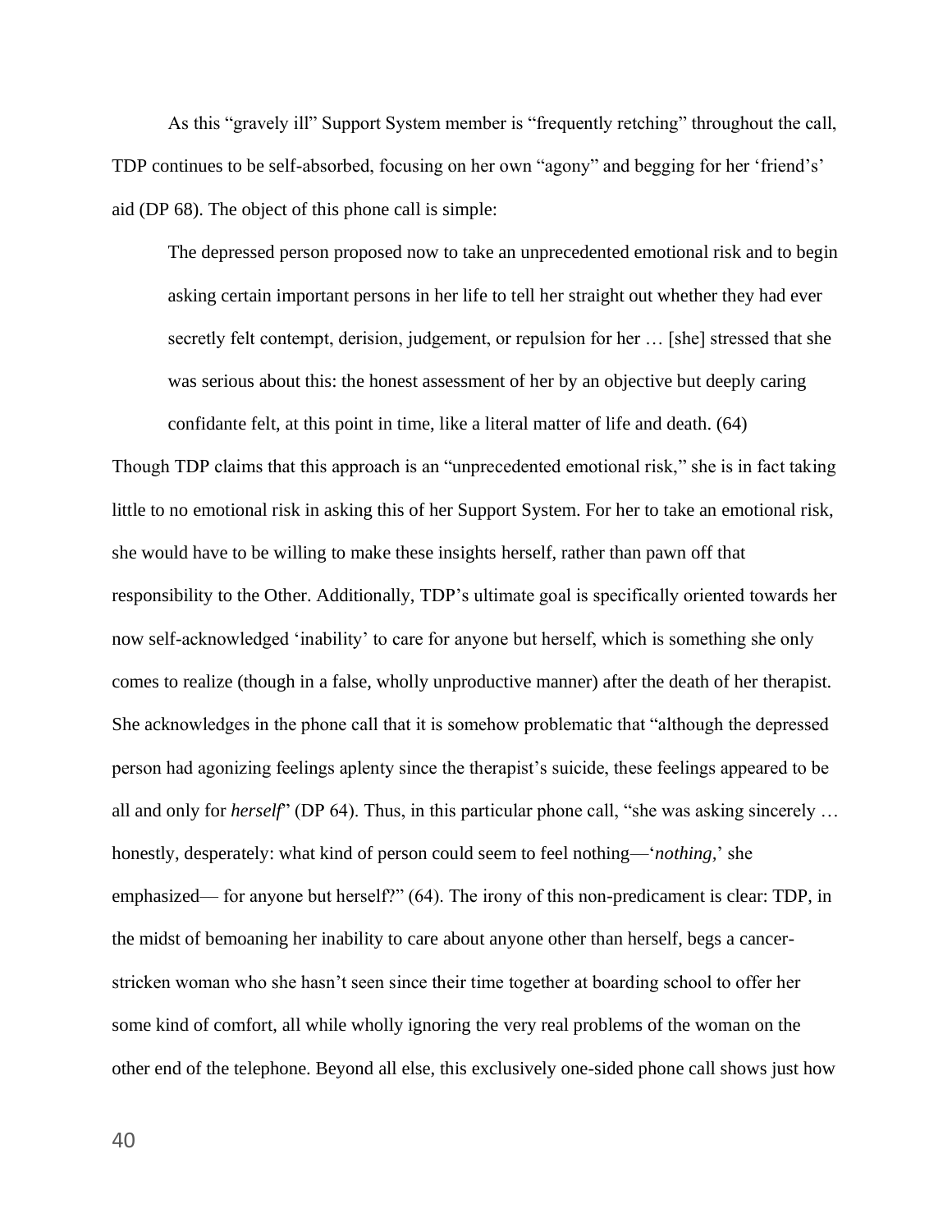As this "gravely ill" Support System member is "frequently retching" throughout the call, TDP continues to be self-absorbed, focusing on her own "agony" and begging for her 'friend's' aid (DP 68). The object of this phone call is simple:

> The depressed person proposed now to take an unprecedented emotional risk and to begin asking certain important persons in her life to tell her straight out whether they had ever secretly felt contempt, derision, judgement, or repulsion for her … [she] stressed that she was serious about this: the honest assessment of her by an objective but deeply caring confidante felt, at this point in time, like a literal matter of life and death. (64)

Though TDP claims that this approach is an "unprecedented emotional risk," she is in fact taking little to no emotional risk in asking this of her Support System. For her to take an emotional risk, she would have to be willing to make these insights herself, rather than pawn off that responsibility to the Other. Additionally, TDP's ultimate goal is specifically oriented towards her now self-acknowledged 'inability' to care for anyone but herself, which is something she only comes to realize (though in a false, wholly unproductive manner) after the death of her therapist. She acknowledges in the phone call that it is somehow problematic that "although the depressed person had agonizing feelings aplenty since the therapist's suicide, these feelings appeared to be all and only for *herself*" (DP 64). Thus, in this particular phone call, "she was asking sincerely … honestly, desperately: what kind of person could seem to feel nothing—'*nothing*,' she emphasized— for anyone but herself?" (64). The irony of this non-predicament is clear: TDP, in the midst of bemoaning her inability to care about anyone other than herself, begs a cancer-stricken woman who she hasn't seen since their time together at boarding school to offer her some kind of comfort, all while wholly ignoring the very real problems of the woman on the other end of the telephone. Beyond all else, this exclusively one-sided phone call shows just how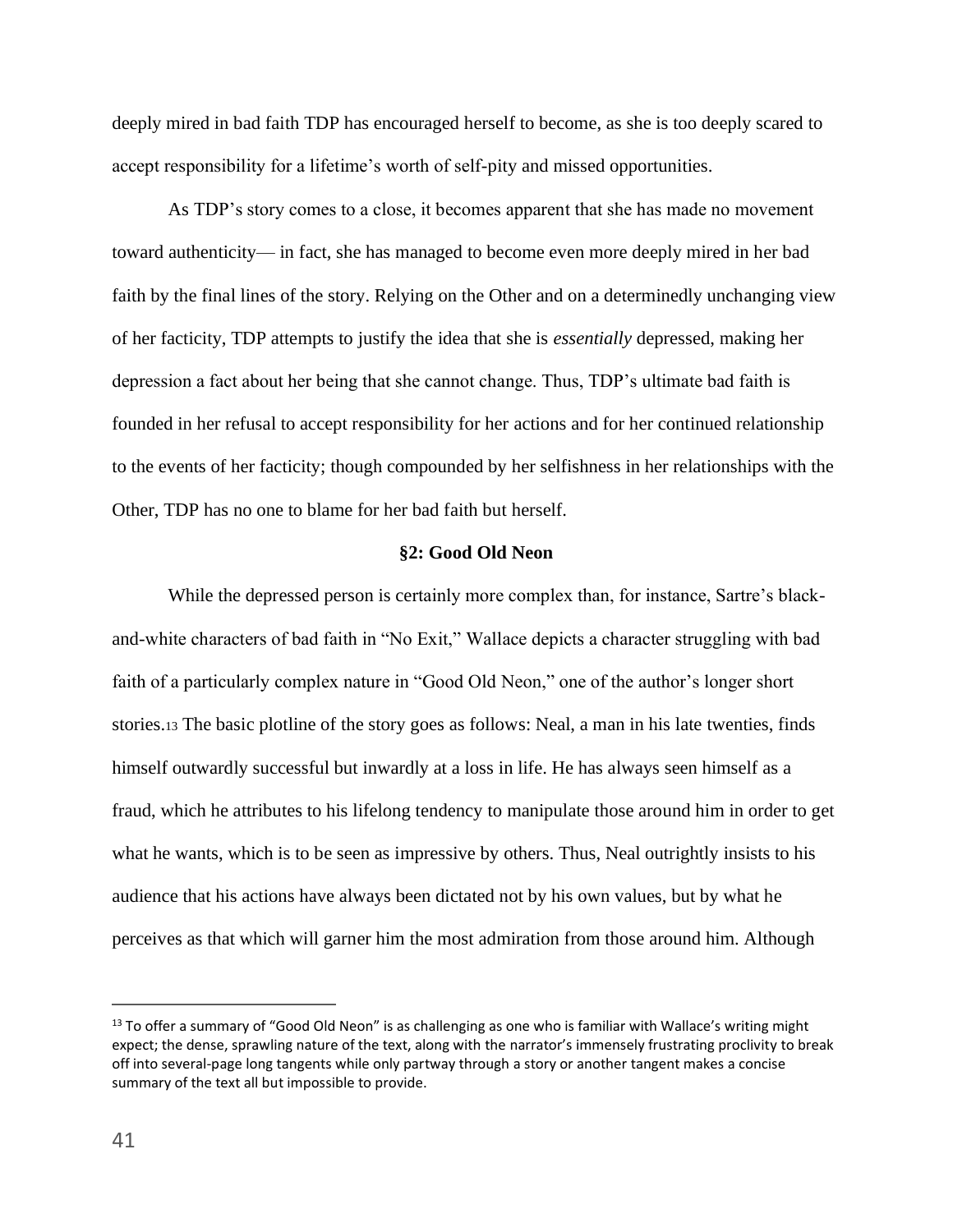deeply mired in bad faith TDP has encouraged herself to become, as she is too deeply scared to accept responsibility for a lifetime's worth of self-pity and missed opportunities.

As TDP's story comes to a close, it becomes apparent that she has made no movement toward authenticity— in fact, she has managed to become even more deeply mired in her bad faith by the final lines of the story. Relying on the Other and on a determinedly unchanging view of her facticity, TDP attempts to justify the idea that she is *essentially* depressed, making her depression a fact about her being that she cannot change. Thus, TDP's ultimate bad faith is founded in her refusal to accept responsibility for her actions and for her continued relationship to the events of her facticity; though compounded by her selfishness in her relationships with the Other, TDP has no one to blame for her bad faith but herself.

### §2: Good Old Neon

While the depressed person is certainly more complex than, for instance, Sartre's black-and-white characters of bad faith in "No Exit," Wallace depicts a character struggling with bad faith of a particularly complex nature in "Good Old Neon," one of the author's longer short stories.[13] The basic plotline of the story goes as follows: Neal, a man in his late twenties, finds himself outwardly successful but inwardly at a loss in life. He has always seen himself as a fraud, which he attributes to his lifelong tendency to manipulate those around him in order to get what he wants, which is to be seen as impressive by others. Thus, Neal outrightly insists to his audience that his actions have always been dictated not by his own values, but by what he perceives as that which will garner him the most admiration from those around him. Although

[13] To offer a summary of "Good Old Neon" is as challenging as one who is familiar with Wallace's writing might expect; the dense, sprawling nature of the text, along with the narrator's immensely frustrating proclivity to break off into several-page long tangents while only partway through a story or another tangent makes a concise summary of the text all but impossible to provide.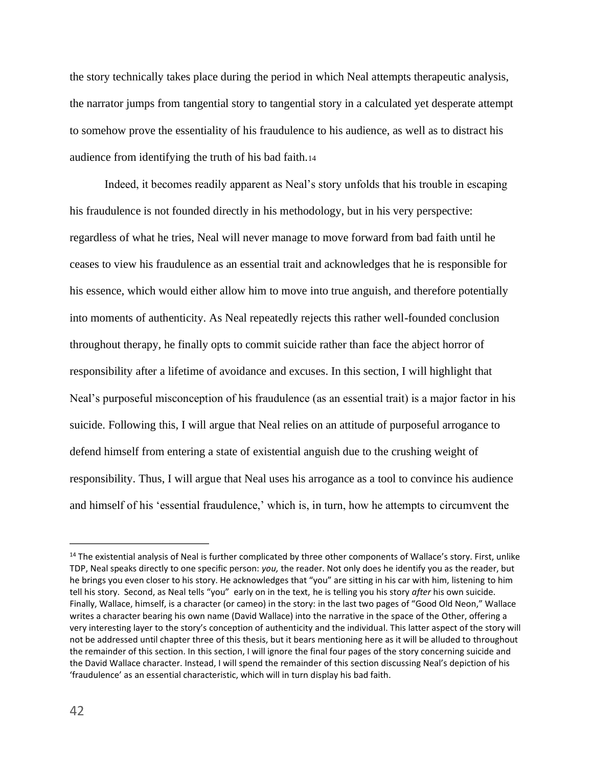the story technically takes place during the period in which Neal attempts therapeutic analysis, the narrator jumps from tangential story to tangential story in a calculated yet desperate attempt to somehow prove the essentiality of his fraudulence to his audience, as well as to distract his audience from identifying the truth of his bad faith.[14]

Indeed, it becomes readily apparent as Neal's story unfolds that his trouble in escaping his fraudulence is not founded directly in his methodology, but in his very perspective: regardless of what he tries, Neal will never manage to move forward from bad faith until he ceases to view his fraudulence as an essential trait and acknowledges that he is responsible for his essence, which would either allow him to move into true anguish, and therefore potentially into moments of authenticity. As Neal repeatedly rejects this rather well-founded conclusion throughout therapy, he finally opts to commit suicide rather than face the abject horror of responsibility after a lifetime of avoidance and excuses. In this section, I will highlight that Neal's purposeful misconception of his fraudulence (as an essential trait) is a major factor in his suicide. Following this, I will argue that Neal relies on an attitude of purposeful arrogance to defend himself from entering a state of existential anguish due to the crushing weight of responsibility. Thus, I will argue that Neal uses his arrogance as a tool to convince his audience and himself of his 'essential fraudulence,' which is, in turn, how he attempts to circumvent the

---

[14] The existential analysis of Neal is further complicated by three other components of Wallace's story. First, unlike TDP, Neal speaks directly to one specific person: *you,* the reader. Not only does he identify you as the reader, but he brings you even closer to his story. He acknowledges that "you" are sitting in his car with him, listening to him tell his story. Second, as Neal tells "you" early on in the text, he is telling you his story *after* his own suicide. Finally, Wallace, himself, is a character (or cameo) in the story: in the last two pages of "Good Old Neon," Wallace writes a character bearing his own name (David Wallace) into the narrative in the space of the Other, offering a very interesting layer to the story's conception of authenticity and the individual. This latter aspect of the story will not be addressed until chapter three of this thesis, but it bears mentioning here as it will be alluded to throughout the remainder of this section. In this section, I will ignore the final four pages of the story concerning suicide and the David Wallace character. Instead, I will spend the remainder of this section discussing Neal's depiction of his 'fraudulence' as an essential characteristic, which will in turn display his bad faith.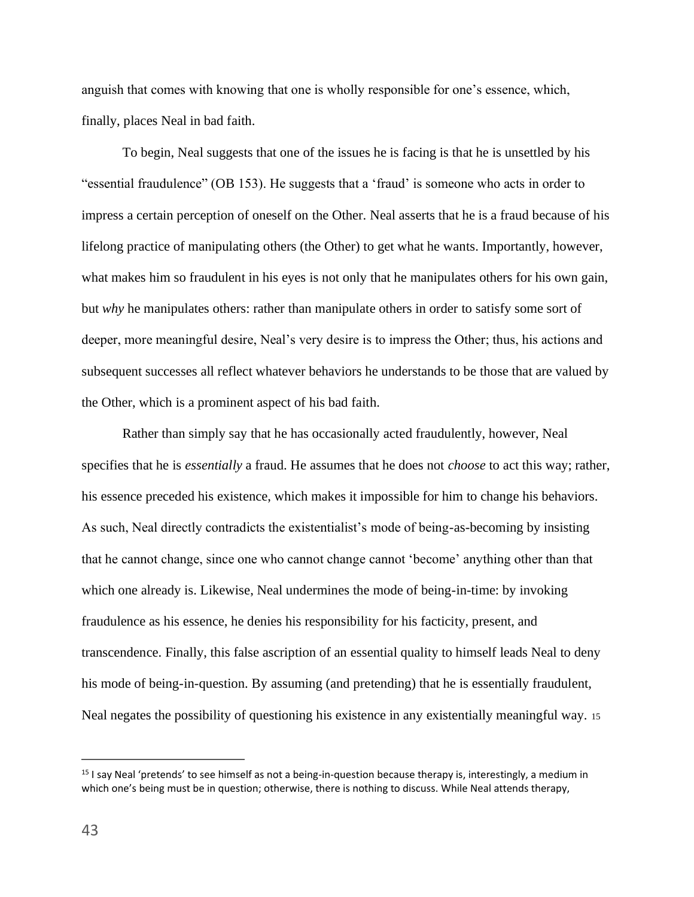anguish that comes with knowing that one is wholly responsible for one's essence, which, finally, places Neal in bad faith.

To begin, Neal suggests that one of the issues he is facing is that he is unsettled by his "essential fraudulence" (OB 153). He suggests that a 'fraud' is someone who acts in order to impress a certain perception of oneself on the Other. Neal asserts that he is a fraud because of his lifelong practice of manipulating others (the Other) to get what he wants. Importantly, however, what makes him so fraudulent in his eyes is not only that he manipulates others for his own gain, but *why* he manipulates others: rather than manipulate others in order to satisfy some sort of deeper, more meaningful desire, Neal's very desire is to impress the Other; thus, his actions and subsequent successes all reflect whatever behaviors he understands to be those that are valued by the Other, which is a prominent aspect of his bad faith.

Rather than simply say that he has occasionally acted fraudulently, however, Neal specifies that he is *essentially* a fraud. He assumes that he does not *choose* to act this way; rather, his essence preceded his existence, which makes it impossible for him to change his behaviors. As such, Neal directly contradicts the existentialist's mode of being-as-becoming by insisting that he cannot change, since one who cannot change cannot 'become' anything other than that which one already is. Likewise, Neal undermines the mode of being-in-time: by invoking fraudulence as his essence, he denies his responsibility for his facticity, present, and transcendence. Finally, this false ascription of an essential quality to himself leads Neal to deny his mode of being-in-question. By assuming (and pretending) that he is essentially fraudulent, Neal negates the possibility of questioning his existence in any existentially meaningful way. [15]

[15] I say Neal 'pretends' to see himself as not a being-in-question because therapy is, interestingly, a medium in which one's being must be in question; otherwise, there is nothing to discuss. While Neal attends therapy,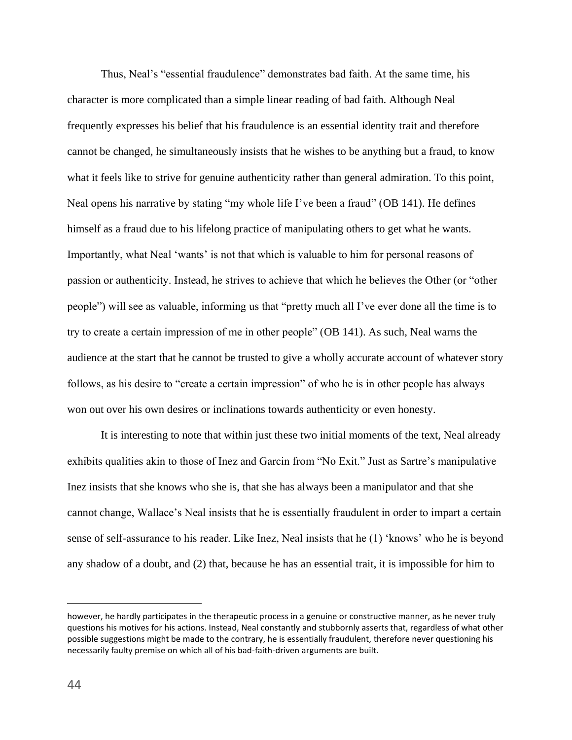Thus, Neal's "essential fraudulence" demonstrates bad faith. At the same time, his character is more complicated than a simple linear reading of bad faith. Although Neal frequently expresses his belief that his fraudulence is an essential identity trait and therefore cannot be changed, he simultaneously insists that he wishes to be anything but a fraud, to know what it feels like to strive for genuine authenticity rather than general admiration. To this point, Neal opens his narrative by stating "my whole life I've been a fraud" (OB 141). He defines himself as a fraud due to his lifelong practice of manipulating others to get what he wants. Importantly, what Neal 'wants' is not that which is valuable to him for personal reasons of passion or authenticity. Instead, he strives to achieve that which he believes the Other (or "other people") will see as valuable, informing us that "pretty much all I've ever done all the time is to try to create a certain impression of me in other people" (OB 141). As such, Neal warns the audience at the start that he cannot be trusted to give a wholly accurate account of whatever story follows, as his desire to "create a certain impression" of who he is in other people has always won out over his own desires or inclinations towards authenticity or even honesty.

It is interesting to note that within just these two initial moments of the text, Neal already exhibits qualities akin to those of Inez and Garcin from "No Exit." Just as Sartre's manipulative Inez insists that she knows who she is, that she has always been a manipulator and that she cannot change, Wallace's Neal insists that he is essentially fraudulent in order to impart a certain sense of self-assurance to his reader. Like Inez, Neal insists that he (1) 'knows' who he is beyond any shadow of a doubt, and (2) that, because he has an essential trait, it is impossible for him to

---

however, he hardly participates in the therapeutic process in a genuine or constructive manner, as he never truly questions his motives for his actions. Instead, Neal constantly and stubbornly asserts that, regardless of what other possible suggestions might be made to the contrary, he is essentially fraudulent, therefore never questioning his necessarily faulty premise on which all of his bad-faith-driven arguments are built.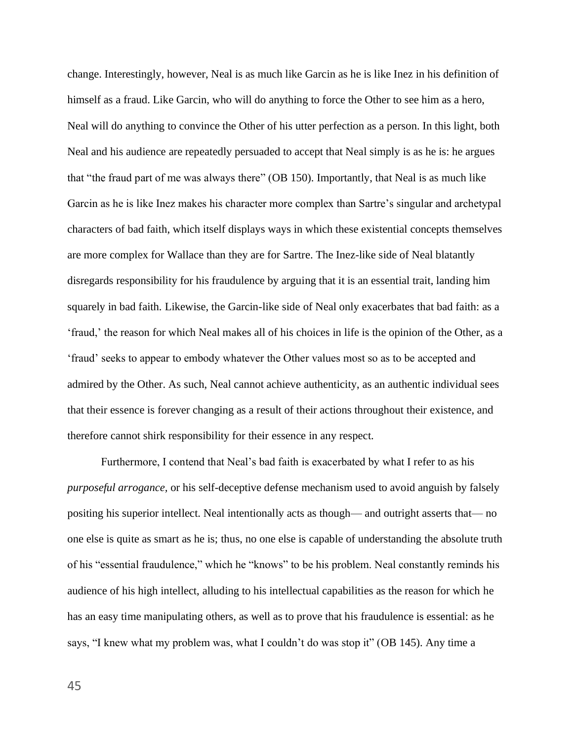change. Interestingly, however, Neal is as much like Garcin as he is like Inez in his definition of himself as a fraud. Like Garcin, who will do anything to force the Other to see him as a hero, Neal will do anything to convince the Other of his utter perfection as a person. In this light, both Neal and his audience are repeatedly persuaded to accept that Neal simply is as he is: he argues that "the fraud part of me was always there" (OB 150). Importantly, that Neal is as much like Garcin as he is like Inez makes his character more complex than Sartre's singular and archetypal characters of bad faith, which itself displays ways in which these existential concepts themselves are more complex for Wallace than they are for Sartre. The Inez-like side of Neal blatantly disregards responsibility for his fraudulence by arguing that it is an essential trait, landing him squarely in bad faith. Likewise, the Garcin-like side of Neal only exacerbates that bad faith: as a 'fraud,' the reason for which Neal makes all of his choices in life is the opinion of the Other, as a 'fraud' seeks to appear to embody whatever the Other values most so as to be accepted and admired by the Other. As such, Neal cannot achieve authenticity, as an authentic individual sees that their essence is forever changing as a result of their actions throughout their existence, and therefore cannot shirk responsibility for their essence in any respect.

Furthermore, I contend that Neal's bad faith is exacerbated by what I refer to as his *purposeful arrogance,* or his self-deceptive defense mechanism used to avoid anguish by falsely positing his superior intellect. Neal intentionally acts as though— and outright asserts that— no one else is quite as smart as he is; thus, no one else is capable of understanding the absolute truth of his "essential fraudulence," which he "knows" to be his problem. Neal constantly reminds his audience of his high intellect, alluding to his intellectual capabilities as the reason for which he has an easy time manipulating others, as well as to prove that his fraudulence is essential: as he says, "I knew what my problem was, what I couldn't do was stop it" (OB 145). Any time a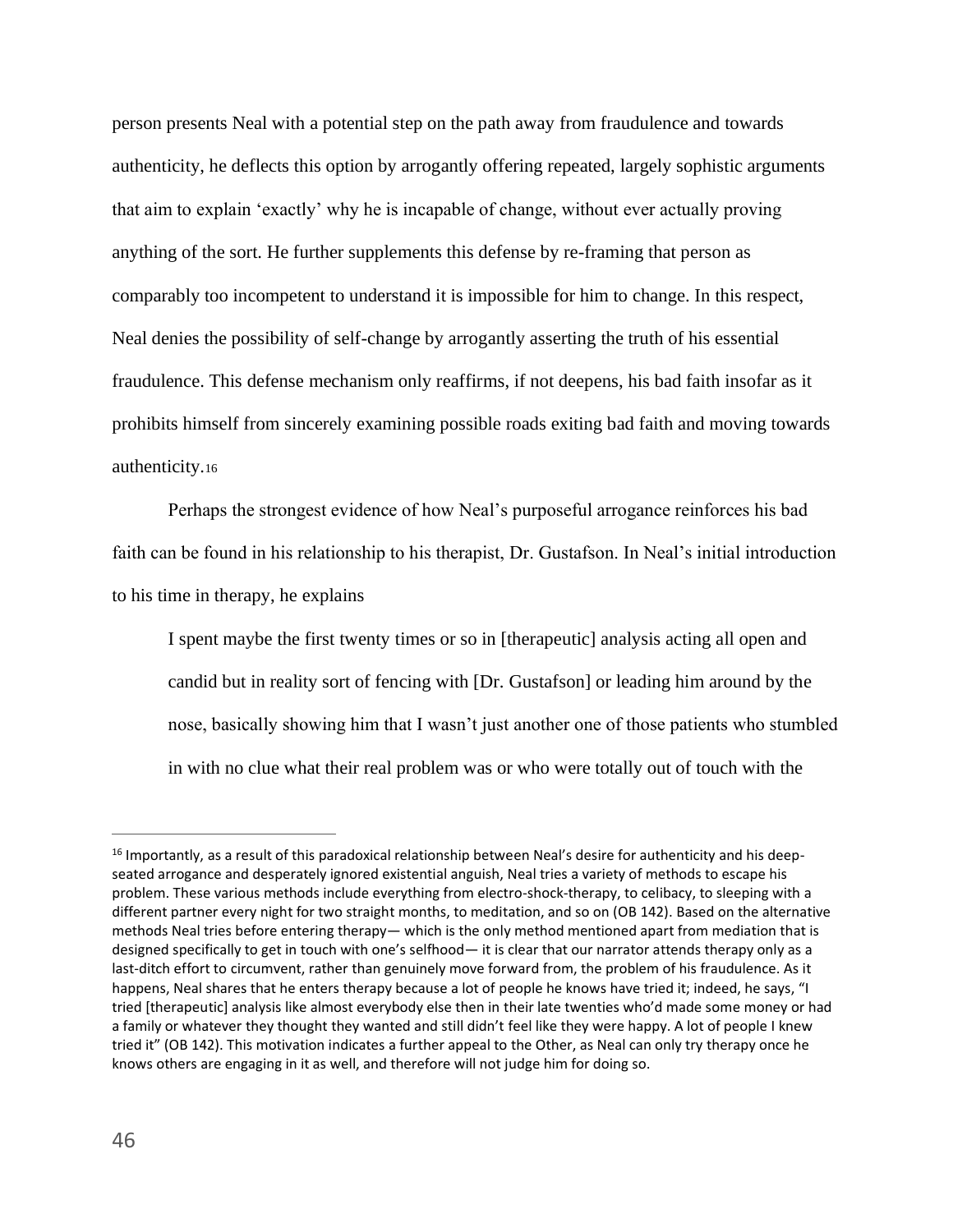person presents Neal with a potential step on the path away from fraudulence and towards authenticity, he deflects this option by arrogantly offering repeated, largely sophistic arguments that aim to explain 'exactly' why he is incapable of change, without ever actually proving anything of the sort. He further supplements this defense by re-framing that person as comparably too incompetent to understand it is impossible for him to change. In this respect, Neal denies the possibility of self-change by arrogantly asserting the truth of his essential fraudulence. This defense mechanism only reaffirms, if not deepens, his bad faith insofar as it prohibits himself from sincerely examining possible roads exiting bad faith and moving towards authenticity.[16]

Perhaps the strongest evidence of how Neal's purposeful arrogance reinforces his bad faith can be found in his relationship to his therapist, Dr. Gustafson. In Neal's initial introduction to his time in therapy, he explains

> I spent maybe the first twenty times or so in [therapeutic] analysis acting all open and candid but in reality sort of fencing with [Dr. Gustafson] or leading him around by the nose, basically showing him that I wasn't just another one of those patients who stumbled in with no clue what their real problem was or who were totally out of touch with the

---

[16] Importantly, as a result of this paradoxical relationship between Neal's desire for authenticity and his deep-seated arrogance and desperately ignored existential anguish, Neal tries a variety of methods to escape his problem. These various methods include everything from electro-shock-therapy, to celibacy, to sleeping with a different partner every night for two straight months, to meditation, and so on (OB 142). Based on the alternative methods Neal tries before entering therapy— which is the only method mentioned apart from mediation that is designed specifically to get in touch with one's selfhood— it is clear that our narrator attends therapy only as a last-ditch effort to circumvent, rather than genuinely move forward from, the problem of his fraudulence. As it happens, Neal shares that he enters therapy because a lot of people he knows have tried it; indeed, he says, "I tried [therapeutic] analysis like almost everybody else then in their late twenties who'd made some money or had a family or whatever they thought they wanted and still didn't feel like they were happy. A lot of people I knew tried it" (OB 142). This motivation indicates a further appeal to the Other, as Neal can only try therapy once he knows others are engaging in it as well, and therefore will not judge him for doing so.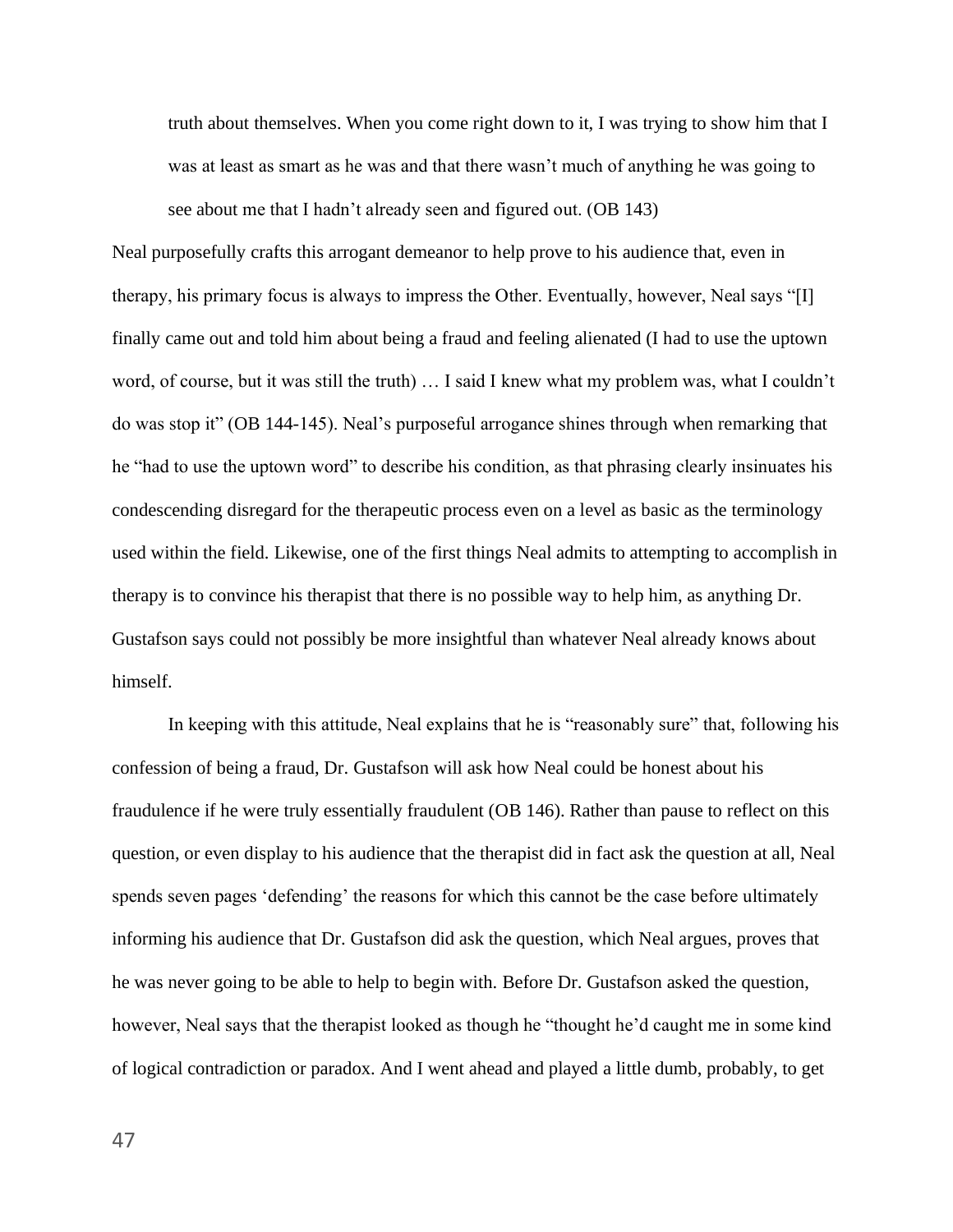> truth about themselves. When you come right down to it, I was trying to show him that I was at least as smart as he was and that there wasn't much of anything he was going to see about me that I hadn't already seen and figured out. (OB 143)

Neal purposefully crafts this arrogant demeanor to help prove to his audience that, even in therapy, his primary focus is always to impress the Other. Eventually, however, Neal says "[I] finally came out and told him about being a fraud and feeling alienated (I had to use the uptown word, of course, but it was still the truth) … I said I knew what my problem was, what I couldn't do was stop it" (OB 144-145). Neal's purposeful arrogance shines through when remarking that he "had to use the uptown word" to describe his condition, as that phrasing clearly insinuates his condescending disregard for the therapeutic process even on a level as basic as the terminology used within the field. Likewise, one of the first things Neal admits to attempting to accomplish in therapy is to convince his therapist that there is no possible way to help him, as anything Dr. Gustafson says could not possibly be more insightful than whatever Neal already knows about himself.

In keeping with this attitude, Neal explains that he is "reasonably sure" that, following his confession of being a fraud, Dr. Gustafson will ask how Neal could be honest about his fraudulence if he were truly essentially fraudulent (OB 146). Rather than pause to reflect on this question, or even display to his audience that the therapist did in fact ask the question at all, Neal spends seven pages 'defending' the reasons for which this cannot be the case before ultimately informing his audience that Dr. Gustafson did ask the question, which Neal argues, proves that he was never going to be able to help to begin with. Before Dr. Gustafson asked the question, however, Neal says that the therapist looked as though he "thought he'd caught me in some kind of logical contradiction or paradox. And I went ahead and played a little dumb, probably, to get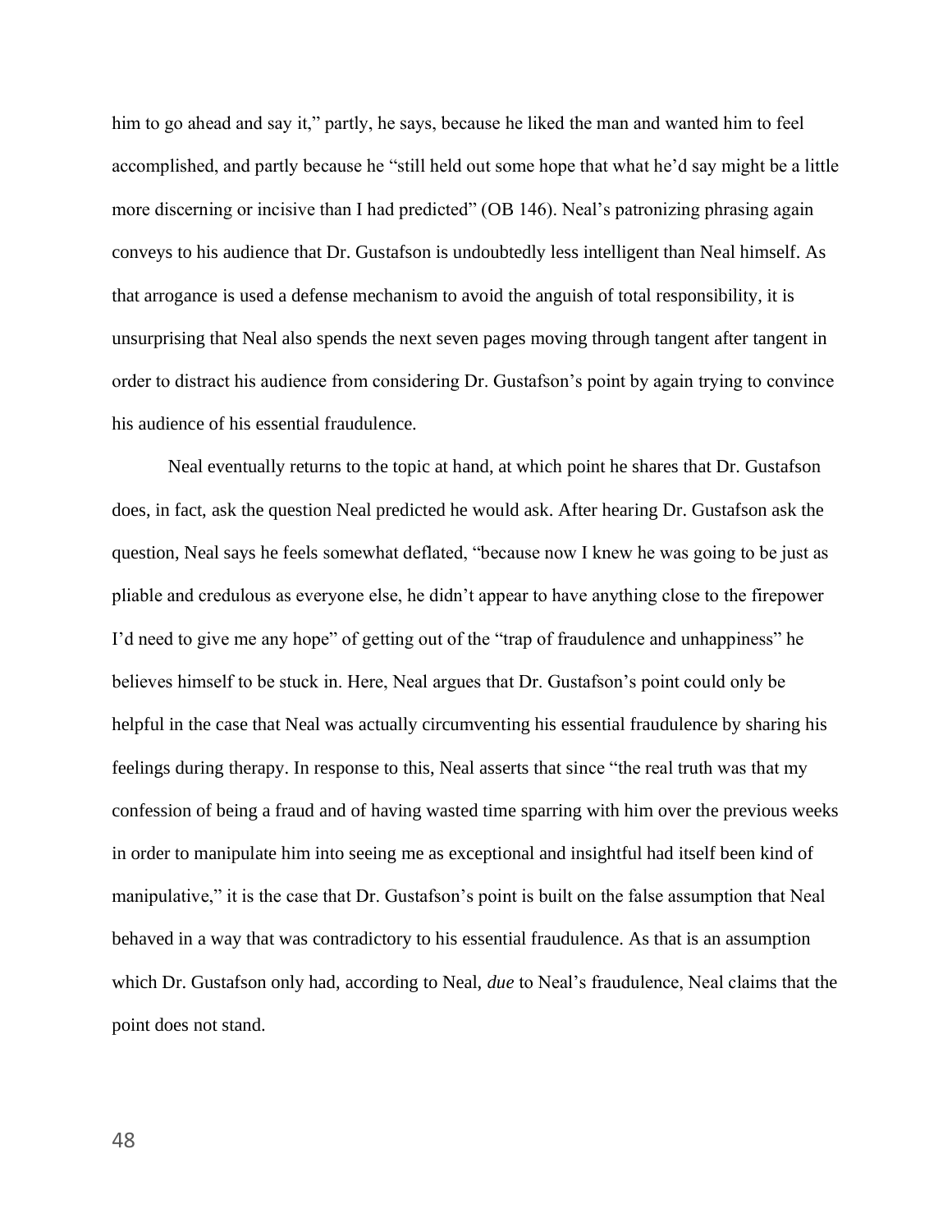him to go ahead and say it," partly, he says, because he liked the man and wanted him to feel accomplished, and partly because he "still held out some hope that what he'd say might be a little more discerning or incisive than I had predicted" (OB 146). Neal's patronizing phrasing again conveys to his audience that Dr. Gustafson is undoubtedly less intelligent than Neal himself. As that arrogance is used a defense mechanism to avoid the anguish of total responsibility, it is unsurprising that Neal also spends the next seven pages moving through tangent after tangent in order to distract his audience from considering Dr. Gustafson's point by again trying to convince his audience of his essential fraudulence.

Neal eventually returns to the topic at hand, at which point he shares that Dr. Gustafson does, in fact, ask the question Neal predicted he would ask. After hearing Dr. Gustafson ask the question, Neal says he feels somewhat deflated, "because now I knew he was going to be just as pliable and credulous as everyone else, he didn't appear to have anything close to the firepower I'd need to give me any hope" of getting out of the "trap of fraudulence and unhappiness" he believes himself to be stuck in. Here, Neal argues that Dr. Gustafson's point could only be helpful in the case that Neal was actually circumventing his essential fraudulence by sharing his feelings during therapy. In response to this, Neal asserts that since "the real truth was that my confession of being a fraud and of having wasted time sparring with him over the previous weeks in order to manipulate him into seeing me as exceptional and insightful had itself been kind of manipulative," it is the case that Dr. Gustafson's point is built on the false assumption that Neal behaved in a way that was contradictory to his essential fraudulence. As that is an assumption which Dr. Gustafson only had, according to Neal, *due* to Neal's fraudulence, Neal claims that the point does not stand.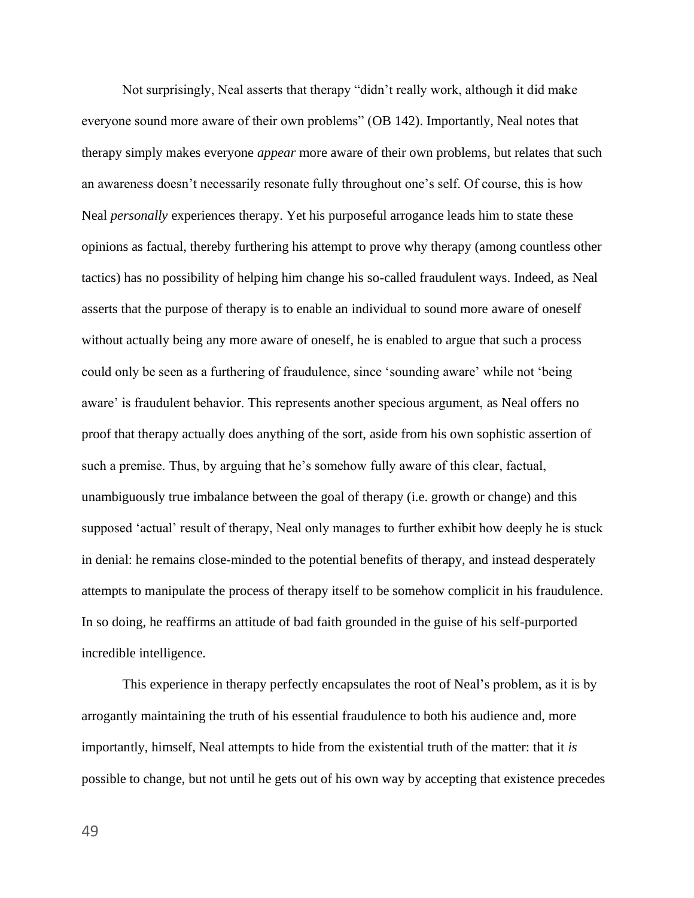Not surprisingly, Neal asserts that therapy "didn't really work, although it did make everyone sound more aware of their own problems" (OB 142). Importantly, Neal notes that therapy simply makes everyone *appear* more aware of their own problems, but relates that such an awareness doesn't necessarily resonate fully throughout one's self. Of course, this is how Neal *personally* experiences therapy. Yet his purposeful arrogance leads him to state these opinions as factual, thereby furthering his attempt to prove why therapy (among countless other tactics) has no possibility of helping him change his so-called fraudulent ways. Indeed, as Neal asserts that the purpose of therapy is to enable an individual to sound more aware of oneself without actually being any more aware of oneself, he is enabled to argue that such a process could only be seen as a furthering of fraudulence, since 'sounding aware' while not 'being aware' is fraudulent behavior. This represents another specious argument, as Neal offers no proof that therapy actually does anything of the sort, aside from his own sophistic assertion of such a premise. Thus, by arguing that he's somehow fully aware of this clear, factual, unambiguously true imbalance between the goal of therapy (i.e. growth or change) and this supposed 'actual' result of therapy, Neal only manages to further exhibit how deeply he is stuck in denial: he remains close-minded to the potential benefits of therapy, and instead desperately attempts to manipulate the process of therapy itself to be somehow complicit in his fraudulence. In so doing, he reaffirms an attitude of bad faith grounded in the guise of his self-purported incredible intelligence.

This experience in therapy perfectly encapsulates the root of Neal's problem, as it is by arrogantly maintaining the truth of his essential fraudulence to both his audience and, more importantly, himself, Neal attempts to hide from the existential truth of the matter: that it *is* possible to change, but not until he gets out of his own way by accepting that existence precedes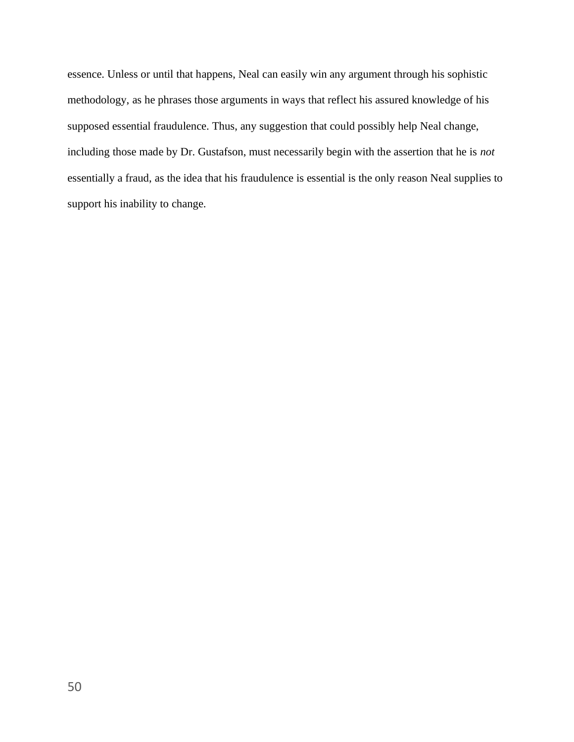essence. Unless or until that happens, Neal can easily win any argument through his sophistic methodology, as he phrases those arguments in ways that reflect his assured knowledge of his supposed essential fraudulence. Thus, any suggestion that could possibly help Neal change, including those made by Dr. Gustafson, must necessarily begin with the assertion that he is *not* essentially a fraud, as the idea that his fraudulence is essential is the only reason Neal supplies to support his inability to change.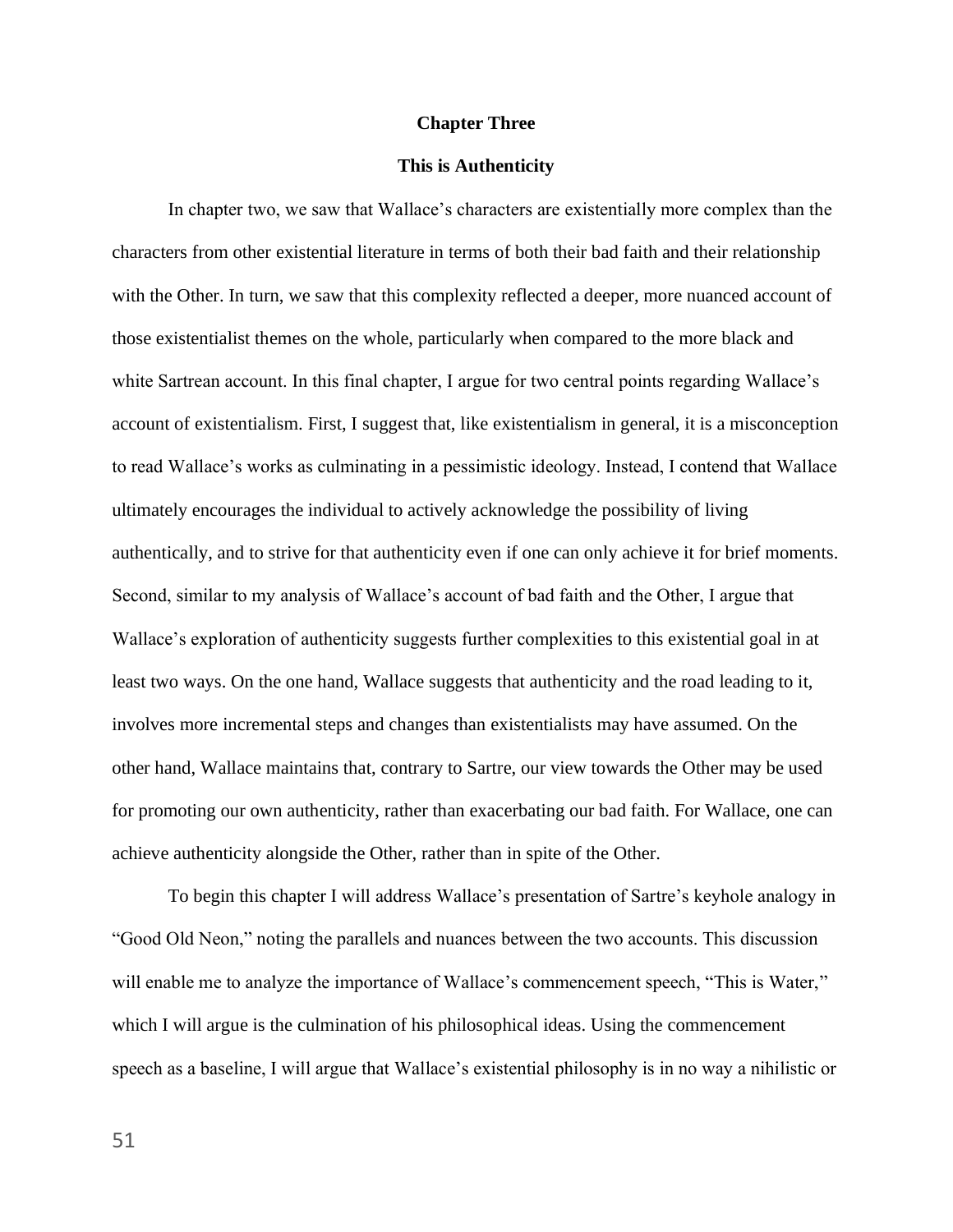**Chapter Three**

**This is Authenticity**

In chapter two, we saw that Wallace's characters are existentially more complex than the characters from other existential literature in terms of both their bad faith and their relationship with the Other. In turn, we saw that this complexity reflected a deeper, more nuanced account of those existentialist themes on the whole, particularly when compared to the more black and white Sartrean account. In this final chapter, I argue for two central points regarding Wallace's account of existentialism. First, I suggest that, like existentialism in general, it is a misconception to read Wallace's works as culminating in a pessimistic ideology. Instead, I contend that Wallace ultimately encourages the individual to actively acknowledge the possibility of living authentically, and to strive for that authenticity even if one can only achieve it for brief moments. Second, similar to my analysis of Wallace's account of bad faith and the Other, I argue that Wallace's exploration of authenticity suggests further complexities to this existential goal in at least two ways. On the one hand, Wallace suggests that authenticity and the road leading to it, involves more incremental steps and changes than existentialists may have assumed. On the other hand, Wallace maintains that, contrary to Sartre, our view towards the Other may be used for promoting our own authenticity, rather than exacerbating our bad faith. For Wallace, one can achieve authenticity alongside the Other, rather than in spite of the Other.

To begin this chapter I will address Wallace's presentation of Sartre's keyhole analogy in "Good Old Neon," noting the parallels and nuances between the two accounts. This discussion will enable me to analyze the importance of Wallace's commencement speech, "This is Water," which I will argue is the culmination of his philosophical ideas. Using the commencement speech as a baseline, I will argue that Wallace's existential philosophy is in no way a nihilistic or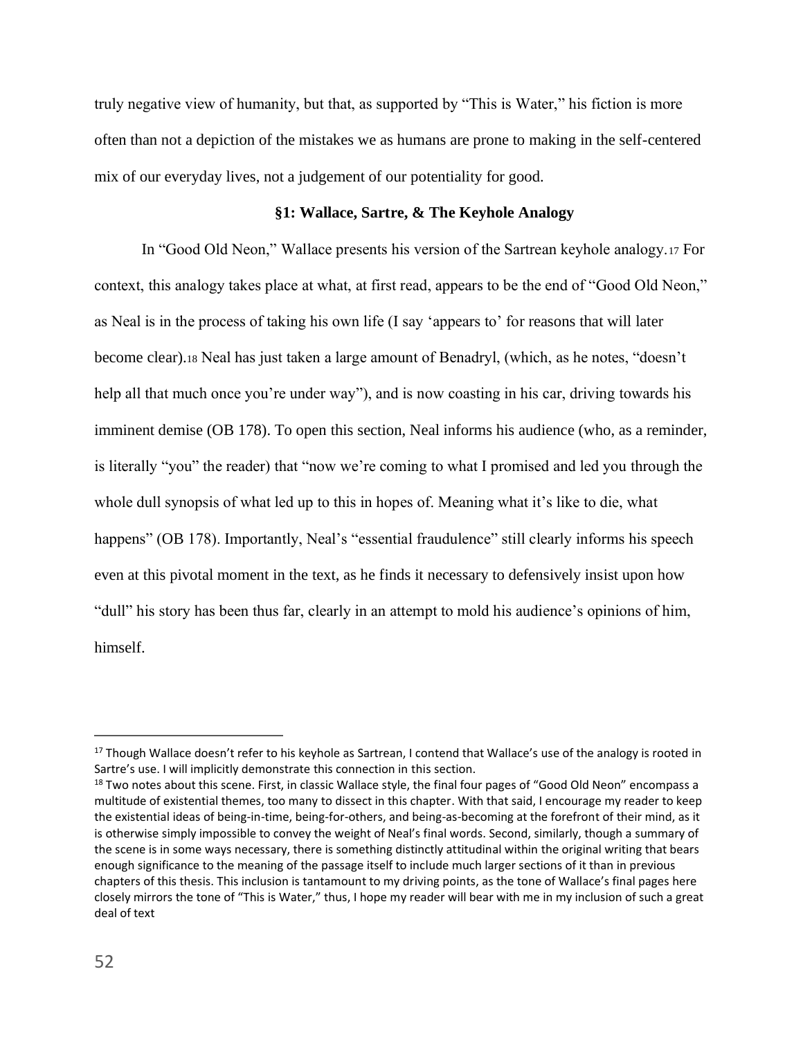truly negative view of humanity, but that, as supported by "This is Water," his fiction is more often than not a depiction of the mistakes we as humans are prone to making in the self-centered mix of our everyday lives, not a judgement of our potentiality for good.

### §1: Wallace, Sartre, & The Keyhole Analogy

In "Good Old Neon," Wallace presents his version of the Sartrean keyhole analogy.[17] For context, this analogy takes place at what, at first read, appears to be the end of "Good Old Neon," as Neal is in the process of taking his own life (I say 'appears to' for reasons that will later become clear).[18] Neal has just taken a large amount of Benadryl, (which, as he notes, "doesn't help all that much once you're under way"), and is now coasting in his car, driving towards his imminent demise (OB 178). To open this section, Neal informs his audience (who, as a reminder, is literally "you" the reader) that "now we're coming to what I promised and led you through the whole dull synopsis of what led up to this in hopes of. Meaning what it's like to die, what happens" (OB 178). Importantly, Neal's "essential fraudulence" still clearly informs his speech even at this pivotal moment in the text, as he finds it necessary to defensively insist upon how "dull" his story has been thus far, clearly in an attempt to mold his audience's opinions of him, himself.

---

[17] Though Wallace doesn't refer to his keyhole as Sartrean, I contend that Wallace's use of the analogy is rooted in Sartre's use. I will implicitly demonstrate this connection in this section.

[18] Two notes about this scene. First, in classic Wallace style, the final four pages of "Good Old Neon" encompass a multitude of existential themes, too many to dissect in this chapter. With that said, I encourage my reader to keep the existential ideas of being-in-time, being-for-others, and being-as-becoming at the forefront of their mind, as it is otherwise simply impossible to convey the weight of Neal's final words. Second, similarly, though a summary of the scene is in some ways necessary, there is something distinctly attitudinal within the original writing that bears enough significance to the meaning of the passage itself to include much larger sections of it than in previous chapters of this thesis. This inclusion is tantamount to my driving points, as the tone of Wallace's final pages here closely mirrors the tone of "This is Water," thus, I hope my reader will bear with me in my inclusion of such a great deal of text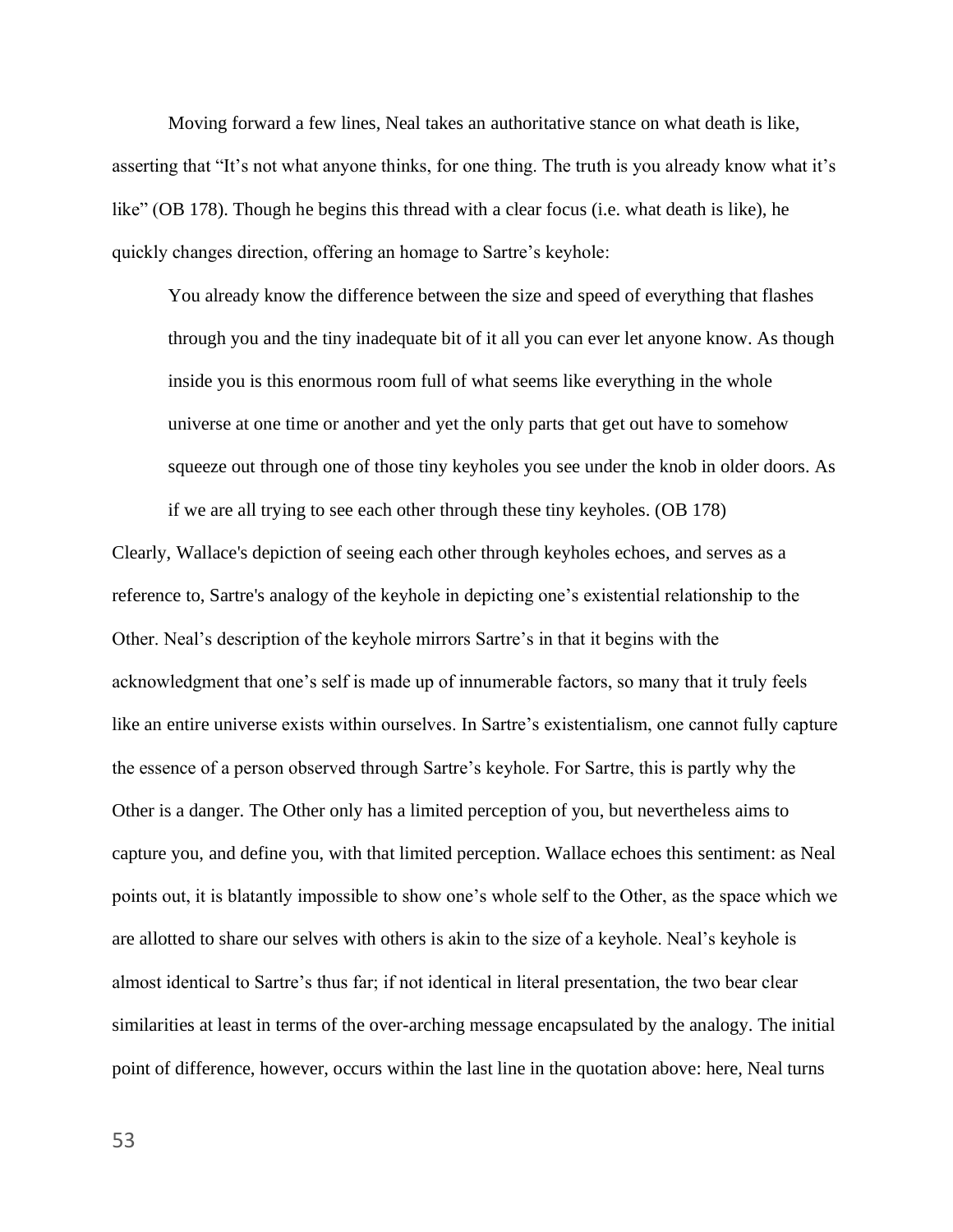Moving forward a few lines, Neal takes an authoritative stance on what death is like, asserting that "It's not what anyone thinks, for one thing. The truth is you already know what it's like" (OB 178). Though he begins this thread with a clear focus (i.e. what death is like), he quickly changes direction, offering an homage to Sartre's keyhole:

> You already know the difference between the size and speed of everything that flashes through you and the tiny inadequate bit of it all you can ever let anyone know. As though inside you is this enormous room full of what seems like everything in the whole universe at one time or another and yet the only parts that get out have to somehow squeeze out through one of those tiny keyholes you see under the knob in older doors. As if we are all trying to see each other through these tiny keyholes. (OB 178)

Clearly, Wallace's depiction of seeing each other through keyholes echoes, and serves as a reference to, Sartre's analogy of the keyhole in depicting one's existential relationship to the Other. Neal's description of the keyhole mirrors Sartre's in that it begins with the acknowledgment that one's self is made up of innumerable factors, so many that it truly feels like an entire universe exists within ourselves. In Sartre's existentialism, one cannot fully capture the essence of a person observed through Sartre's keyhole. For Sartre, this is partly why the Other is a danger. The Other only has a limited perception of you, but nevertheless aims to capture you, and define you, with that limited perception. Wallace echoes this sentiment: as Neal points out, it is blatantly impossible to show one's whole self to the Other, as the space which we are allotted to share our selves with others is akin to the size of a keyhole. Neal's keyhole is almost identical to Sartre's thus far; if not identical in literal presentation, the two bear clear similarities at least in terms of the over-arching message encapsulated by the analogy. The initial point of difference, however, occurs within the last line in the quotation above: here, Neal turns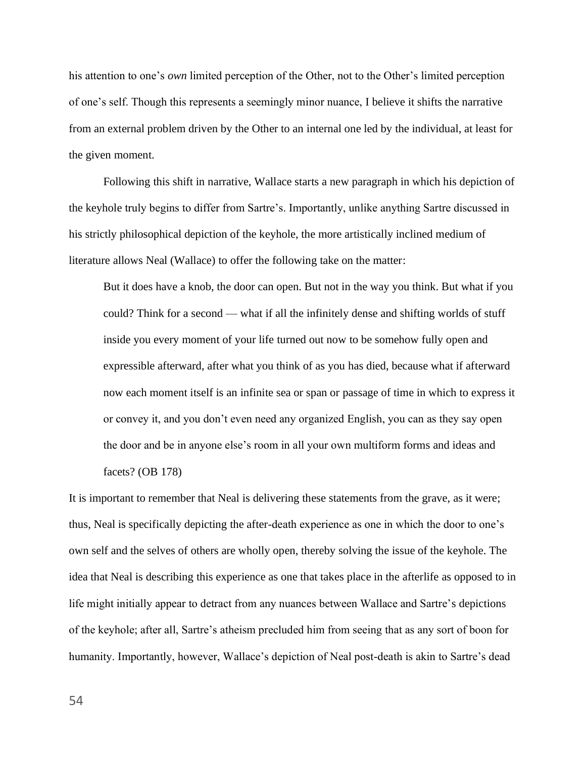his attention to one's *own* limited perception of the Other, not to the Other's limited perception of one's self. Though this represents a seemingly minor nuance, I believe it shifts the narrative from an external problem driven by the Other to an internal one led by the individual, at least for the given moment.

Following this shift in narrative, Wallace starts a new paragraph in which his depiction of the keyhole truly begins to differ from Sartre's. Importantly, unlike anything Sartre discussed in his strictly philosophical depiction of the keyhole, the more artistically inclined medium of literature allows Neal (Wallace) to offer the following take on the matter:

> But it does have a knob, the door can open. But not in the way you think. But what if you could? Think for a second — what if all the infinitely dense and shifting worlds of stuff inside you every moment of your life turned out now to be somehow fully open and expressible afterward, after what you think of as you has died, because what if afterward now each moment itself is an infinite sea or span or passage of time in which to express it or convey it, and you don't even need any organized English, you can as they say open the door and be in anyone else's room in all your own multiform forms and ideas and facets? (OB 178)

It is important to remember that Neal is delivering these statements from the grave, as it were; thus, Neal is specifically depicting the after-death experience as one in which the door to one's own self and the selves of others are wholly open, thereby solving the issue of the keyhole. The idea that Neal is describing this experience as one that takes place in the afterlife as opposed to in life might initially appear to detract from any nuances between Wallace and Sartre's depictions of the keyhole; after all, Sartre's atheism precluded him from seeing that as any sort of boon for humanity. Importantly, however, Wallace's depiction of Neal post-death is akin to Sartre's dead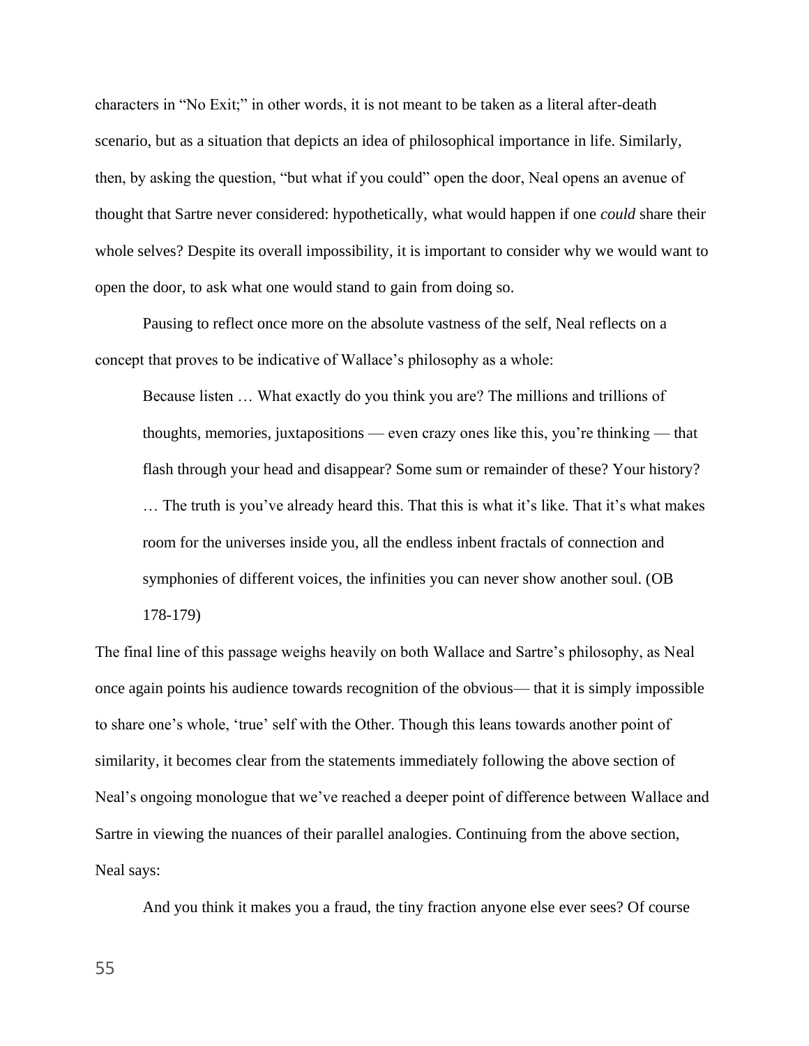characters in "No Exit;" in other words, it is not meant to be taken as a literal after-death scenario, but as a situation that depicts an idea of philosophical importance in life. Similarly, then, by asking the question, "but what if you could" open the door, Neal opens an avenue of thought that Sartre never considered: hypothetically, what would happen if one *could* share their whole selves? Despite its overall impossibility, it is important to consider why we would want to open the door, to ask what one would stand to gain from doing so.

Pausing to reflect once more on the absolute vastness of the self, Neal reflects on a concept that proves to be indicative of Wallace's philosophy as a whole:

> Because listen … What exactly do you think you are? The millions and trillions of thoughts, memories, juxtapositions — even crazy ones like this, you're thinking — that flash through your head and disappear? Some sum or remainder of these? Your history? … The truth is you've already heard this. That this is what it's like. That it's what makes room for the universes inside you, all the endless inbent fractals of connection and symphonies of different voices, the infinities you can never show another soul. (OB 178-179)

The final line of this passage weighs heavily on both Wallace and Sartre's philosophy, as Neal once again points his audience towards recognition of the obvious— that it is simply impossible to share one's whole, 'true' self with the Other. Though this leans towards another point of similarity, it becomes clear from the statements immediately following the above section of Neal's ongoing monologue that we've reached a deeper point of difference between Wallace and Sartre in viewing the nuances of their parallel analogies. Continuing from the above section, Neal says:

> And you think it makes you a fraud, the tiny fraction anyone else ever sees? Of course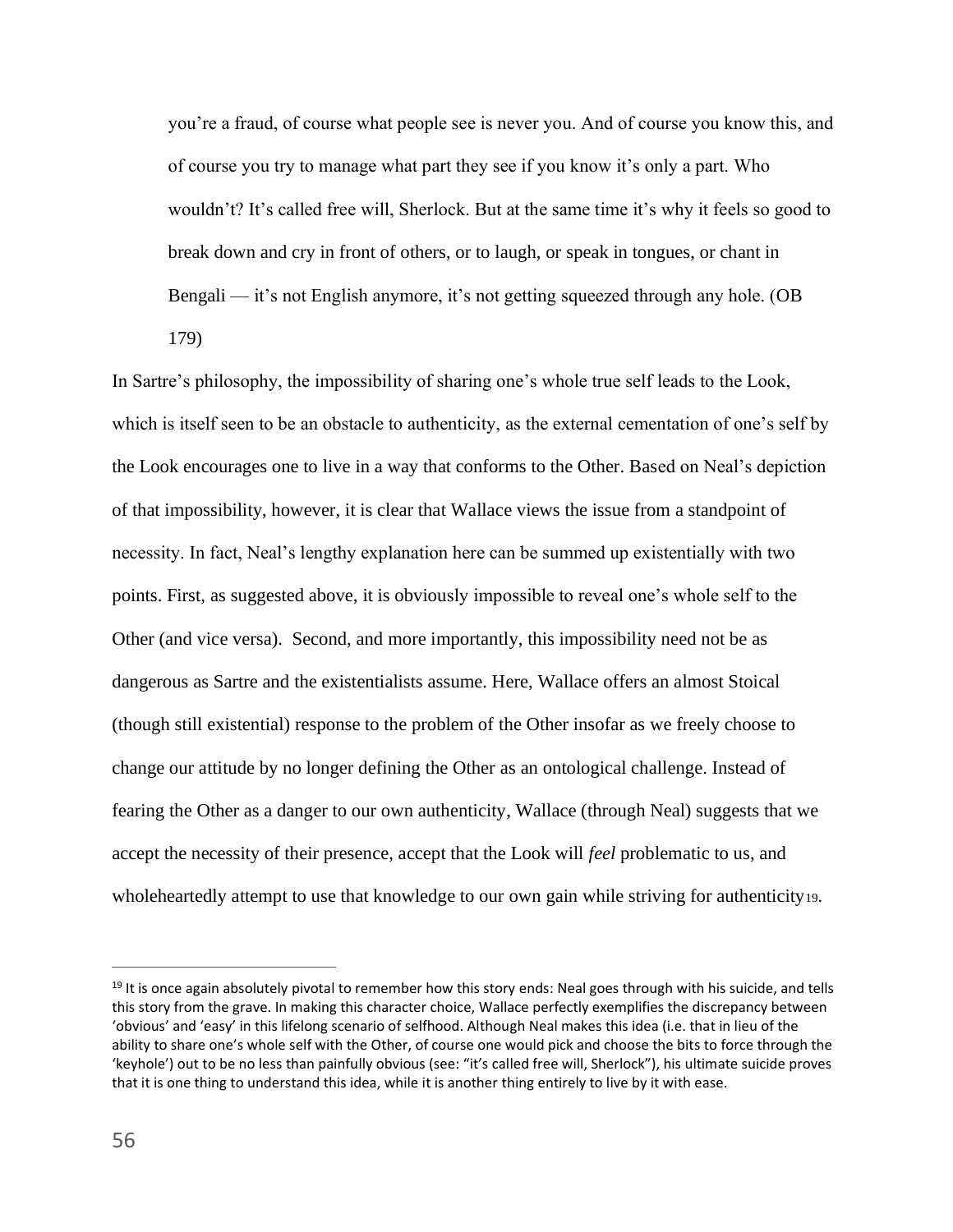> you're a fraud, of course what people see is never you. And of course you know this, and of course you try to manage what part they see if you know it's only a part. Who wouldn't? It's called free will, Sherlock. But at the same time it's why it feels so good to break down and cry in front of others, or to laugh, or speak in tongues, or chant in Bengali — it's not English anymore, it's not getting squeezed through any hole. (OB 179)

In Sartre's philosophy, the impossibility of sharing one's whole true self leads to the Look, which is itself seen to be an obstacle to authenticity, as the external cementation of one's self by the Look encourages one to live in a way that conforms to the Other. Based on Neal's depiction of that impossibility, however, it is clear that Wallace views the issue from a standpoint of necessity. In fact, Neal's lengthy explanation here can be summed up existentially with two points. First, as suggested above, it is obviously impossible to reveal one's whole self to the Other (and vice versa). Second, and more importantly, this impossibility need not be as dangerous as Sartre and the existentialists assume. Here, Wallace offers an almost Stoical (though still existential) response to the problem of the Other insofar as we freely choose to change our attitude by no longer defining the Other as an ontological challenge. Instead of fearing the Other as a danger to our own authenticity, Wallace (through Neal) suggests that we accept the necessity of their presence, accept that the Look will *feel* problematic to us, and wholeheartedly attempt to use that knowledge to our own gain while striving for authenticity[19].

---

[19] It is once again absolutely pivotal to remember how this story ends: Neal goes through with his suicide, and tells this story from the grave. In making this character choice, Wallace perfectly exemplifies the discrepancy between 'obvious' and 'easy' in this lifelong scenario of selfhood. Although Neal makes this idea (i.e. that in lieu of the ability to share one's whole self with the Other, of course one would pick and choose the bits to force through the 'keyhole') out to be no less than painfully obvious (see: "it's called free will, Sherlock"), his ultimate suicide proves that it is one thing to understand this idea, while it is another thing entirely to live by it with ease.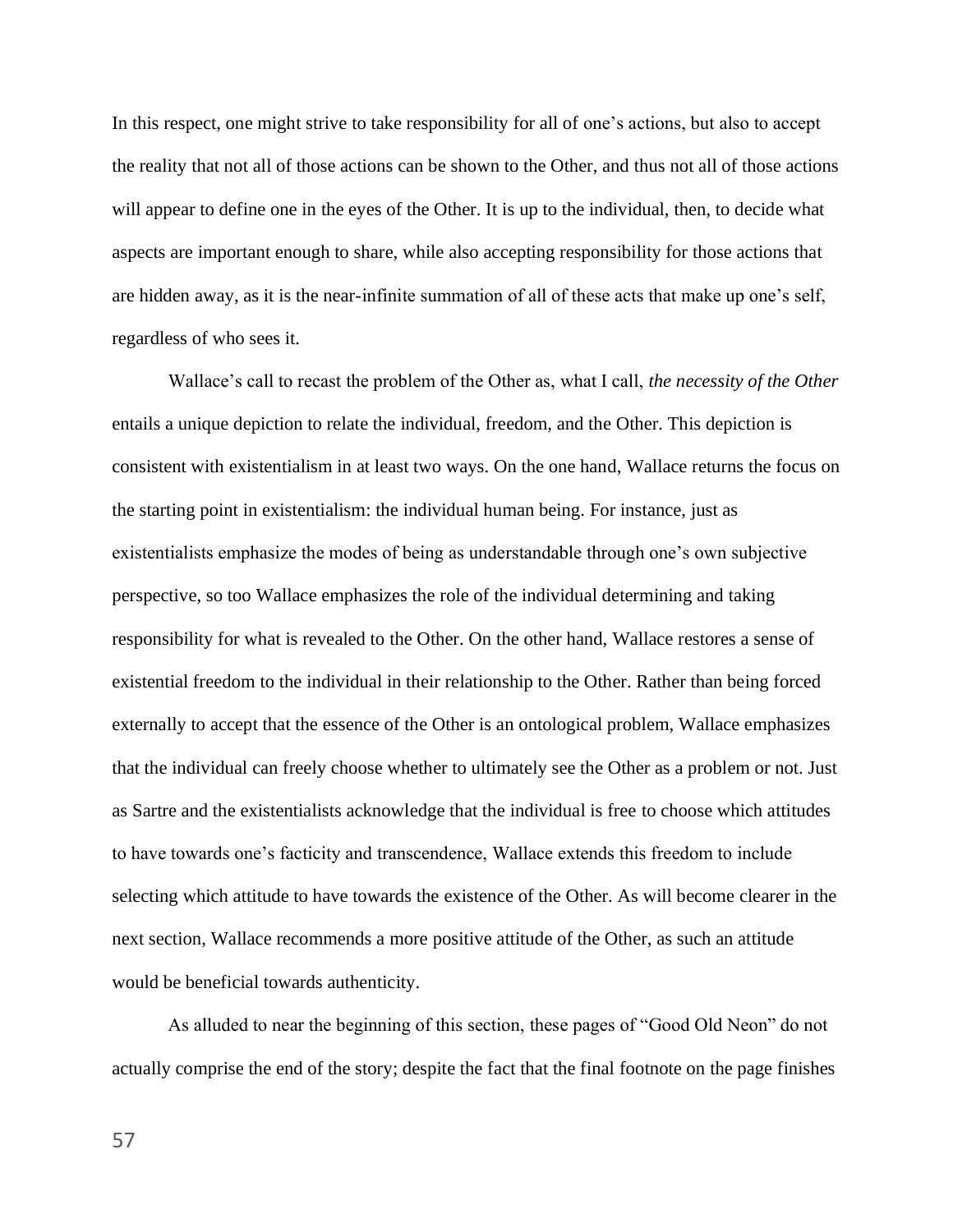In this respect, one might strive to take responsibility for all of one's actions, but also to accept the reality that not all of those actions can be shown to the Other, and thus not all of those actions will appear to define one in the eyes of the Other. It is up to the individual, then, to decide what aspects are important enough to share, while also accepting responsibility for those actions that are hidden away, as it is the near-infinite summation of all of these acts that make up one's self, regardless of who sees it.

Wallace's call to recast the problem of the Other as, what I call, *the necessity of the Other* entails a unique depiction to relate the individual, freedom, and the Other. This depiction is consistent with existentialism in at least two ways. On the one hand, Wallace returns the focus on the starting point in existentialism: the individual human being. For instance, just as existentialists emphasize the modes of being as understandable through one's own subjective perspective, so too Wallace emphasizes the role of the individual determining and taking responsibility for what is revealed to the Other. On the other hand, Wallace restores a sense of existential freedom to the individual in their relationship to the Other. Rather than being forced externally to accept that the essence of the Other is an ontological problem, Wallace emphasizes that the individual can freely choose whether to ultimately see the Other as a problem or not. Just as Sartre and the existentialists acknowledge that the individual is free to choose which attitudes to have towards one's facticity and transcendence, Wallace extends this freedom to include selecting which attitude to have towards the existence of the Other. As will become clearer in the next section, Wallace recommends a more positive attitude of the Other, as such an attitude would be beneficial towards authenticity.

As alluded to near the beginning of this section, these pages of "Good Old Neon" do not actually comprise the end of the story; despite the fact that the final footnote on the page finishes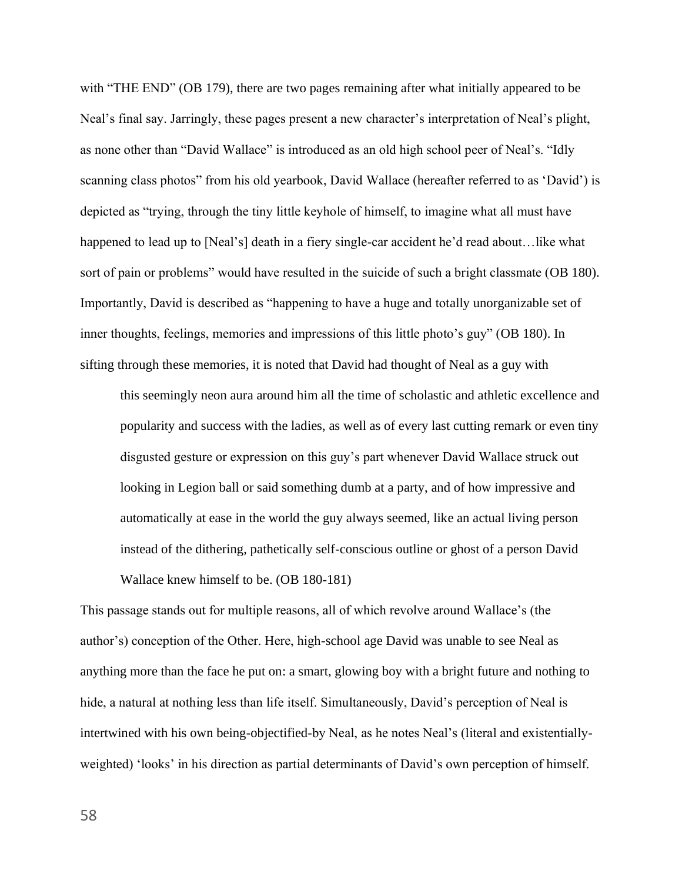with "THE END" (OB 179), there are two pages remaining after what initially appeared to be Neal's final say. Jarringly, these pages present a new character's interpretation of Neal's plight, as none other than "David Wallace" is introduced as an old high school peer of Neal's. "Idly scanning class photos" from his old yearbook, David Wallace (hereafter referred to as 'David') is depicted as "trying, through the tiny little keyhole of himself, to imagine what all must have happened to lead up to [Neal's] death in a fiery single-car accident he'd read about…like what sort of pain or problems" would have resulted in the suicide of such a bright classmate (OB 180). Importantly, David is described as "happening to have a huge and totally unorganizable set of inner thoughts, feelings, memories and impressions of this little photo's guy" (OB 180). In sifting through these memories, it is noted that David had thought of Neal as a guy with

> this seemingly neon aura around him all the time of scholastic and athletic excellence and popularity and success with the ladies, as well as of every last cutting remark or even tiny disgusted gesture or expression on this guy's part whenever David Wallace struck out looking in Legion ball or said something dumb at a party, and of how impressive and automatically at ease in the world the guy always seemed, like an actual living person instead of the dithering, pathetically self-conscious outline or ghost of a person David Wallace knew himself to be. (OB 180-181)

This passage stands out for multiple reasons, all of which revolve around Wallace's (the author's) conception of the Other. Here, high-school age David was unable to see Neal as anything more than the face he put on: a smart, glowing boy with a bright future and nothing to hide, a natural at nothing less than life itself. Simultaneously, David's perception of Neal is intertwined with his own being-objectified-by Neal, as he notes Neal's (literal and existentially-weighted) 'looks' in his direction as partial determinants of David's own perception of himself.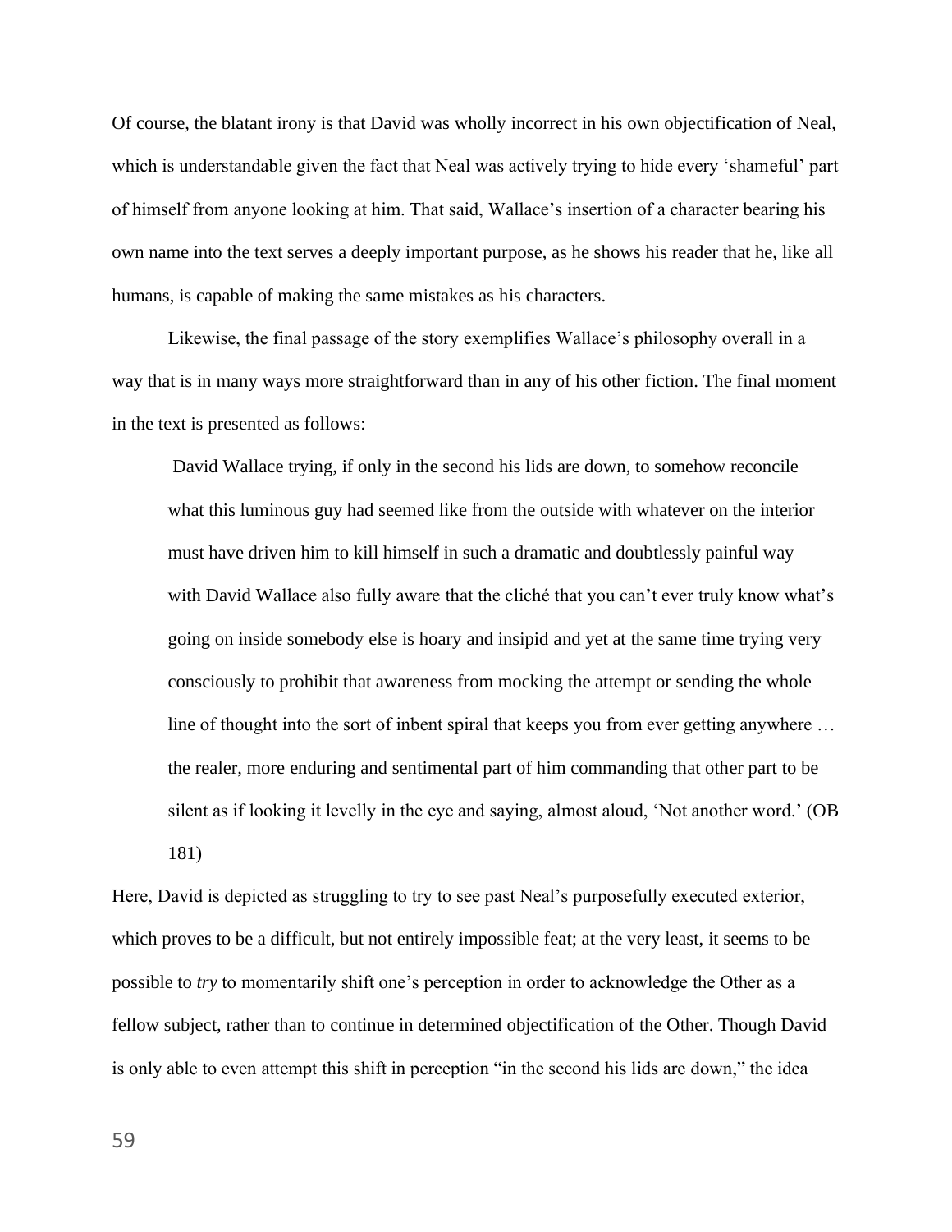Of course, the blatant irony is that David was wholly incorrect in his own objectification of Neal, which is understandable given the fact that Neal was actively trying to hide every 'shameful' part of himself from anyone looking at him. That said, Wallace's insertion of a character bearing his own name into the text serves a deeply important purpose, as he shows his reader that he, like all humans, is capable of making the same mistakes as his characters.

Likewise, the final passage of the story exemplifies Wallace's philosophy overall in a way that is in many ways more straightforward than in any of his other fiction. The final moment in the text is presented as follows:

> David Wallace trying, if only in the second his lids are down, to somehow reconcile what this luminous guy had seemed like from the outside with whatever on the interior must have driven him to kill himself in such a dramatic and doubtlessly painful way — with David Wallace also fully aware that the cliché that you can't ever truly know what's going on inside somebody else is hoary and insipid and yet at the same time trying very consciously to prohibit that awareness from mocking the attempt or sending the whole line of thought into the sort of inbent spiral that keeps you from ever getting anywhere … the realer, more enduring and sentimental part of him commanding that other part to be silent as if looking it levelly in the eye and saying, almost aloud, 'Not another word.' (OB 181)

Here, David is depicted as struggling to try to see past Neal's purposefully executed exterior, which proves to be a difficult, but not entirely impossible feat; at the very least, it seems to be possible to *try* to momentarily shift one's perception in order to acknowledge the Other as a fellow subject, rather than to continue in determined objectification of the Other. Though David is only able to even attempt this shift in perception "in the second his lids are down," the idea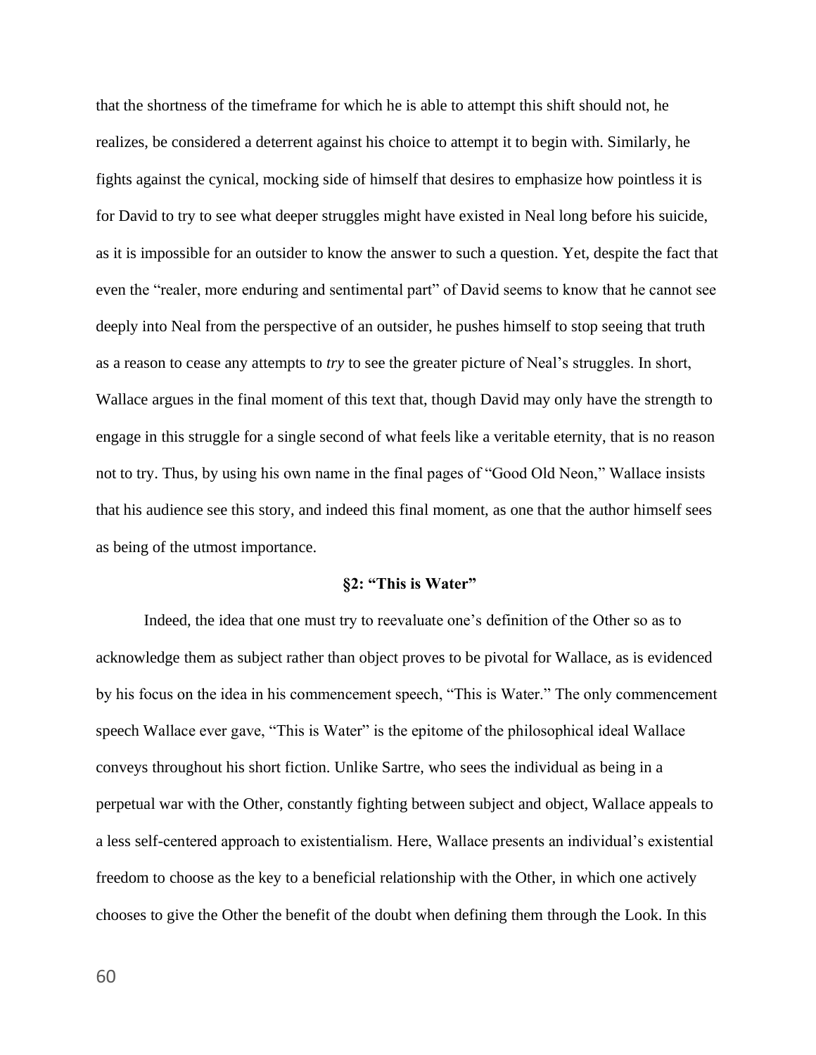that the shortness of the timeframe for which he is able to attempt this shift should not, he realizes, be considered a deterrent against his choice to attempt it to begin with. Similarly, he fights against the cynical, mocking side of himself that desires to emphasize how pointless it is for David to try to see what deeper struggles might have existed in Neal long before his suicide, as it is impossible for an outsider to know the answer to such a question. Yet, despite the fact that even the "realer, more enduring and sentimental part" of David seems to know that he cannot see deeply into Neal from the perspective of an outsider, he pushes himself to stop seeing that truth as a reason to cease any attempts to *try* to see the greater picture of Neal's struggles. In short, Wallace argues in the final moment of this text that, though David may only have the strength to engage in this struggle for a single second of what feels like a veritable eternity, that is no reason not to try. Thus, by using his own name in the final pages of "Good Old Neon," Wallace insists that his audience see this story, and indeed this final moment, as one that the author himself sees as being of the utmost importance.

### §2: "This is Water"

Indeed, the idea that one must try to reevaluate one's definition of the Other so as to acknowledge them as subject rather than object proves to be pivotal for Wallace, as is evidenced by his focus on the idea in his commencement speech, "This is Water." The only commencement speech Wallace ever gave, "This is Water" is the epitome of the philosophical ideal Wallace conveys throughout his short fiction. Unlike Sartre, who sees the individual as being in a perpetual war with the Other, constantly fighting between subject and object, Wallace appeals to a less self-centered approach to existentialism. Here, Wallace presents an individual's existential freedom to choose as the key to a beneficial relationship with the Other, in which one actively chooses to give the Other the benefit of the doubt when defining them through the Look. In this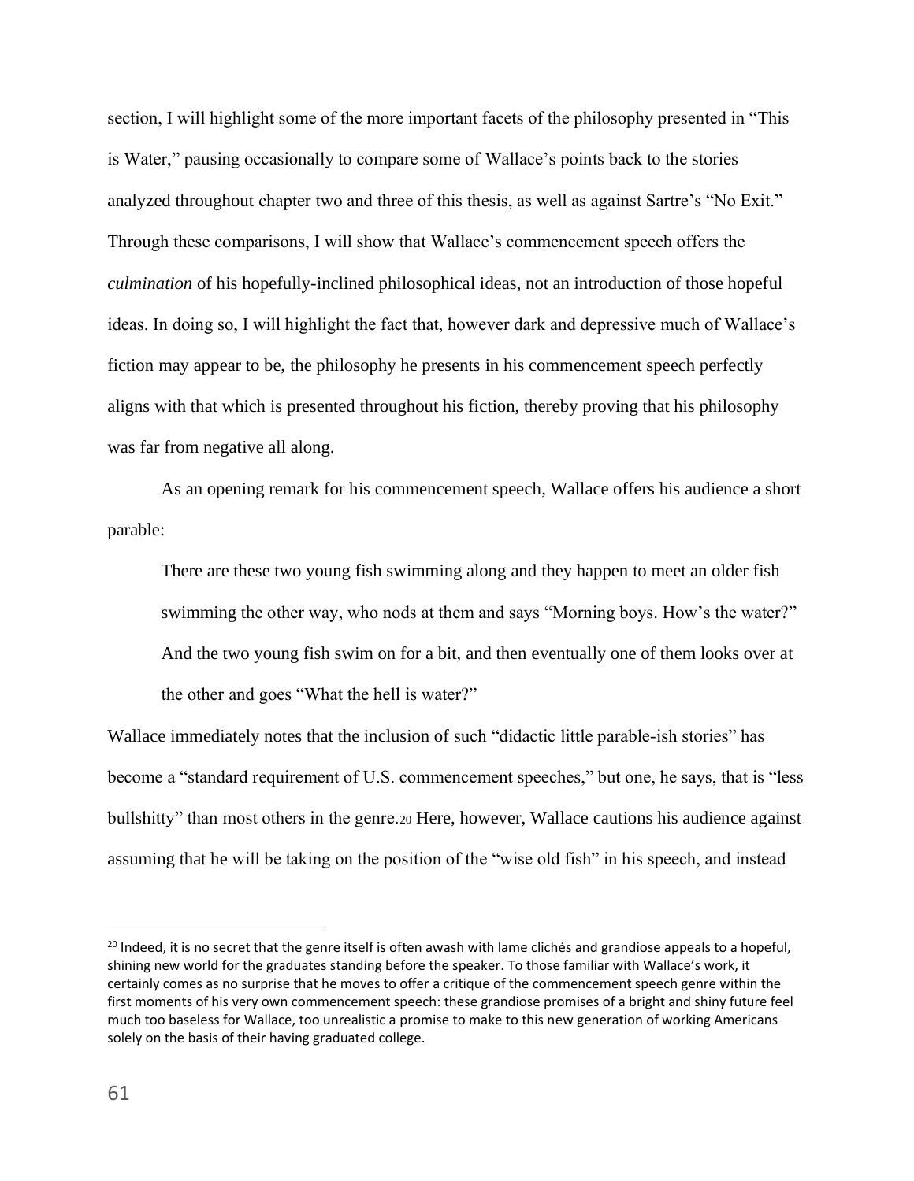section, I will highlight some of the more important facets of the philosophy presented in "This is Water," pausing occasionally to compare some of Wallace's points back to the stories analyzed throughout chapter two and three of this thesis, as well as against Sartre's "No Exit." Through these comparisons, I will show that Wallace's commencement speech offers the *culmination* of his hopefully-inclined philosophical ideas, not an introduction of those hopeful ideas. In doing so, I will highlight the fact that, however dark and depressive much of Wallace's fiction may appear to be, the philosophy he presents in his commencement speech perfectly aligns with that which is presented throughout his fiction, thereby proving that his philosophy was far from negative all along.

As an opening remark for his commencement speech, Wallace offers his audience a short parable:

> There are these two young fish swimming along and they happen to meet an older fish swimming the other way, who nods at them and says "Morning boys. How's the water?" And the two young fish swim on for a bit, and then eventually one of them looks over at the other and goes "What the hell is water?"

Wallace immediately notes that the inclusion of such "didactic little parable-ish stories" has become a "standard requirement of U.S. commencement speeches," but one, he says, that is "less bullshitty" than most others in the genre.[20] Here, however, Wallace cautions his audience against assuming that he will be taking on the position of the "wise old fish" in his speech, and instead

---

[20] Indeed, it is no secret that the genre itself is often awash with lame clichés and grandiose appeals to a hopeful, shining new world for the graduates standing before the speaker. To those familiar with Wallace's work, it certainly comes as no surprise that he moves to offer a critique of the commencement speech genre within the first moments of his very own commencement speech: these grandiose promises of a bright and shiny future feel much too baseless for Wallace, too unrealistic a promise to make to this new generation of working Americans solely on the basis of their having graduated college.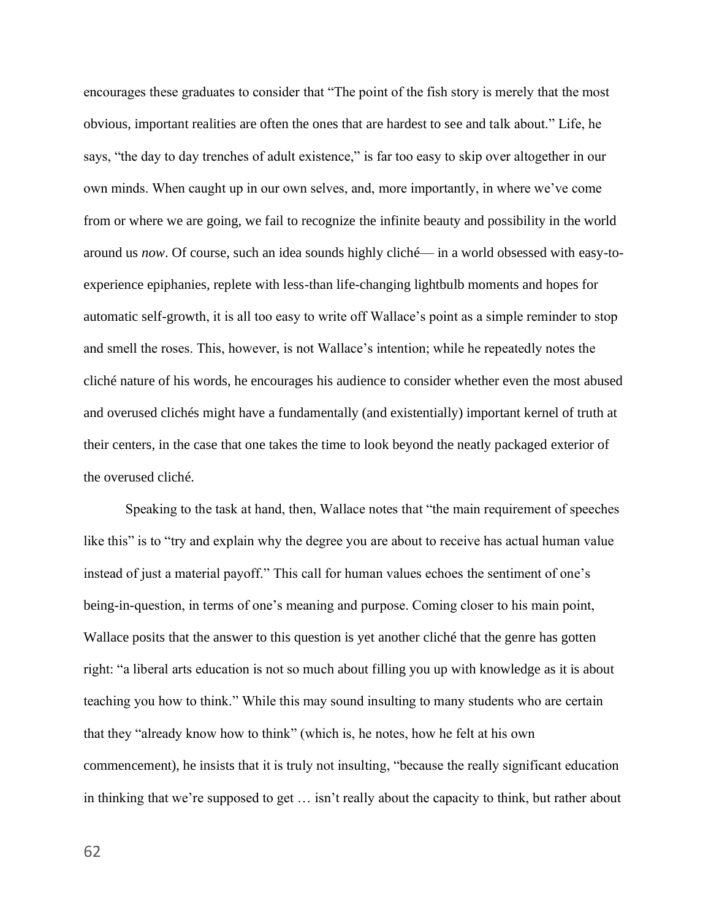encourages these graduates to consider that "The point of the fish story is merely that the most obvious, important realities are often the ones that are hardest to see and talk about." Life, he says, "the day to day trenches of adult existence," is far too easy to skip over altogether in our own minds. When caught up in our own selves, and, more importantly, in where we've come from or where we are going, we fail to recognize the infinite beauty and possibility in the world around us *now*. Of course, such an idea sounds highly cliché— in a world obsessed with easy-to-experience epiphanies, replete with less-than life-changing lightbulb moments and hopes for automatic self-growth, it is all too easy to write off Wallace's point as a simple reminder to stop and smell the roses. This, however, is not Wallace's intention; while he repeatedly notes the cliché nature of his words, he encourages his audience to consider whether even the most abused and overused clichés might have a fundamentally (and existentially) important kernel of truth at their centers, in the case that one takes the time to look beyond the neatly packaged exterior of the overused cliché.

Speaking to the task at hand, then, Wallace notes that "the main requirement of speeches like this" is to "try and explain why the degree you are about to receive has actual human value instead of just a material payoff." This call for human values echoes the sentiment of one's being-in-question, in terms of one's meaning and purpose. Coming closer to his main point, Wallace posits that the answer to this question is yet another cliché that the genre has gotten right: "a liberal arts education is not so much about filling you up with knowledge as it is about teaching you how to think." While this may sound insulting to many students who are certain that they "already know how to think" (which is, he notes, how he felt at his own commencement), he insists that it is truly not insulting, "because the really significant education in thinking that we're supposed to get … isn't really about the capacity to think, but rather about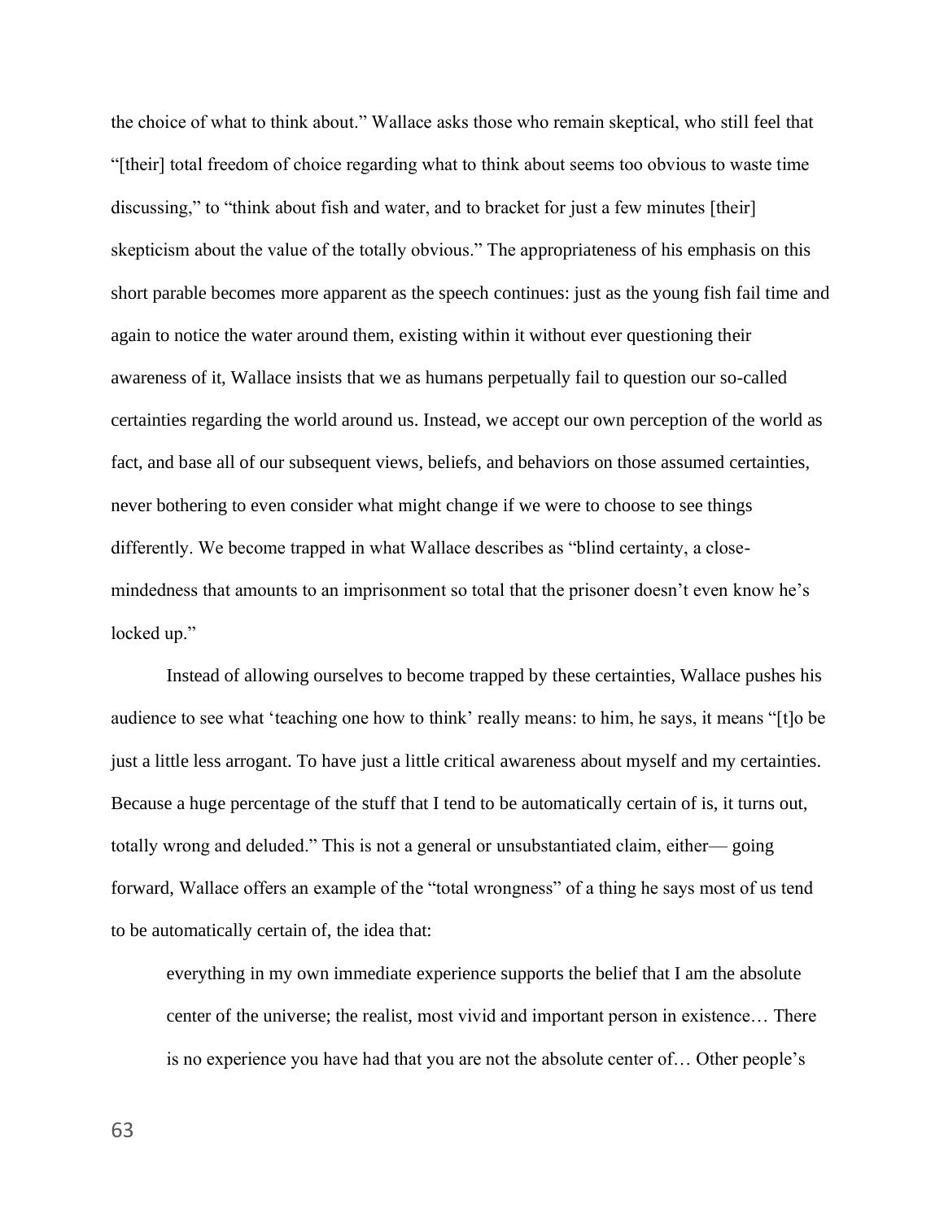the choice of what to think about." Wallace asks those who remain skeptical, who still feel that "[their] total freedom of choice regarding what to think about seems too obvious to waste time discussing," to "think about fish and water, and to bracket for just a few minutes [their] skepticism about the value of the totally obvious." The appropriateness of his emphasis on this short parable becomes more apparent as the speech continues: just as the young fish fail time and again to notice the water around them, existing within it without ever questioning their awareness of it, Wallace insists that we as humans perpetually fail to question our so-called certainties regarding the world around us. Instead, we accept our own perception of the world as fact, and base all of our subsequent views, beliefs, and behaviors on those assumed certainties, never bothering to even consider what might change if we were to choose to see things differently. We become trapped in what Wallace describes as "blind certainty, a close-mindedness that amounts to an imprisonment so total that the prisoner doesn't even know he's locked up."

Instead of allowing ourselves to become trapped by these certainties, Wallace pushes his audience to see what 'teaching one how to think' really means: to him, he says, it means "[t]o be just a little less arrogant. To have just a little critical awareness about myself and my certainties. Because a huge percentage of the stuff that I tend to be automatically certain of is, it turns out, totally wrong and deluded." This is not a general or unsubstantiated claim, either— going forward, Wallace offers an example of the "total wrongness" of a thing he says most of us tend to be automatically certain of, the idea that:

> everything in my own immediate experience supports the belief that I am the absolute center of the universe; the realist, most vivid and important person in existence… There is no experience you have had that you are not the absolute center of… Other people's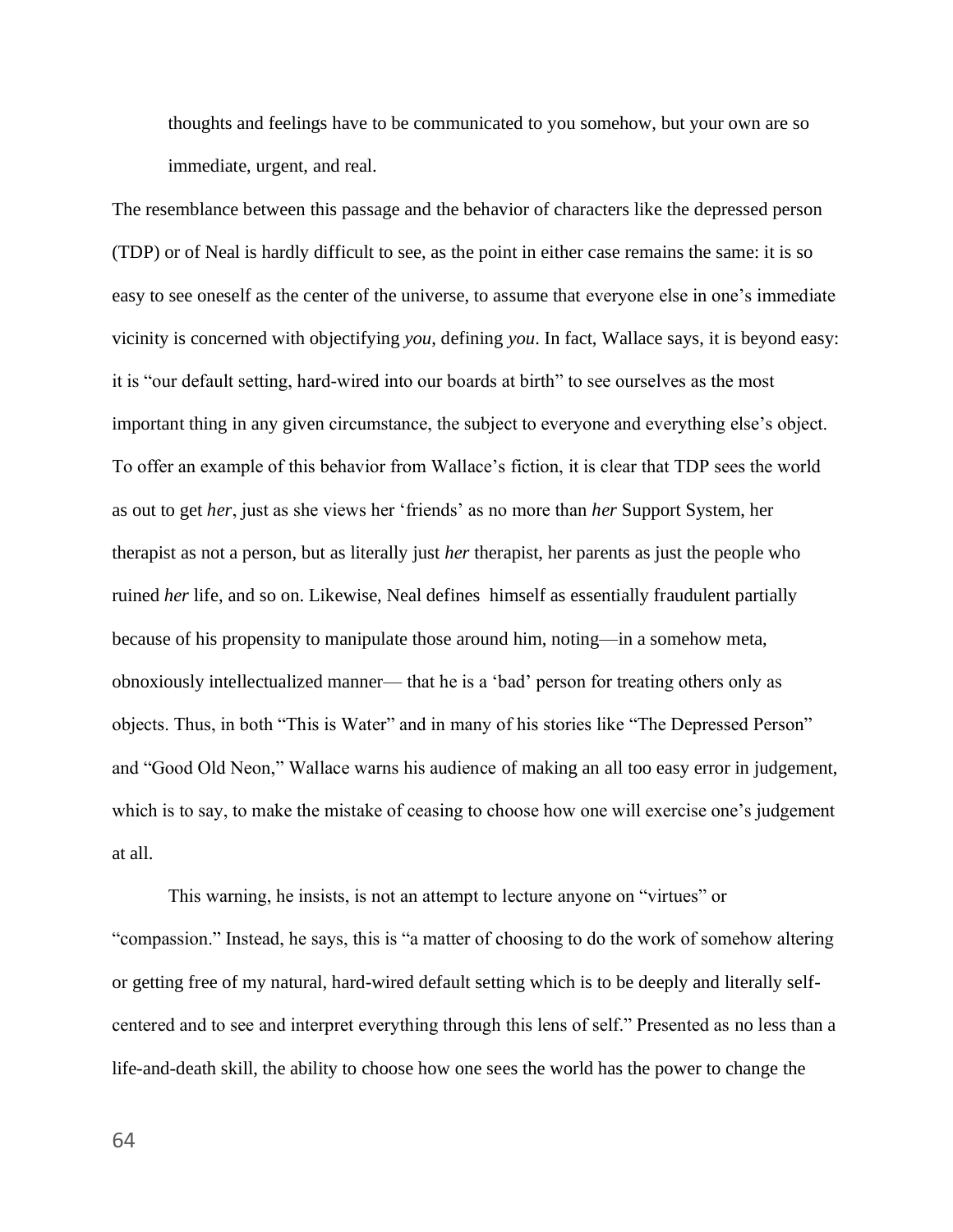> thoughts and feelings have to be communicated to you somehow, but your own are so immediate, urgent, and real.

The resemblance between this passage and the behavior of characters like the depressed person (TDP) or of Neal is hardly difficult to see, as the point in either case remains the same: it is so easy to see oneself as the center of the universe, to assume that everyone else in one's immediate vicinity is concerned with objectifying *you*, defining *you*. In fact, Wallace says, it is beyond easy: it is "our default setting, hard-wired into our boards at birth" to see ourselves as the most important thing in any given circumstance, the subject to everyone and everything else's object. To offer an example of this behavior from Wallace's fiction, it is clear that TDP sees the world as out to get *her*, just as she views her 'friends' as no more than *her* Support System, her therapist as not a person, but as literally just *her* therapist, her parents as just the people who ruined *her* life, and so on. Likewise, Neal defines himself as essentially fraudulent partially because of his propensity to manipulate those around him, noting—in a somehow meta, obnoxiously intellectualized manner— that he is a 'bad' person for treating others only as objects. Thus, in both "This is Water" and in many of his stories like "The Depressed Person" and "Good Old Neon," Wallace warns his audience of making an all too easy error in judgement, which is to say, to make the mistake of ceasing to choose how one will exercise one's judgement at all.

This warning, he insists, is not an attempt to lecture anyone on "virtues" or "compassion." Instead, he says, this is "a matter of choosing to do the work of somehow altering or getting free of my natural, hard-wired default setting which is to be deeply and literally self-centered and to see and interpret everything through this lens of self." Presented as no less than a life-and-death skill, the ability to choose how one sees the world has the power to change the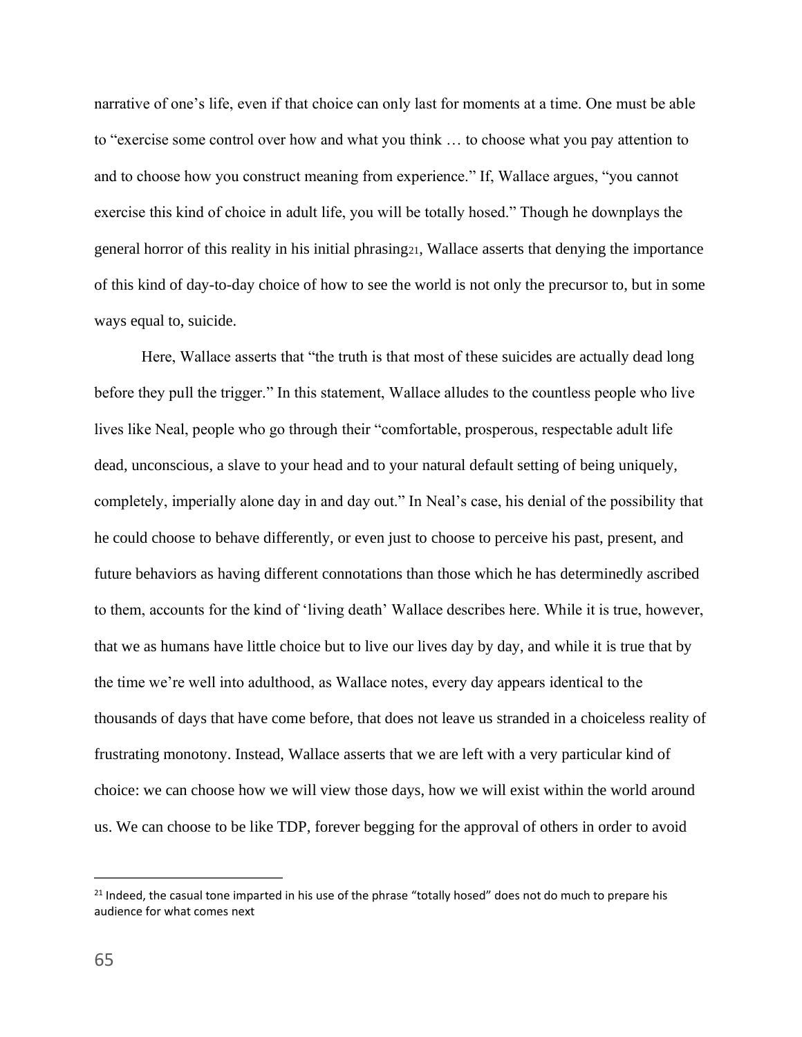narrative of one's life, even if that choice can only last for moments at a time. One must be able to "exercise some control over how and what you think … to choose what you pay attention to and to choose how you construct meaning from experience." If, Wallace argues, "you cannot exercise this kind of choice in adult life, you will be totally hosed." Though he downplays the general horror of this reality in his initial phrasing[21], Wallace asserts that denying the importance of this kind of day-to-day choice of how to see the world is not only the precursor to, but in some ways equal to, suicide.

Here, Wallace asserts that "the truth is that most of these suicides are actually dead long before they pull the trigger." In this statement, Wallace alludes to the countless people who live lives like Neal, people who go through their "comfortable, prosperous, respectable adult life dead, unconscious, a slave to your head and to your natural default setting of being uniquely, completely, imperially alone day in and day out." In Neal's case, his denial of the possibility that he could choose to behave differently, or even just to choose to perceive his past, present, and future behaviors as having different connotations than those which he has determinedly ascribed to them, accounts for the kind of 'living death' Wallace describes here. While it is true, however, that we as humans have little choice but to live our lives day by day, and while it is true that by the time we're well into adulthood, as Wallace notes, every day appears identical to the thousands of days that have come before, that does not leave us stranded in a choiceless reality of frustrating monotony. Instead, Wallace asserts that we are left with a very particular kind of choice: we can choose how we will view those days, how we will exist within the world around us. We can choose to be like TDP, forever begging for the approval of others in order to avoid

[21] Indeed, the casual tone imparted in his use of the phrase "totally hosed" does not do much to prepare his audience for what comes next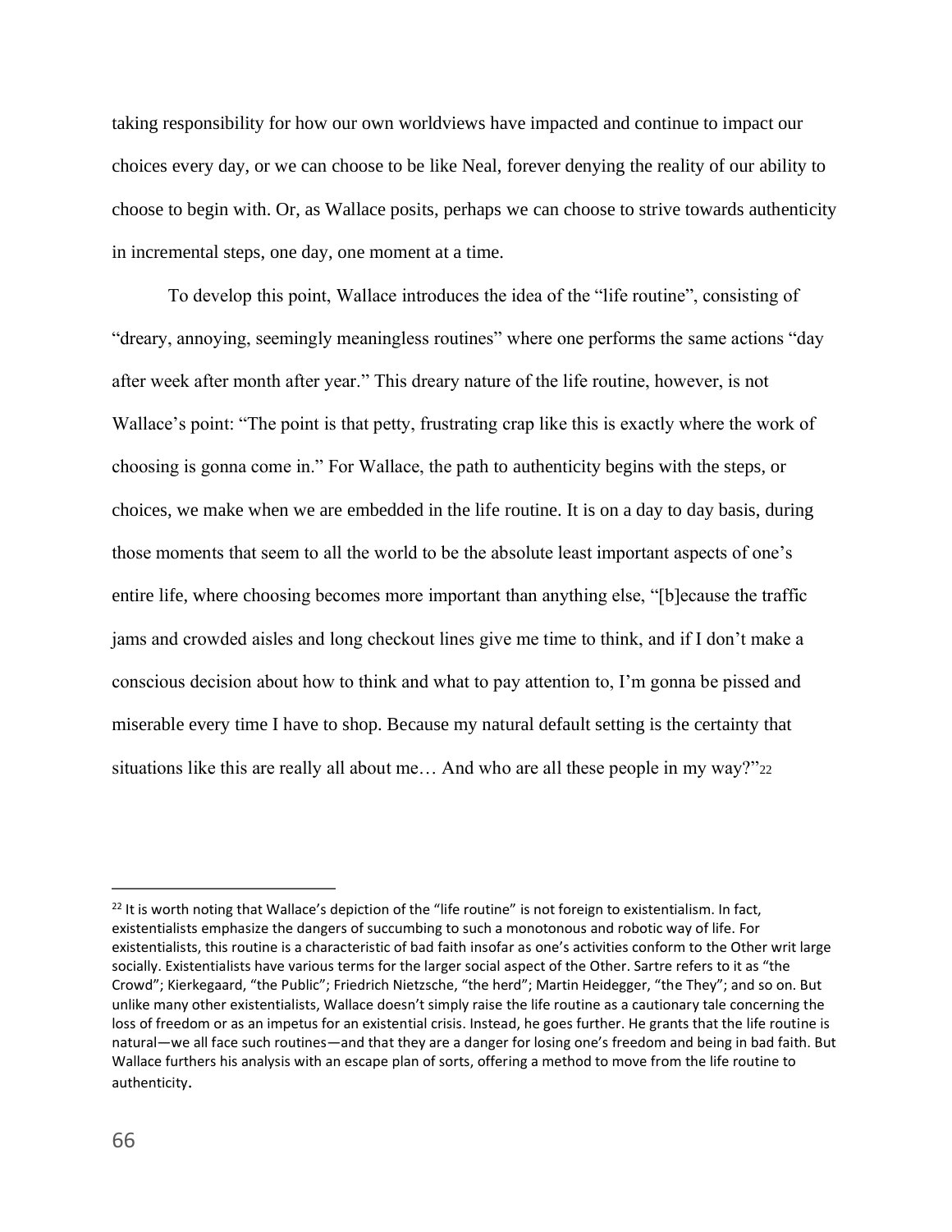taking responsibility for how our own worldviews have impacted and continue to impact our choices every day, or we can choose to be like Neal, forever denying the reality of our ability to choose to begin with. Or, as Wallace posits, perhaps we can choose to strive towards authenticity in incremental steps, one day, one moment at a time.

To develop this point, Wallace introduces the idea of the "life routine", consisting of "dreary, annoying, seemingly meaningless routines" where one performs the same actions "day after week after month after year." This dreary nature of the life routine, however, is not Wallace's point: "The point is that petty, frustrating crap like this is exactly where the work of choosing is gonna come in." For Wallace, the path to authenticity begins with the steps, or choices, we make when we are embedded in the life routine. It is on a day to day basis, during those moments that seem to all the world to be the absolute least important aspects of one's entire life, where choosing becomes more important than anything else, "[b]ecause the traffic jams and crowded aisles and long checkout lines give me time to think, and if I don't make a conscious decision about how to think and what to pay attention to, I'm gonna be pissed and miserable every time I have to shop. Because my natural default setting is the certainty that situations like this are really all about me… And who are all these people in my way?"[22]

---

[22] It is worth noting that Wallace's depiction of the "life routine" is not foreign to existentialism. In fact, existentialists emphasize the dangers of succumbing to such a monotonous and robotic way of life. For existentialists, this routine is a characteristic of bad faith insofar as one's activities conform to the Other writ large socially. Existentialists have various terms for the larger social aspect of the Other. Sartre refers to it as "the Crowd"; Kierkegaard, "the Public"; Friedrich Nietzsche, "the herd"; Martin Heidegger, "the They"; and so on. But unlike many other existentialists, Wallace doesn't simply raise the life routine as a cautionary tale concerning the loss of freedom or as an impetus for an existential crisis. Instead, he goes further. He grants that the life routine is natural—we all face such routines—and that they are a danger for losing one's freedom and being in bad faith. But Wallace furthers his analysis with an escape plan of sorts, offering a method to move from the life routine to authenticity.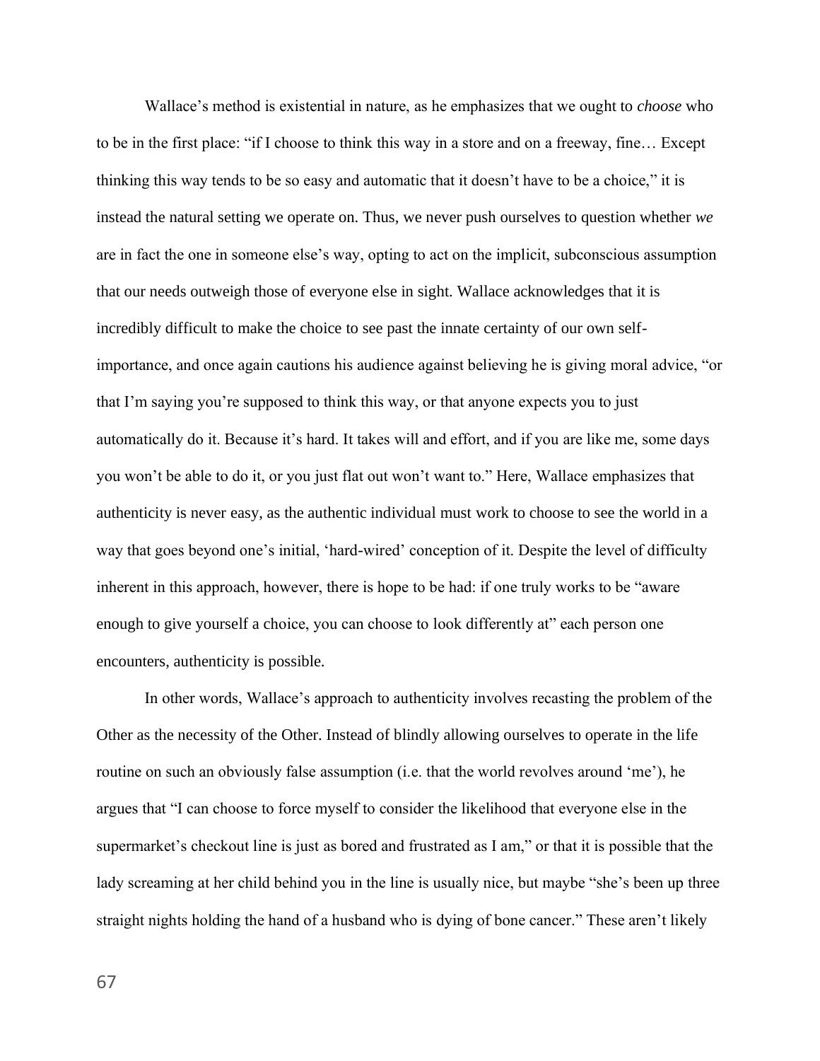Wallace's method is existential in nature, as he emphasizes that we ought to *choose* who to be in the first place: "if I choose to think this way in a store and on a freeway, fine… Except thinking this way tends to be so easy and automatic that it doesn't have to be a choice," it is instead the natural setting we operate on. Thus, we never push ourselves to question whether *we* are in fact the one in someone else's way, opting to act on the implicit, subconscious assumption that our needs outweigh those of everyone else in sight. Wallace acknowledges that it is incredibly difficult to make the choice to see past the innate certainty of our own self-importance, and once again cautions his audience against believing he is giving moral advice, "or that I'm saying you're supposed to think this way, or that anyone expects you to just automatically do it. Because it's hard. It takes will and effort, and if you are like me, some days you won't be able to do it, or you just flat out won't want to." Here, Wallace emphasizes that authenticity is never easy, as the authentic individual must work to choose to see the world in a way that goes beyond one's initial, 'hard-wired' conception of it. Despite the level of difficulty inherent in this approach, however, there is hope to be had: if one truly works to be "aware enough to give yourself a choice, you can choose to look differently at" each person one encounters, authenticity is possible.

In other words, Wallace's approach to authenticity involves recasting the problem of the Other as the necessity of the Other. Instead of blindly allowing ourselves to operate in the life routine on such an obviously false assumption (i.e. that the world revolves around 'me'), he argues that "I can choose to force myself to consider the likelihood that everyone else in the supermarket's checkout line is just as bored and frustrated as I am," or that it is possible that the lady screaming at her child behind you in the line is usually nice, but maybe "she's been up three straight nights holding the hand of a husband who is dying of bone cancer." These aren't likely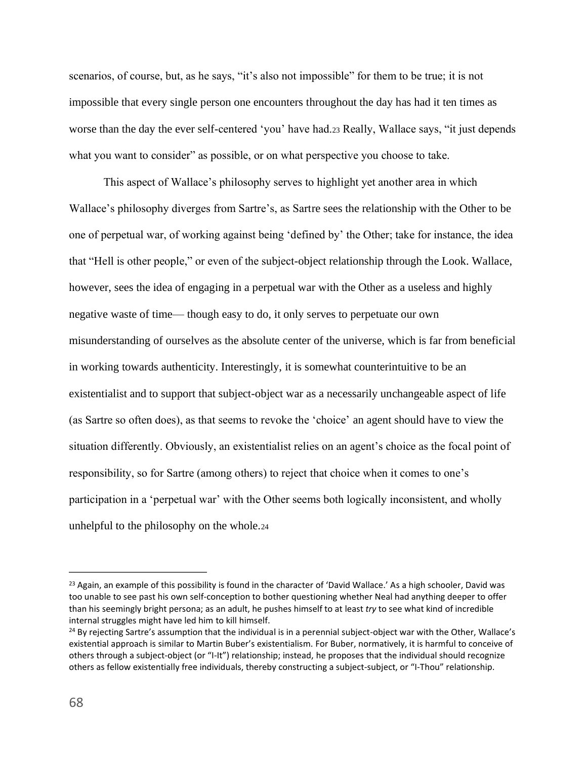scenarios, of course, but, as he says, "it's also not impossible" for them to be true; it is not impossible that every single person one encounters throughout the day has had it ten times as worse than the day the ever self-centered 'you' have had.[23] Really, Wallace says, "it just depends what you want to consider" as possible, or on what perspective you choose to take.

This aspect of Wallace's philosophy serves to highlight yet another area in which Wallace's philosophy diverges from Sartre's, as Sartre sees the relationship with the Other to be one of perpetual war, of working against being 'defined by' the Other; take for instance, the idea that "Hell is other people," or even of the subject-object relationship through the Look. Wallace, however, sees the idea of engaging in a perpetual war with the Other as a useless and highly negative waste of time— though easy to do, it only serves to perpetuate our own misunderstanding of ourselves as the absolute center of the universe, which is far from beneficial in working towards authenticity. Interestingly, it is somewhat counterintuitive to be an existentialist and to support that subject-object war as a necessarily unchangeable aspect of life (as Sartre so often does), as that seems to revoke the 'choice' an agent should have to view the situation differently. Obviously, an existentialist relies on an agent's choice as the focal point of responsibility, so for Sartre (among others) to reject that choice when it comes to one's participation in a 'perpetual war' with the Other seems both logically inconsistent, and wholly unhelpful to the philosophy on the whole.[24]

---

[23] Again, an example of this possibility is found in the character of 'David Wallace.' As a high schooler, David was too unable to see past his own self-conception to bother questioning whether Neal had anything deeper to offer than his seemingly bright persona; as an adult, he pushes himself to at least *try* to see what kind of incredible internal struggles might have led him to kill himself.

[24] By rejecting Sartre's assumption that the individual is in a perennial subject-object war with the Other, Wallace's existential approach is similar to Martin Buber's existentialism. For Buber, normatively, it is harmful to conceive of others through a subject-object (or "I-It") relationship; instead, he proposes that the individual should recognize others as fellow existentially free individuals, thereby constructing a subject-subject, or "I-Thou" relationship.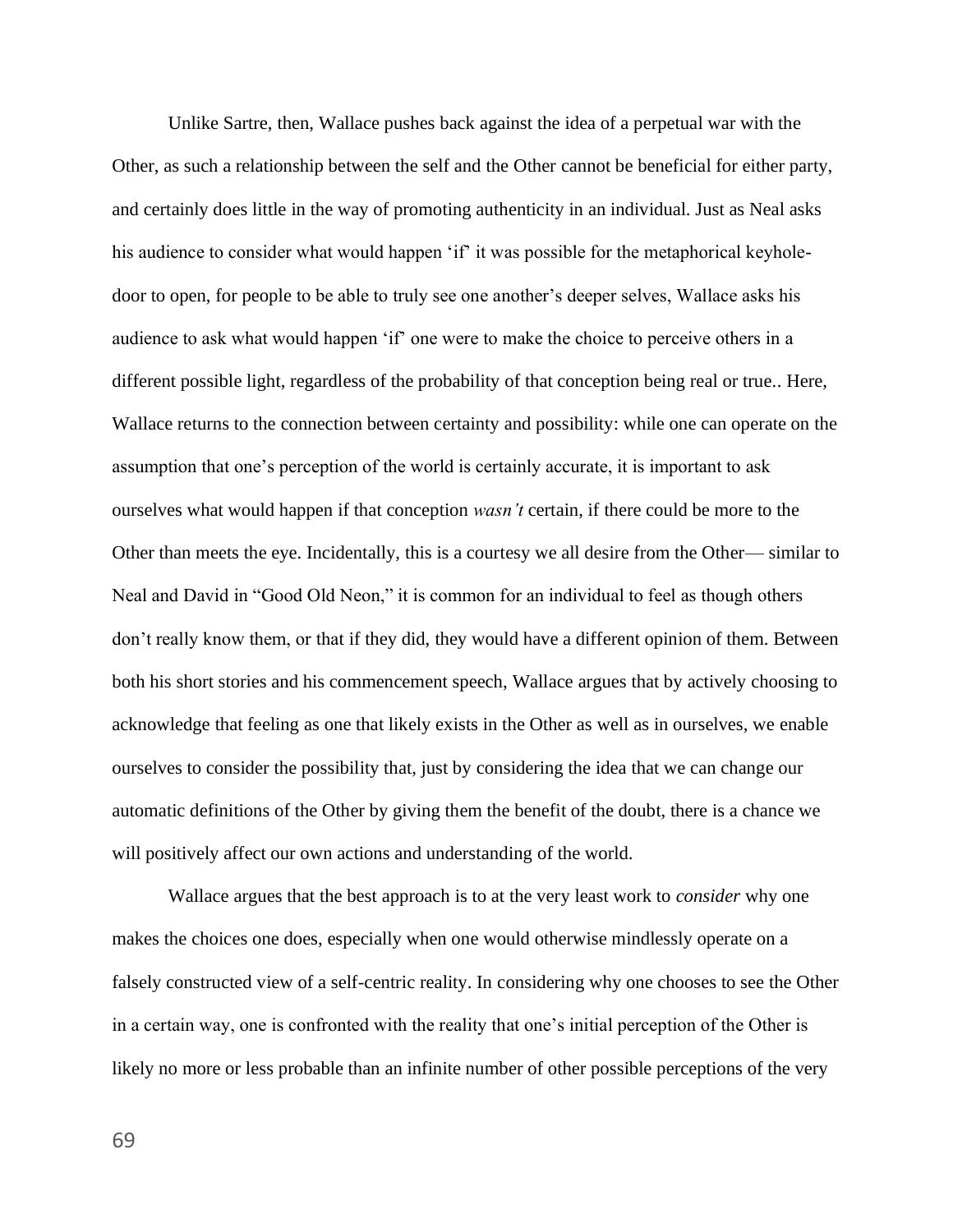Unlike Sartre, then, Wallace pushes back against the idea of a perpetual war with the Other, as such a relationship between the self and the Other cannot be beneficial for either party, and certainly does little in the way of promoting authenticity in an individual. Just as Neal asks his audience to consider what would happen 'if' it was possible for the metaphorical keyhole-door to open, for people to be able to truly see one another's deeper selves, Wallace asks his audience to ask what would happen 'if' one were to make the choice to perceive others in a different possible light, regardless of the probability of that conception being real or true.. Here, Wallace returns to the connection between certainty and possibility: while one can operate on the assumption that one's perception of the world is certainly accurate, it is important to ask ourselves what would happen if that conception *wasn't* certain, if there could be more to the Other than meets the eye. Incidentally, this is a courtesy we all desire from the Other— similar to Neal and David in "Good Old Neon," it is common for an individual to feel as though others don't really know them, or that if they did, they would have a different opinion of them. Between both his short stories and his commencement speech, Wallace argues that by actively choosing to acknowledge that feeling as one that likely exists in the Other as well as in ourselves, we enable ourselves to consider the possibility that, just by considering the idea that we can change our automatic definitions of the Other by giving them the benefit of the doubt, there is a chance we will positively affect our own actions and understanding of the world.

Wallace argues that the best approach is to at the very least work to *consider* why one makes the choices one does, especially when one would otherwise mindlessly operate on a falsely constructed view of a self-centric reality. In considering why one chooses to see the Other in a certain way, one is confronted with the reality that one's initial perception of the Other is likely no more or less probable than an infinite number of other possible perceptions of the very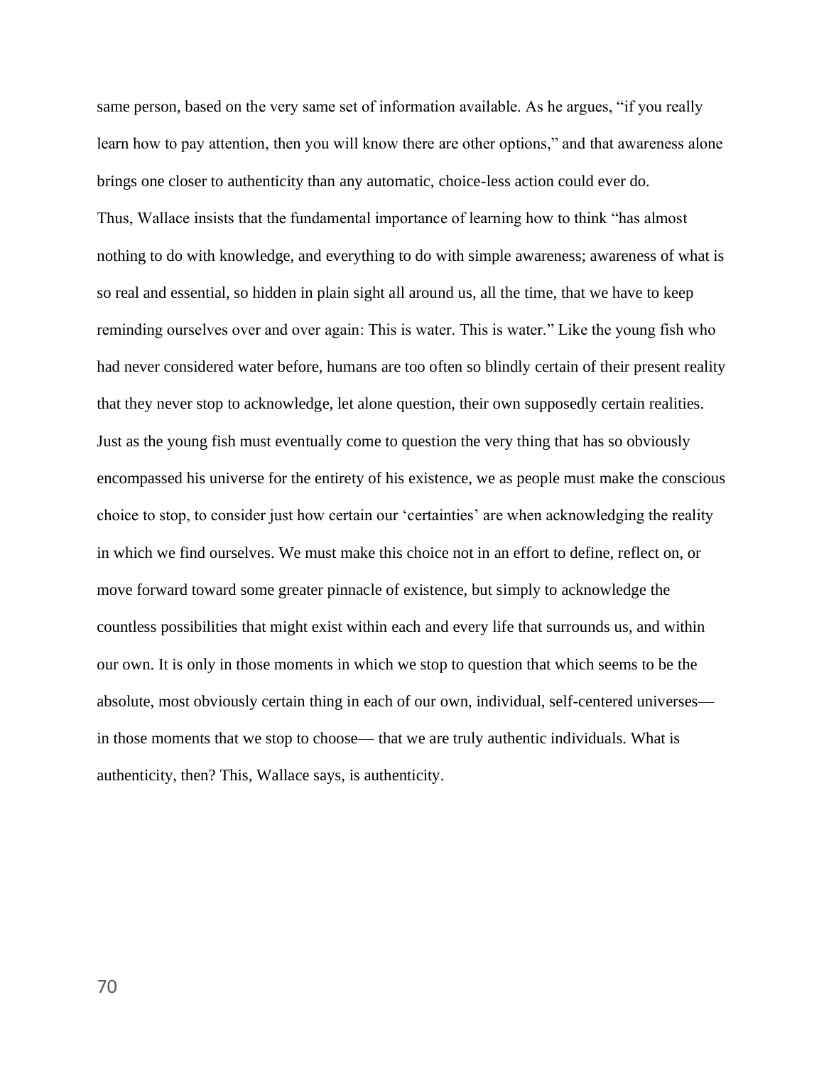same person, based on the very same set of information available. As he argues, "if you really learn how to pay attention, then you will know there are other options," and that awareness alone brings one closer to authenticity than any automatic, choice-less action could ever do.

Thus, Wallace insists that the fundamental importance of learning how to think "has almost nothing to do with knowledge, and everything to do with simple awareness; awareness of what is so real and essential, so hidden in plain sight all around us, all the time, that we have to keep reminding ourselves over and over again: This is water. This is water." Like the young fish who had never considered water before, humans are too often so blindly certain of their present reality that they never stop to acknowledge, let alone question, their own supposedly certain realities. Just as the young fish must eventually come to question the very thing that has so obviously encompassed his universe for the entirety of his existence, we as people must make the conscious choice to stop, to consider just how certain our 'certainties' are when acknowledging the reality in which we find ourselves. We must make this choice not in an effort to define, reflect on, or move forward toward some greater pinnacle of existence, but simply to acknowledge the countless possibilities that might exist within each and every life that surrounds us, and within our own. It is only in those moments in which we stop to question that which seems to be the absolute, most obviously certain thing in each of our own, individual, self-centered universes— in those moments that we stop to choose— that we are truly authentic individuals. What is authenticity, then? This, Wallace says, is authenticity.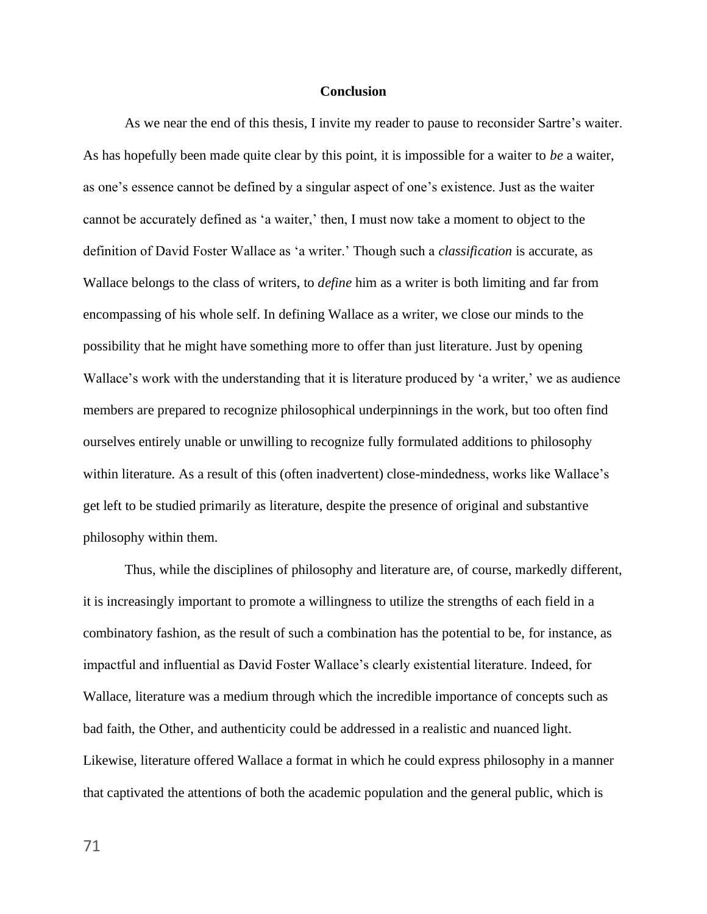## Conclusion

As we near the end of this thesis, I invite my reader to pause to reconsider Sartre's waiter. As has hopefully been made quite clear by this point, it is impossible for a waiter to *be* a waiter, as one's essence cannot be defined by a singular aspect of one's existence. Just as the waiter cannot be accurately defined as 'a waiter,' then, I must now take a moment to object to the definition of David Foster Wallace as 'a writer.' Though such a *classification* is accurate, as Wallace belongs to the class of writers, to *define* him as a writer is both limiting and far from encompassing of his whole self. In defining Wallace as a writer, we close our minds to the possibility that he might have something more to offer than just literature. Just by opening Wallace's work with the understanding that it is literature produced by 'a writer,' we as audience members are prepared to recognize philosophical underpinnings in the work, but too often find ourselves entirely unable or unwilling to recognize fully formulated additions to philosophy within literature. As a result of this (often inadvertent) close-mindedness, works like Wallace's get left to be studied primarily as literature, despite the presence of original and substantive philosophy within them.

Thus, while the disciplines of philosophy and literature are, of course, markedly different, it is increasingly important to promote a willingness to utilize the strengths of each field in a combinatory fashion, as the result of such a combination has the potential to be, for instance, as impactful and influential as David Foster Wallace's clearly existential literature. Indeed, for Wallace, literature was a medium through which the incredible importance of concepts such as bad faith, the Other, and authenticity could be addressed in a realistic and nuanced light. Likewise, literature offered Wallace a format in which he could express philosophy in a manner that captivated the attentions of both the academic population and the general public, which is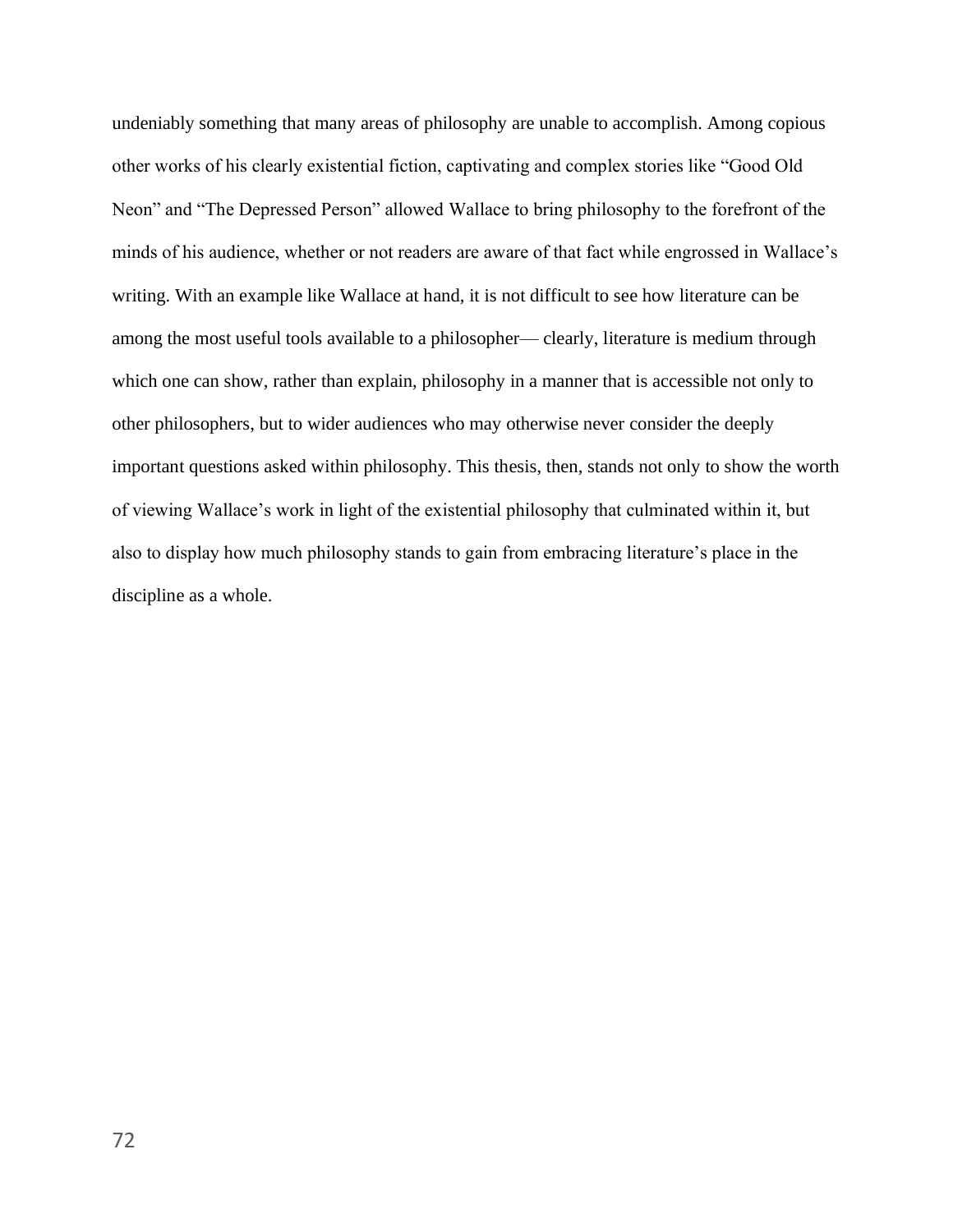undeniably something that many areas of philosophy are unable to accomplish. Among copious other works of his clearly existential fiction, captivating and complex stories like "Good Old Neon" and "The Depressed Person" allowed Wallace to bring philosophy to the forefront of the minds of his audience, whether or not readers are aware of that fact while engrossed in Wallace's writing. With an example like Wallace at hand, it is not difficult to see how literature can be among the most useful tools available to a philosopher— clearly, literature is medium through which one can show, rather than explain, philosophy in a manner that is accessible not only to other philosophers, but to wider audiences who may otherwise never consider the deeply important questions asked within philosophy. This thesis, then, stands not only to show the worth of viewing Wallace's work in light of the existential philosophy that culminated within it, but also to display how much philosophy stands to gain from embracing literature's place in the discipline as a whole.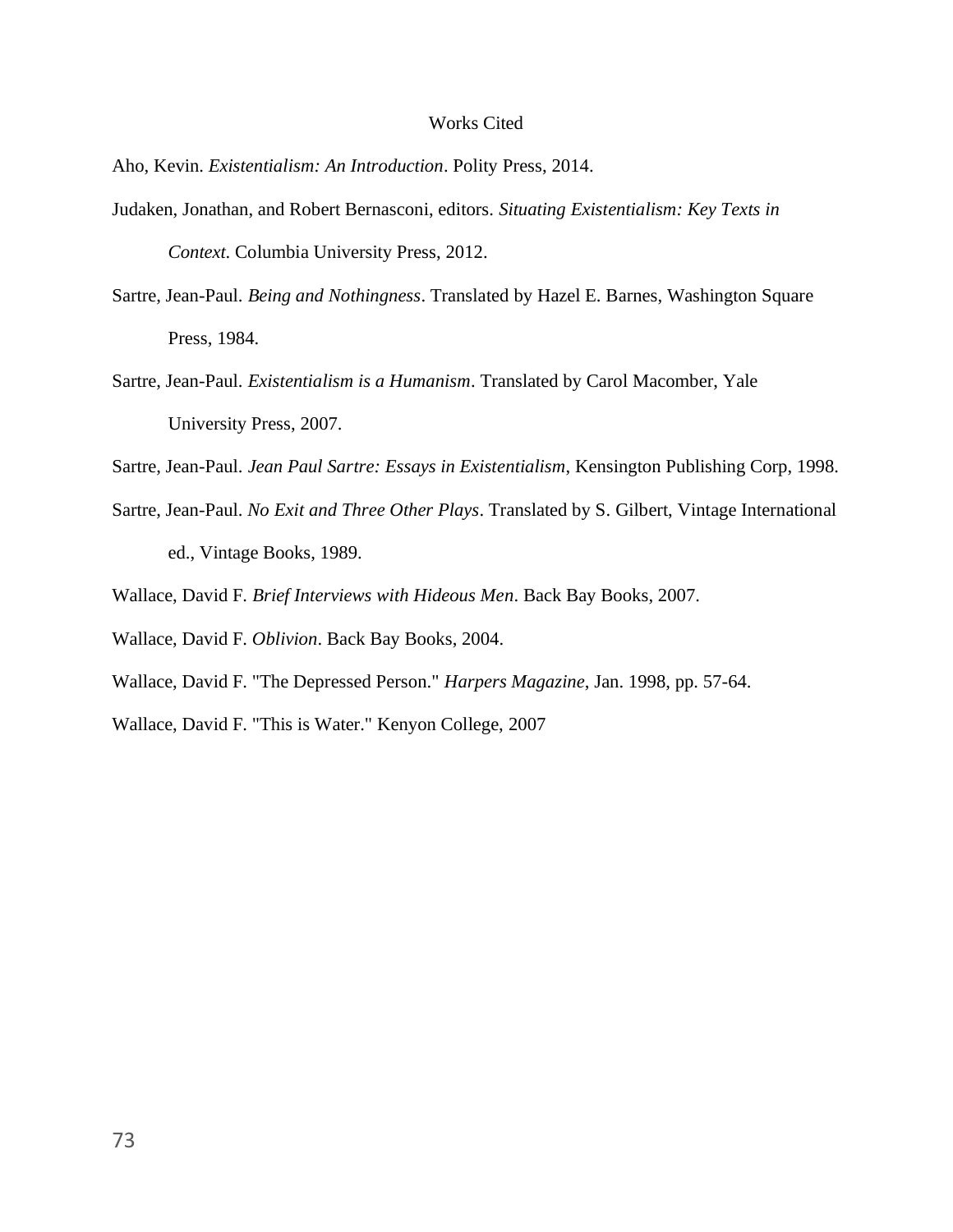# Works Cited

Aho, Kevin. *Existentialism: An Introduction*. Polity Press, 2014.

Judaken, Jonathan, and Robert Bernasconi, editors. *Situating Existentialism: Key Texts in Context*. Columbia University Press, 2012.

Sartre, Jean-Paul. *Being and Nothingness*. Translated by Hazel E. Barnes, Washington Square Press, 1984.

Sartre, Jean-Paul. *Existentialism is a Humanism*. Translated by Carol Macomber, Yale University Press, 2007.

Sartre, Jean-Paul. *Jean Paul Sartre: Essays in Existentialism*, Kensington Publishing Corp, 1998.

Sartre, Jean-Paul. *No Exit and Three Other Plays*. Translated by S. Gilbert, Vintage International ed., Vintage Books, 1989.

Wallace, David F. *Brief Interviews with Hideous Men*. Back Bay Books, 2007.

Wallace, David F. *Oblivion*. Back Bay Books, 2004.

Wallace, David F. "The Depressed Person." *Harpers Magazine*, Jan. 1998, pp. 57-64.

Wallace, David F. "This is Water." Kenyon College, 2007